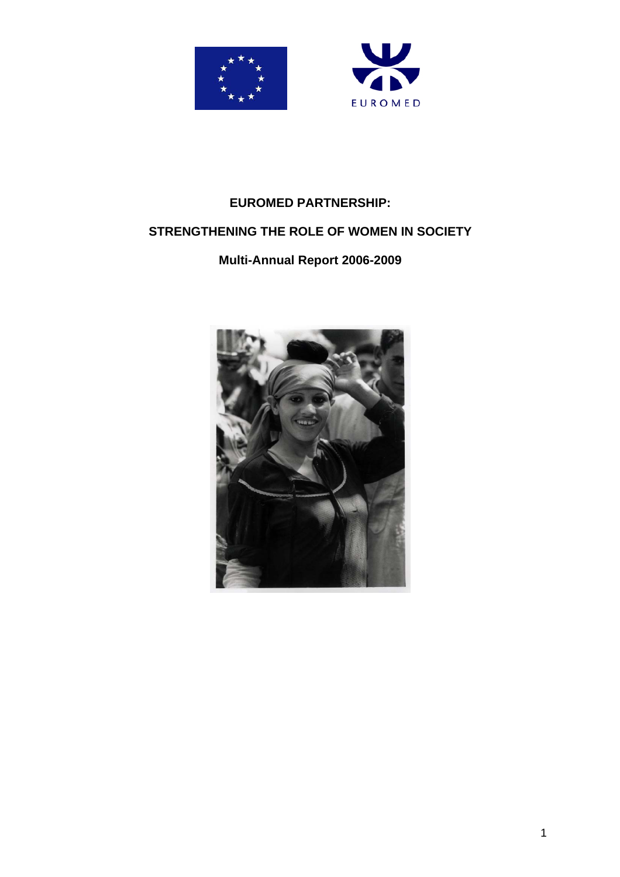**EUROMED PARTNERSHIP:**

**STRENGTHENING THE ROLE OF WOMEN IN SOCIETY**

**Multi-Annual Report 2006-2009**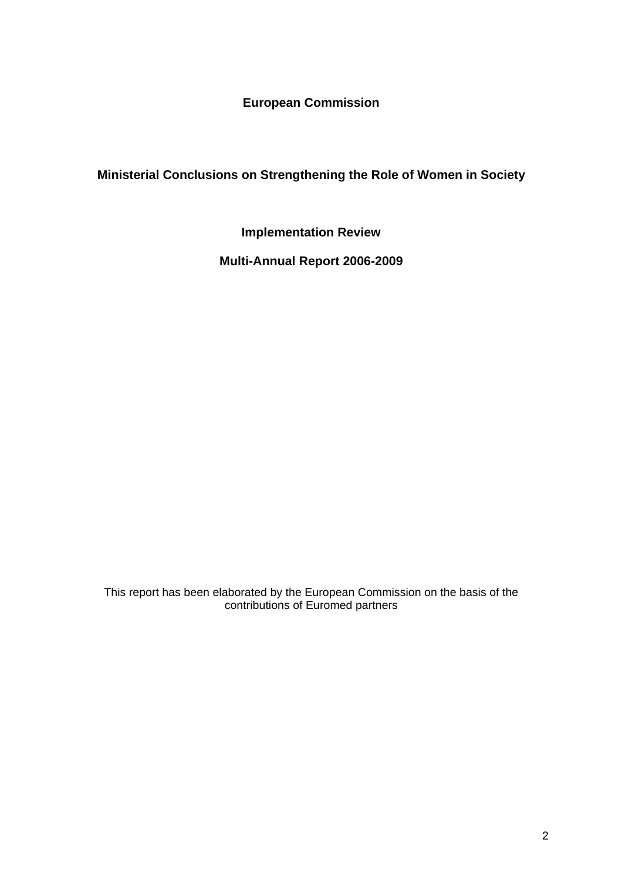**European Commission**

# Ministerial Conclusions on Strengthening the Role of Women in Society

## Implementation Review

## Multi-Annual Report 2006-2009

This report has been elaborated by the European Commission on the basis of the contributions of Euromed partners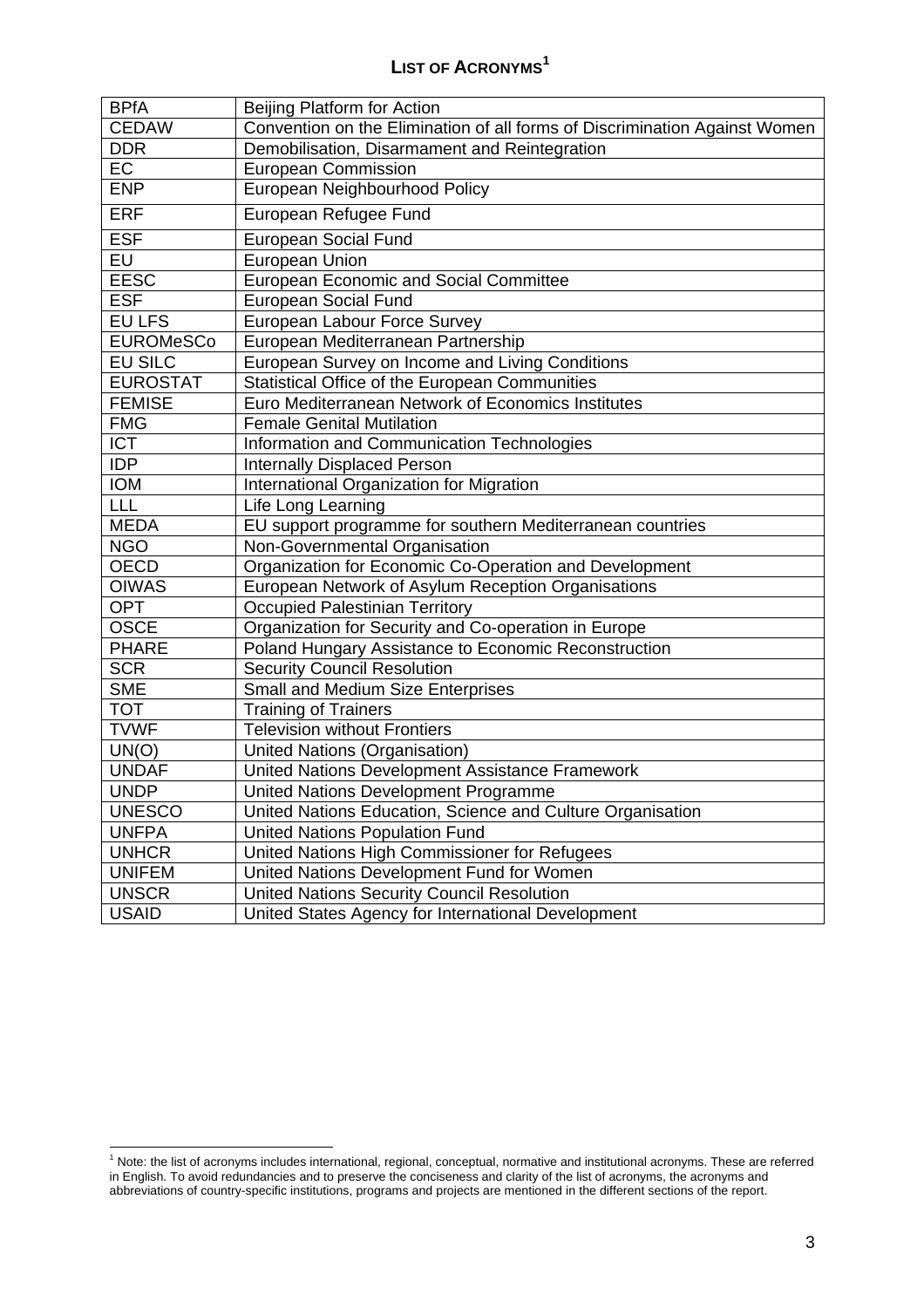# List of Acronyms[1]

| | |
|---|---|
| BPfA | Beijing Platform for Action |
| CEDAW | Convention on the Elimination of all forms of Discrimination Against Women |
| DDR | Demobilisation, Disarmament and Reintegration |
| EC | European Commission |
| ENP | European Neighbourhood Policy |
| ERF | European Refugee Fund |
| ESF | European Social Fund |
| EU | European Union |
| EESC | European Economic and Social Committee |
| ESF | European Social Fund |
| EU LFS | European Labour Force Survey |
| EUROMeSCo | European Mediterranean Partnership |
| EU SILC | European Survey on Income and Living Conditions |
| EUROSTAT | Statistical Office of the European Communities |
| FEMISE | Euro Mediterranean Network of Economics Institutes |
| FMG | Female Genital Mutilation |
| ICT | Information and Communication Technologies |
| IDP | Internally Displaced Person |
| IOM | International Organization for Migration |
| LLL | Life Long Learning |
| MEDA | EU support programme for southern Mediterranean countries |
| NGO | Non-Governmental Organisation |
| OECD | Organization for Economic Co-Operation and Development |
| OIWAS | European Network of Asylum Reception Organisations |
| OPT | Occupied Palestinian Territory |
| OSCE | Organization for Security and Co-operation in Europe |
| PHARE | Poland Hungary Assistance to Economic Reconstruction |
| SCR | Security Council Resolution |
| SME | Small and Medium Size Enterprises |
| TOT | Training of Trainers |
| TVWF | Television without Frontiers |
| UN(O) | United Nations (Organisation) |
| UNDAF | United Nations Development Assistance Framework |
| UNDP | United Nations Development Programme |
| UNESCO | United Nations Education, Science and Culture Organisation |
| UNFPA | United Nations Population Fund |
| UNHCR | United Nations High Commissioner for Refugees |
| UNIFEM | United Nations Development Fund for Women |
| UNSCR | United Nations Security Council Resolution |
| USAID | United States Agency for International Development |

[1] Note: the list of acronyms includes international, regional, conceptual, normative and institutional acronyms. These are referred in English. To avoid redundancies and to preserve the conciseness and clarity of the list of acronyms, the acronyms and abbreviations of country-specific institutions, programs and projects are mentioned in the different sections of the report.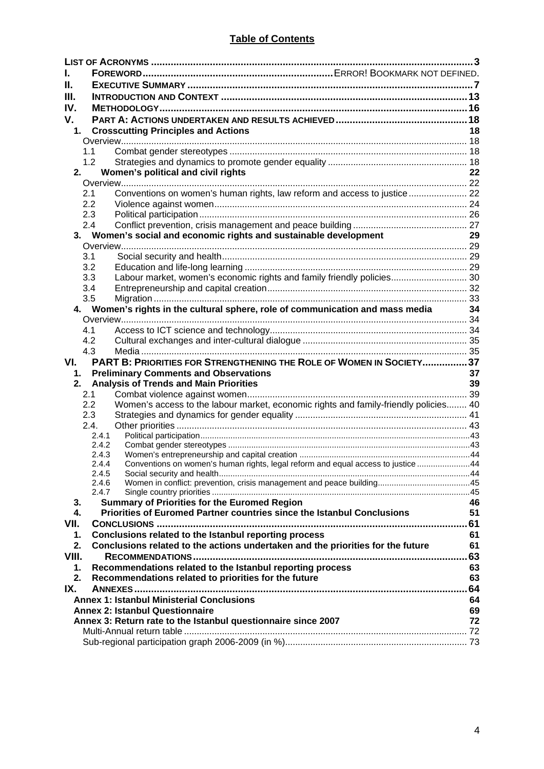## Table of Contents

- **LIST OF ACRONYMS** ... 3
- **I. FOREWORD** ... ERROR! BOOKMARK NOT DEFINED.
- **II. EXECUTIVE SUMMARY** ... 7
- **III. INTRODUCTION AND CONTEXT** ... 13
- **IV. METHODOLOGY** ... 16
- **V. PART A: ACTIONS UNDERTAKEN AND RESULTS ACHIEVED** ... 18
  - **1. Crosscutting Principles and Actions** ... 18
    - Overview ... 18
    - 1.1 Combat gender stereotypes ... 18
    - 1.2 Strategies and dynamics to promote gender equality ... 18
  - **2. Women's political and civil rights** ... 22
    - Overview ... 22
    - 2.1 Conventions on women's human rights, law reform and access to justice ... 22
    - 2.2 Violence against women ... 24
    - 2.3 Political participation ... 26
    - 2.4 Conflict prevention, crisis management and peace building ... 27
  - **3. Women's social and economic rights and sustainable development** ... 29
    - Overview ... 29
    - 3.1 Social security and health ... 29
    - 3.2 Education and life-long learning ... 29
    - 3.3 Labour market, women's economic rights and family friendly policies ... 30
    - 3.4 Entrepreneurship and capital creation ... 32
    - 3.5 Migration ... 33
  - **4. Women's rights in the cultural sphere, role of communication and mass media** ... 34
    - Overview ... 34
    - 4.1 Access to ICT science and technology ... 34
    - 4.2 Cultural exchanges and inter-cultural dialogue ... 35
    - 4.3 Media ... 35
- **VI. PART B: PRIORITIES FOR STRENGTHENING THE ROLE OF WOMEN IN SOCIETY** ... 37
  - **1. Preliminary Comments and Observations** ... 37
  - **2. Analysis of Trends and Main Priorities** ... 39
    - 2.1 Combat violence against women ... 39
    - 2.2 Women's access to the labour market, economic rights and family-friendly policies ... 40
    - 2.3 Strategies and dynamics for gender equality ... 41
    - 2.4. Other priorities ... 43
      - 2.4.1 Political participation ... 43
      - 2.4.2 Combat gender stereotypes ... 43
      - 2.4.3 Women's entrepreneurship and capital creation ... 44
      - 2.4.4 Conventions on women's human rights, legal reform and equal access to justice ... 44
      - 2.4.5 Social security and health ... 44
      - 2.4.6 Women in conflict: prevention, crisis management and peace building ... 45
      - 2.4.7 Single country priorities ... 45
  - **3. Summary of Priorities for the Euromed Region** ... 46
  - **4. Priorities of Euromed Partner countries since the Istanbul Conclusions** ... 51
- **VII. CONCLUSIONS** ... 61
  - **1. Conclusions related to the Istanbul reporting process** ... 61
  - **2. Conclusions related to the actions undertaken and the priorities for the future** ... 61
- **VIII. RECOMMENDATIONS** ... 63
  - **1. Recommendations related to the Istanbul reporting process** ... 63
  - **2. Recommendations related to priorities for the future** ... 63
- **IX. ANNEXES** ... 64
  - **Annex 1: Istanbul Ministerial Conclusions** ... 64
  - **Annex 2: Istanbul Questionnaire** ... 69
  - **Annex 3: Return rate to the Istanbul questionnaire since 2007** ... 72
    - Multi-Annual return table ... 72
    - Sub-regional participation graph 2006-2009 (in %) ... 73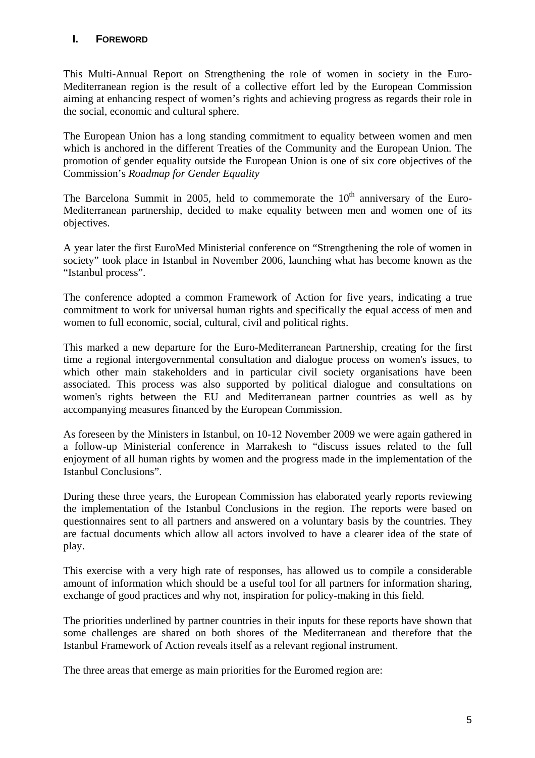## I. FOREWORD

This Multi-Annual Report on Strengthening the role of women in society in the Euro-Mediterranean region is the result of a collective effort led by the European Commission aiming at enhancing respect of women's rights and achieving progress as regards their role in the social, economic and cultural sphere.

The European Union has a long standing commitment to equality between women and men which is anchored in the different Treaties of the Community and the European Union. The promotion of gender equality outside the European Union is one of six core objectives of the Commission's *Roadmap for Gender Equality*

The Barcelona Summit in 2005, held to commemorate the 10th anniversary of the Euro-Mediterranean partnership, decided to make equality between men and women one of its objectives.

A year later the first EuroMed Ministerial conference on "Strengthening the role of women in society" took place in Istanbul in November 2006, launching what has become known as the "Istanbul process".

The conference adopted a common Framework of Action for five years, indicating a true commitment to work for universal human rights and specifically the equal access of men and women to full economic, social, cultural, civil and political rights.

This marked a new departure for the Euro-Mediterranean Partnership, creating for the first time a regional intergovernmental consultation and dialogue process on women's issues, to which other main stakeholders and in particular civil society organisations have been associated. This process was also supported by political dialogue and consultations on women's rights between the EU and Mediterranean partner countries as well as by accompanying measures financed by the European Commission.

As foreseen by the Ministers in Istanbul, on 10-12 November 2009 we were again gathered in a follow-up Ministerial conference in Marrakesh to "discuss issues related to the full enjoyment of all human rights by women and the progress made in the implementation of the Istanbul Conclusions".

During these three years, the European Commission has elaborated yearly reports reviewing the implementation of the Istanbul Conclusions in the region. The reports were based on questionnaires sent to all partners and answered on a voluntary basis by the countries. They are factual documents which allow all actors involved to have a clearer idea of the state of play.

This exercise with a very high rate of responses, has allowed us to compile a considerable amount of information which should be a useful tool for all partners for information sharing, exchange of good practices and why not, inspiration for policy-making in this field.

The priorities underlined by partner countries in their inputs for these reports have shown that some challenges are shared on both shores of the Mediterranean and therefore that the Istanbul Framework of Action reveals itself as a relevant regional instrument.

The three areas that emerge as main priorities for the Euromed region are: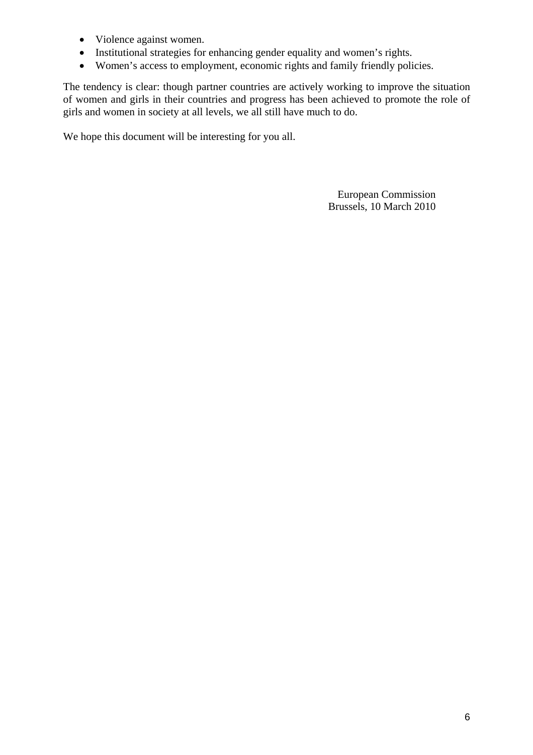- Violence against women.
- Institutional strategies for enhancing gender equality and women's rights.
- Women's access to employment, economic rights and family friendly policies.

The tendency is clear: though partner countries are actively working to improve the situation of women and girls in their countries and progress has been achieved to promote the role of girls and women in society at all levels, we all still have much to do.

We hope this document will be interesting for you all.

European Commission
Brussels, 10 March 2010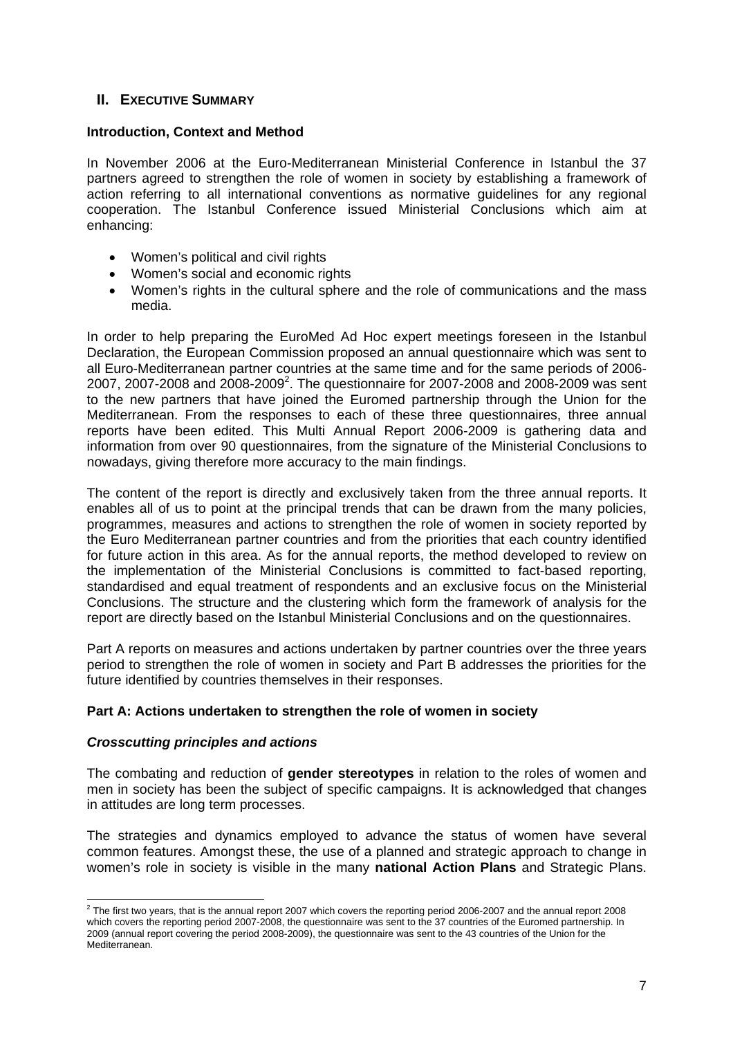## II. EXECUTIVE SUMMARY

### Introduction, Context and Method

In November 2006 at the Euro-Mediterranean Ministerial Conference in Istanbul the 37 partners agreed to strengthen the role of women in society by establishing a framework of action referring to all international conventions as normative guidelines for any regional cooperation. The Istanbul Conference issued Ministerial Conclusions which aim at enhancing:

- Women's political and civil rights
- Women's social and economic rights
- Women's rights in the cultural sphere and the role of communications and the mass media.

In order to help preparing the EuroMed Ad Hoc expert meetings foreseen in the Istanbul Declaration, the European Commission proposed an annual questionnaire which was sent to all Euro-Mediterranean partner countries at the same time and for the same periods of 2006-2007, 2007-2008 and 2008-2009[2]. The questionnaire for 2007-2008 and 2008-2009 was sent to the new partners that have joined the Euromed partnership through the Union for the Mediterranean. From the responses to each of these three questionnaires, three annual reports have been edited. This Multi Annual Report 2006-2009 is gathering data and information from over 90 questionnaires, from the signature of the Ministerial Conclusions to nowadays, giving therefore more accuracy to the main findings.

The content of the report is directly and exclusively taken from the three annual reports. It enables all of us to point at the principal trends that can be drawn from the many policies, programmes, measures and actions to strengthen the role of women in society reported by the Euro Mediterranean partner countries and from the priorities that each country identified for future action in this area. As for the annual reports, the method developed to review on the implementation of the Ministerial Conclusions is committed to fact-based reporting, standardised and equal treatment of respondents and an exclusive focus on the Ministerial Conclusions. The structure and the clustering which form the framework of analysis for the report are directly based on the Istanbul Ministerial Conclusions and on the questionnaires.

Part A reports on measures and actions undertaken by partner countries over the three years period to strengthen the role of women in society and Part B addresses the priorities for the future identified by countries themselves in their responses.

### Part A: Actions undertaken to strengthen the role of women in society

#### *Crosscutting principles and actions*

The combating and reduction of **gender stereotypes** in relation to the roles of women and men in society has been the subject of specific campaigns. It is acknowledged that changes in attitudes are long term processes.

The strategies and dynamics employed to advance the status of women have several common features. Amongst these, the use of a planned and strategic approach to change in women's role in society is visible in the many **national Action Plans** and Strategic Plans.

---

[2] The first two years, that is the annual report 2007 which covers the reporting period 2006-2007 and the annual report 2008 which covers the reporting period 2007-2008, the questionnaire was sent to the 37 countries of the Euromed partnership. In 2009 (annual report covering the period 2008-2009), the questionnaire was sent to the 43 countries of the Union for the Mediterranean.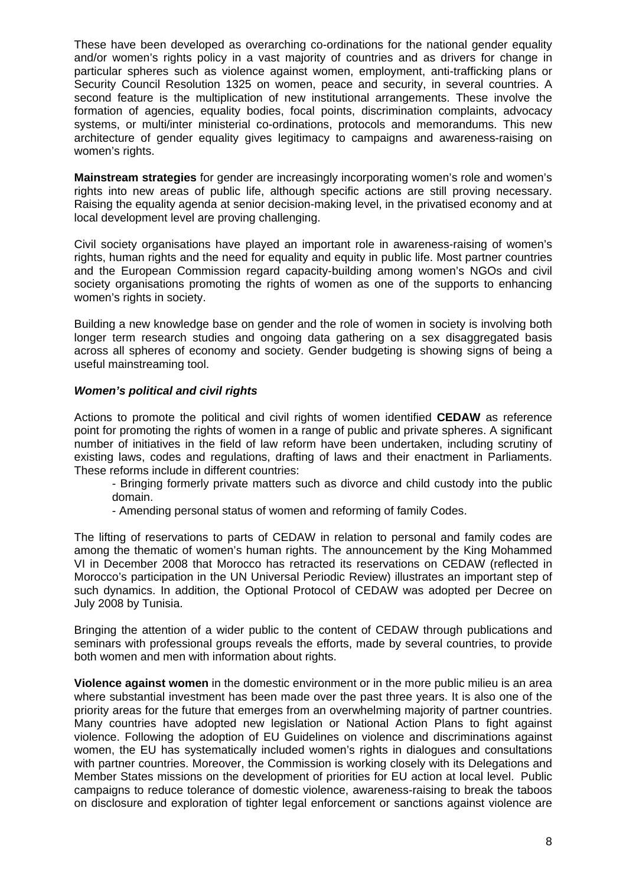These have been developed as overarching co-ordinations for the national gender equality and/or women's rights policy in a vast majority of countries and as drivers for change in particular spheres such as violence against women, employment, anti-trafficking plans or Security Council Resolution 1325 on women, peace and security, in several countries. A second feature is the multiplication of new institutional arrangements. These involve the formation of agencies, equality bodies, focal points, discrimination complaints, advocacy systems, or multi/inter ministerial co-ordinations, protocols and memorandums. This new architecture of gender equality gives legitimacy to campaigns and awareness-raising on women's rights.

**Mainstream strategies** for gender are increasingly incorporating women's role and women's rights into new areas of public life, although specific actions are still proving necessary. Raising the equality agenda at senior decision-making level, in the privatised economy and at local development level are proving challenging.

Civil society organisations have played an important role in awareness-raising of women's rights, human rights and the need for equality and equity in public life. Most partner countries and the European Commission regard capacity-building among women's NGOs and civil society organisations promoting the rights of women as one of the supports to enhancing women's rights in society.

Building a new knowledge base on gender and the role of women in society is involving both longer term research studies and ongoing data gathering on a sex disaggregated basis across all spheres of economy and society. Gender budgeting is showing signs of being a useful mainstreaming tool.

***Women's political and civil rights***

Actions to promote the political and civil rights of women identified **CEDAW** as reference point for promoting the rights of women in a range of public and private spheres. A significant number of initiatives in the field of law reform have been undertaken, including scrutiny of existing laws, codes and regulations, drafting of laws and their enactment in Parliaments. These reforms include in different countries:

- Bringing formerly private matters such as divorce and child custody into the public domain.
- Amending personal status of women and reforming of family Codes.

The lifting of reservations to parts of CEDAW in relation to personal and family codes are among the thematic of women's human rights. The announcement by the King Mohammed VI in December 2008 that Morocco has retracted its reservations on CEDAW (reflected in Morocco's participation in the UN Universal Periodic Review) illustrates an important step of such dynamics. In addition, the Optional Protocol of CEDAW was adopted per Decree on July 2008 by Tunisia.

Bringing the attention of a wider public to the content of CEDAW through publications and seminars with professional groups reveals the efforts, made by several countries, to provide both women and men with information about rights.

**Violence against women** in the domestic environment or in the more public milieu is an area where substantial investment has been made over the past three years. It is also one of the priority areas for the future that emerges from an overwhelming majority of partner countries. Many countries have adopted new legislation or National Action Plans to fight against violence. Following the adoption of EU Guidelines on violence and discriminations against women, the EU has systematically included women's rights in dialogues and consultations with partner countries. Moreover, the Commission is working closely with its Delegations and Member States missions on the development of priorities for EU action at local level. Public campaigns to reduce tolerance of domestic violence, awareness-raising to break the taboos on disclosure and exploration of tighter legal enforcement or sanctions against violence are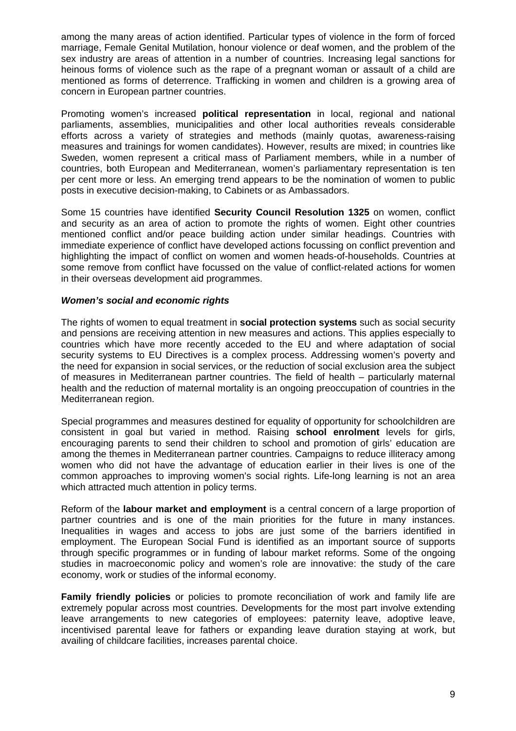among the many areas of action identified. Particular types of violence in the form of forced marriage, Female Genital Mutilation, honour violence or deaf women, and the problem of the sex industry are areas of attention in a number of countries. Increasing legal sanctions for heinous forms of violence such as the rape of a pregnant woman or assault of a child are mentioned as forms of deterrence. Trafficking in women and children is a growing area of concern in European partner countries.

Promoting women's increased **political representation** in local, regional and national parliaments, assemblies, municipalities and other local authorities reveals considerable efforts across a variety of strategies and methods (mainly quotas, awareness-raising measures and trainings for women candidates). However, results are mixed; in countries like Sweden, women represent a critical mass of Parliament members, while in a number of countries, both European and Mediterranean, women's parliamentary representation is ten per cent more or less. An emerging trend appears to be the nomination of women to public posts in executive decision-making, to Cabinets or as Ambassadors.

Some 15 countries have identified **Security Council Resolution 1325** on women, conflict and security as an area of action to promote the rights of women. Eight other countries mentioned conflict and/or peace building action under similar headings. Countries with immediate experience of conflict have developed actions focussing on conflict prevention and highlighting the impact of conflict on women and women heads-of-households. Countries at some remove from conflict have focussed on the value of conflict-related actions for women in their overseas development aid programmes.

***Women's social and economic rights***

The rights of women to equal treatment in **social protection systems** such as social security and pensions are receiving attention in new measures and actions. This applies especially to countries which have more recently acceded to the EU and where adaptation of social security systems to EU Directives is a complex process. Addressing women's poverty and the need for expansion in social services, or the reduction of social exclusion area the subject of measures in Mediterranean partner countries. The field of health – particularly maternal health and the reduction of maternal mortality is an ongoing preoccupation of countries in the Mediterranean region.

Special programmes and measures destined for equality of opportunity for schoolchildren are consistent in goal but varied in method. Raising **school enrolment** levels for girls, encouraging parents to send their children to school and promotion of girls' education are among the themes in Mediterranean partner countries. Campaigns to reduce illiteracy among women who did not have the advantage of education earlier in their lives is one of the common approaches to improving women's social rights. Life-long learning is not an area which attracted much attention in policy terms.

Reform of the **labour market and employment** is a central concern of a large proportion of partner countries and is one of the main priorities for the future in many instances. Inequalities in wages and access to jobs are just some of the barriers identified in employment. The European Social Fund is identified as an important source of supports through specific programmes or in funding of labour market reforms. Some of the ongoing studies in macroeconomic policy and women's role are innovative: the study of the care economy, work or studies of the informal economy.

**Family friendly policies** or policies to promote reconciliation of work and family life are extremely popular across most countries. Developments for the most part involve extending leave arrangements to new categories of employees: paternity leave, adoptive leave, incentivised parental leave for fathers or expanding leave duration staying at work, but availing of childcare facilities, increases parental choice.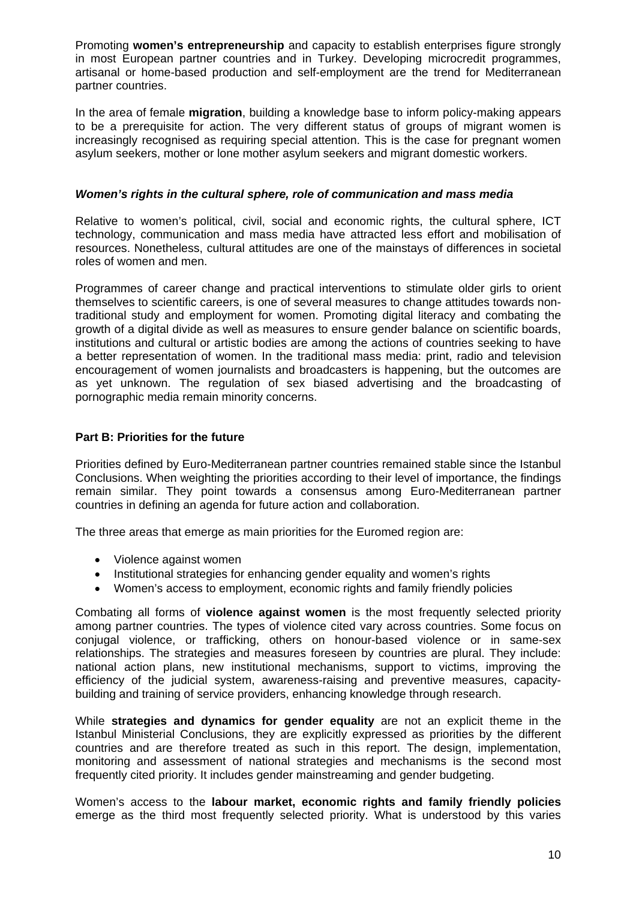Promoting **women's entrepreneurship** and capacity to establish enterprises figure strongly in most European partner countries and in Turkey. Developing microcredit programmes, artisanal or home-based production and self-employment are the trend for Mediterranean partner countries.

In the area of female **migration**, building a knowledge base to inform policy-making appears to be a prerequisite for action. The very different status of groups of migrant women is increasingly recognised as requiring special attention. This is the case for pregnant women asylum seekers, mother or lone mother asylum seekers and migrant domestic workers.

### *Women's rights in the cultural sphere, role of communication and mass media*

Relative to women's political, civil, social and economic rights, the cultural sphere, ICT technology, communication and mass media have attracted less effort and mobilisation of resources. Nonetheless, cultural attitudes are one of the mainstays of differences in societal roles of women and men.

Programmes of career change and practical interventions to stimulate older girls to orient themselves to scientific careers, is one of several measures to change attitudes towards non-traditional study and employment for women. Promoting digital literacy and combating the growth of a digital divide as well as measures to ensure gender balance on scientific boards, institutions and cultural or artistic bodies are among the actions of countries seeking to have a better representation of women. In the traditional mass media: print, radio and television encouragement of women journalists and broadcasters is happening, but the outcomes are as yet unknown. The regulation of sex biased advertising and the broadcasting of pornographic media remain minority concerns.

## Part B: Priorities for the future

Priorities defined by Euro-Mediterranean partner countries remained stable since the Istanbul Conclusions. When weighting the priorities according to their level of importance, the findings remain similar. They point towards a consensus among Euro-Mediterranean partner countries in defining an agenda for future action and collaboration.

The three areas that emerge as main priorities for the Euromed region are:

- Violence against women
- Institutional strategies for enhancing gender equality and women's rights
- Women's access to employment, economic rights and family friendly policies

Combating all forms of **violence against women** is the most frequently selected priority among partner countries. The types of violence cited vary across countries. Some focus on conjugal violence, or trafficking, others on honour-based violence or in same-sex relationships. The strategies and measures foreseen by countries are plural. They include: national action plans, new institutional mechanisms, support to victims, improving the efficiency of the judicial system, awareness-raising and preventive measures, capacity-building and training of service providers, enhancing knowledge through research.

While **strategies and dynamics for gender equality** are not an explicit theme in the Istanbul Ministerial Conclusions, they are explicitly expressed as priorities by the different countries and are therefore treated as such in this report. The design, implementation, monitoring and assessment of national strategies and mechanisms is the second most frequently cited priority. It includes gender mainstreaming and gender budgeting.

Women's access to the **labour market, economic rights and family friendly policies** emerge as the third most frequently selected priority. What is understood by this varies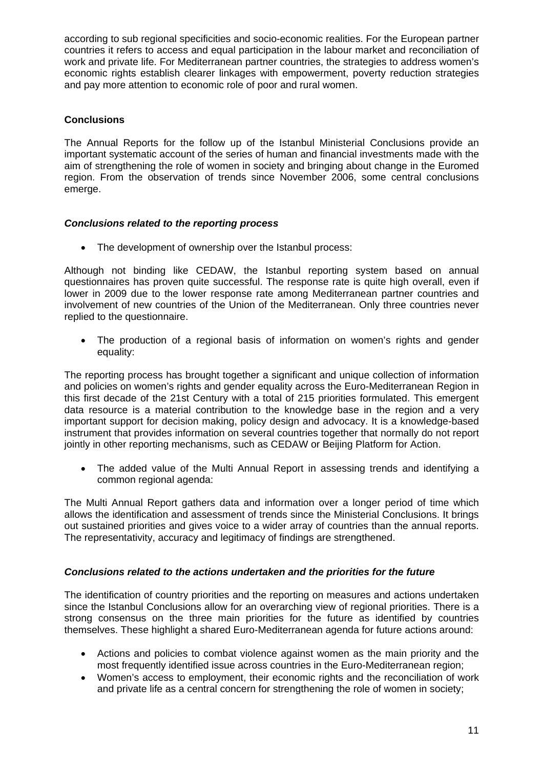according to sub regional specificities and socio-economic realities. For the European partner countries it refers to access and equal participation in the labour market and reconciliation of work and private life. For Mediterranean partner countries, the strategies to address women's economic rights establish clearer linkages with empowerment, poverty reduction strategies and pay more attention to economic role of poor and rural women.

## Conclusions

The Annual Reports for the follow up of the Istanbul Ministerial Conclusions provide an important systematic account of the series of human and financial investments made with the aim of strengthening the role of women in society and bringing about change in the Euromed region. From the observation of trends since November 2006, some central conclusions emerge.

### *Conclusions related to the reporting process*

- The development of ownership over the Istanbul process:

Although not binding like CEDAW, the Istanbul reporting system based on annual questionnaires has proven quite successful. The response rate is quite high overall, even if lower in 2009 due to the lower response rate among Mediterranean partner countries and involvement of new countries of the Union of the Mediterranean. Only three countries never replied to the questionnaire.

- The production of a regional basis of information on women's rights and gender equality:

The reporting process has brought together a significant and unique collection of information and policies on women's rights and gender equality across the Euro-Mediterranean Region in this first decade of the 21st Century with a total of 215 priorities formulated. This emergent data resource is a material contribution to the knowledge base in the region and a very important support for decision making, policy design and advocacy. It is a knowledge-based instrument that provides information on several countries together that normally do not report jointly in other reporting mechanisms, such as CEDAW or Beijing Platform for Action.

- The added value of the Multi Annual Report in assessing trends and identifying a common regional agenda:

The Multi Annual Report gathers data and information over a longer period of time which allows the identification and assessment of trends since the Ministerial Conclusions. It brings out sustained priorities and gives voice to a wider array of countries than the annual reports. The representativity, accuracy and legitimacy of findings are strengthened.

### *Conclusions related to the actions undertaken and the priorities for the future*

The identification of country priorities and the reporting on measures and actions undertaken since the Istanbul Conclusions allow for an overarching view of regional priorities. There is a strong consensus on the three main priorities for the future as identified by countries themselves. These highlight a shared Euro-Mediterranean agenda for future actions around:

- Actions and policies to combat violence against women as the main priority and the most frequently identified issue across countries in the Euro-Mediterranean region;
- Women's access to employment, their economic rights and the reconciliation of work and private life as a central concern for strengthening the role of women in society;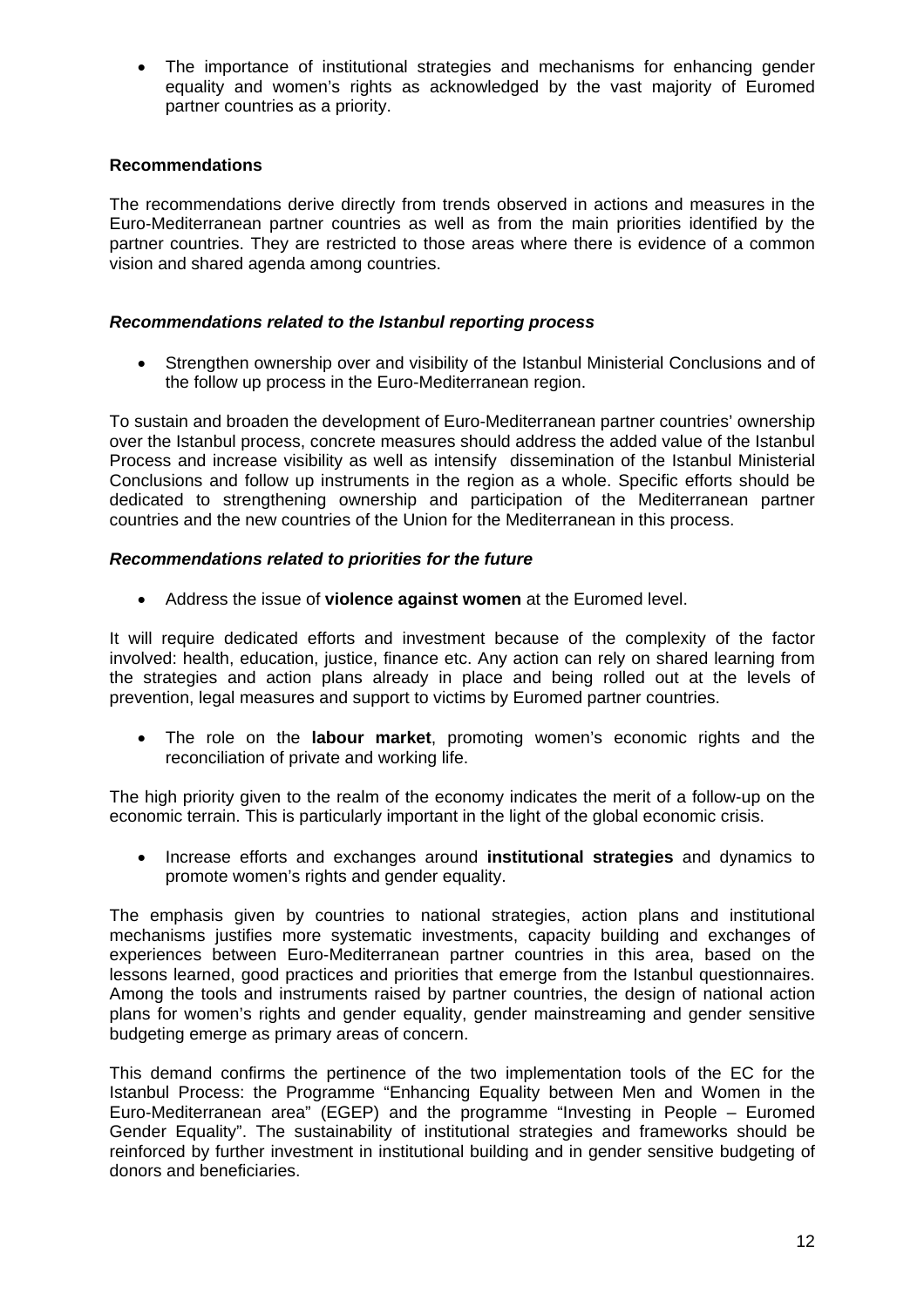- The importance of institutional strategies and mechanisms for enhancing gender equality and women's rights as acknowledged by the vast majority of Euromed partner countries as a priority.

**Recommendations**

The recommendations derive directly from trends observed in actions and measures in the Euro-Mediterranean partner countries as well as from the main priorities identified by the partner countries. They are restricted to those areas where there is evidence of a common vision and shared agenda among countries.

***Recommendations related to the Istanbul reporting process***

- Strengthen ownership over and visibility of the Istanbul Ministerial Conclusions and of the follow up process in the Euro-Mediterranean region.

To sustain and broaden the development of Euro-Mediterranean partner countries' ownership over the Istanbul process, concrete measures should address the added value of the Istanbul Process and increase visibility as well as intensify dissemination of the Istanbul Ministerial Conclusions and follow up instruments in the region as a whole. Specific efforts should be dedicated to strengthening ownership and participation of the Mediterranean partner countries and the new countries of the Union for the Mediterranean in this process.

***Recommendations related to priorities for the future***

- Address the issue of **violence against women** at the Euromed level.

It will require dedicated efforts and investment because of the complexity of the factor involved: health, education, justice, finance etc. Any action can rely on shared learning from the strategies and action plans already in place and being rolled out at the levels of prevention, legal measures and support to victims by Euromed partner countries.

- The role on the **labour market**, promoting women's economic rights and the reconciliation of private and working life.

The high priority given to the realm of the economy indicates the merit of a follow-up on the economic terrain. This is particularly important in the light of the global economic crisis.

- Increase efforts and exchanges around **institutional strategies** and dynamics to promote women's rights and gender equality.

The emphasis given by countries to national strategies, action plans and institutional mechanisms justifies more systematic investments, capacity building and exchanges of experiences between Euro-Mediterranean partner countries in this area, based on the lessons learned, good practices and priorities that emerge from the Istanbul questionnaires. Among the tools and instruments raised by partner countries, the design of national action plans for women's rights and gender equality, gender mainstreaming and gender sensitive budgeting emerge as primary areas of concern.

This demand confirms the pertinence of the two implementation tools of the EC for the Istanbul Process: the Programme "Enhancing Equality between Men and Women in the Euro-Mediterranean area" (EGEP) and the programme "Investing in People – Euromed Gender Equality". The sustainability of institutional strategies and frameworks should be reinforced by further investment in institutional building and in gender sensitive budgeting of donors and beneficiaries.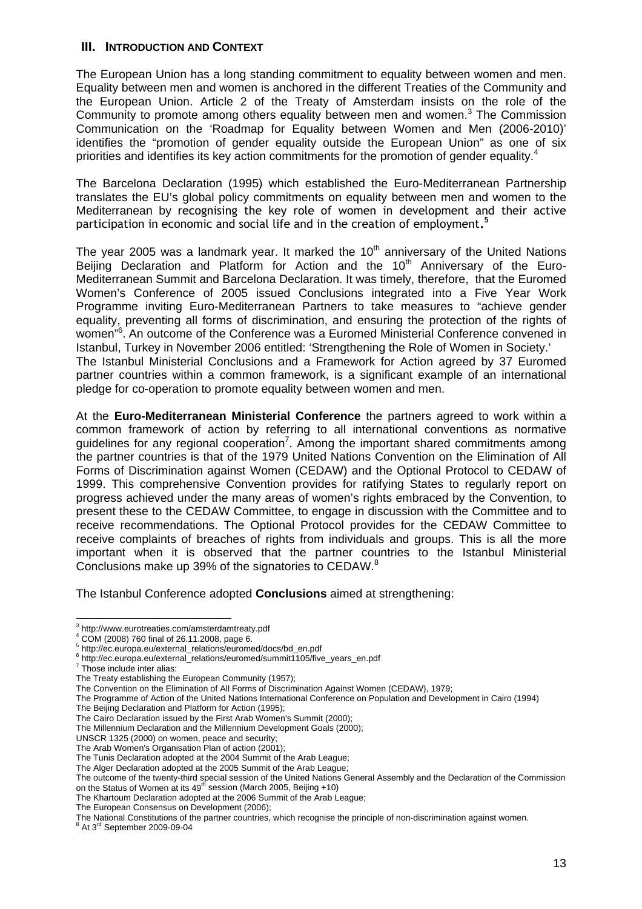## III. INTRODUCTION AND CONTEXT

The European Union has a long standing commitment to equality between women and men. Equality between men and women is anchored in the different Treaties of the Community and the European Union. Article 2 of the Treaty of Amsterdam insists on the role of the Community to promote among others equality between men and women.[3] The Commission Communication on the 'Roadmap for Equality between Women and Men (2006-2010)' identifies the "promotion of gender equality outside the European Union" as one of six priorities and identifies its key action commitments for the promotion of gender equality.[4]

The Barcelona Declaration (1995) which established the Euro-Mediterranean Partnership translates the EU's global policy commitments on equality between men and women to the Mediterranean by recognising the key role of women in development and their active participation in economic and social life and in the creation of employment.[5]

The year 2005 was a landmark year. It marked the 10th anniversary of the United Nations Beijing Declaration and Platform for Action and the 10th Anniversary of the Euro-Mediterranean Summit and Barcelona Declaration. It was timely, therefore, that the Euromed Women's Conference of 2005 issued Conclusions integrated into a Five Year Work Programme inviting Euro-Mediterranean Partners to take measures to "achieve gender equality, preventing all forms of discrimination, and ensuring the protection of the rights of women"[6]. An outcome of the Conference was a Euromed Ministerial Conference convened in Istanbul, Turkey in November 2006 entitled: 'Strengthening the Role of Women in Society.'
The Istanbul Ministerial Conclusions and a Framework for Action agreed by 37 Euromed partner countries within a common framework, is a significant example of an international pledge for co-operation to promote equality between women and men.

At the **Euro-Mediterranean Ministerial Conference** the partners agreed to work within a common framework of action by referring to all international conventions as normative guidelines for any regional cooperation[7]. Among the important shared commitments among the partner countries is that of the 1979 United Nations Convention on the Elimination of All Forms of Discrimination against Women (CEDAW) and the Optional Protocol to CEDAW of 1999. This comprehensive Convention provides for ratifying States to regularly report on progress achieved under the many areas of women's rights embraced by the Convention, to present these to the CEDAW Committee, to engage in discussion with the Committee and to receive recommendations. The Optional Protocol provides for the CEDAW Committee to receive complaints of breaches of rights from individuals and groups. This is all the more important when it is observed that the partner countries to the Istanbul Ministerial Conclusions make up 39% of the signatories to CEDAW.[8]

The Istanbul Conference adopted **Conclusions** aimed at strengthening:

---

[3] http://www.eurotreaties.com/amsterdamtreaty.pdf
[4] COM (2008) 760 final of 26.11.2008, page 6.
[5] http://ec.europa.eu/external_relations/euromed/docs/bd_en.pdf
[6] http://ec.europa.eu/external_relations/euromed/summit1105/five_years_en.pdf
[7] Those include inter alias:
The Treaty establishing the European Community (1957);
The Convention on the Elimination of All Forms of Discrimination Against Women (CEDAW), 1979;
The Programme of Action of the United Nations International Conference on Population and Development in Cairo (1994)
The Beijing Declaration and Platform for Action (1995);
The Cairo Declaration issued by the First Arab Women's Summit (2000);
The Millennium Declaration and the Millennium Development Goals (2000);
UNSCR 1325 (2000) on women, peace and security;
The Arab Women's Organisation Plan of action (2001);
The Tunis Declaration adopted at the 2004 Summit of the Arab League;
The Alger Declaration adopted at the 2005 Summit of the Arab League;
The outcome of the twenty-third special session of the United Nations General Assembly and the Declaration of the Commission on the Status of Women at its 49th session (March 2005, Beijing +10)
The Khartoum Declaration adopted at the 2006 Summit of the Arab League;
The European Consensus on Development (2006);
The National Constitutions of the partner countries, which recognise the principle of non-discrimination against women.
[8] At 3rd September 2009-09-04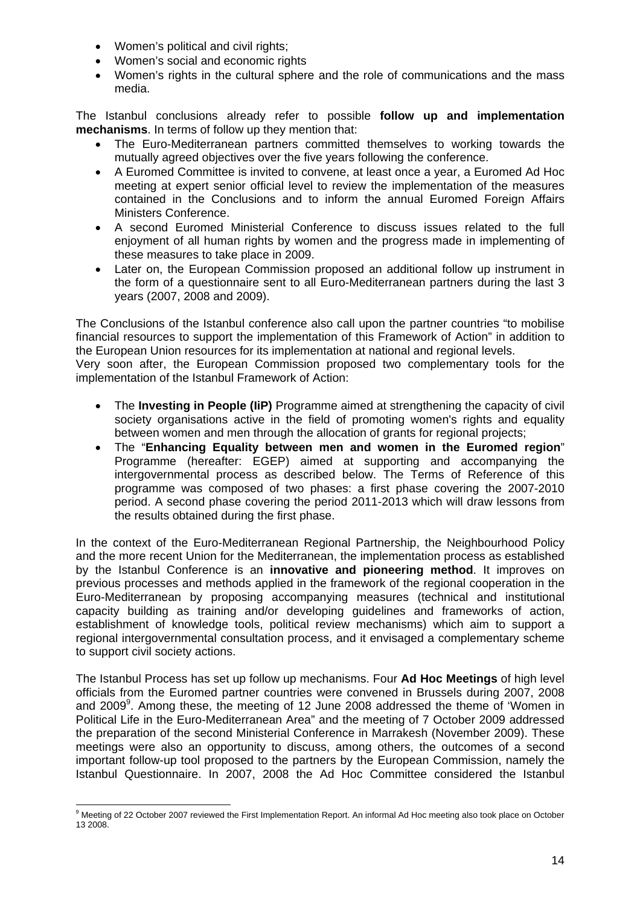- Women's political and civil rights;
- Women's social and economic rights
- Women's rights in the cultural sphere and the role of communications and the mass media.

The Istanbul conclusions already refer to possible **follow up and implementation mechanisms**. In terms of follow up they mention that:

- The Euro-Mediterranean partners committed themselves to working towards the mutually agreed objectives over the five years following the conference.
- A Euromed Committee is invited to convene, at least once a year, a Euromed Ad Hoc meeting at expert senior official level to review the implementation of the measures contained in the Conclusions and to inform the annual Euromed Foreign Affairs Ministers Conference.
- A second Euromed Ministerial Conference to discuss issues related to the full enjoyment of all human rights by women and the progress made in implementing of these measures to take place in 2009.
- Later on, the European Commission proposed an additional follow up instrument in the form of a questionnaire sent to all Euro-Mediterranean partners during the last 3 years (2007, 2008 and 2009).

The Conclusions of the Istanbul conference also call upon the partner countries "to mobilise financial resources to support the implementation of this Framework of Action" in addition to the European Union resources for its implementation at national and regional levels.
Very soon after, the European Commission proposed two complementary tools for the implementation of the Istanbul Framework of Action:

- The **Investing in People (IiP)** Programme aimed at strengthening the capacity of civil society organisations active in the field of promoting women's rights and equality between women and men through the allocation of grants for regional projects;
- The "**Enhancing Equality between men and women in the Euromed region**" Programme (hereafter: EGEP) aimed at supporting and accompanying the intergovernmental process as described below. The Terms of Reference of this programme was composed of two phases: a first phase covering the 2007-2010 period. A second phase covering the period 2011-2013 which will draw lessons from the results obtained during the first phase.

In the context of the Euro-Mediterranean Regional Partnership, the Neighbourhood Policy and the more recent Union for the Mediterranean, the implementation process as established by the Istanbul Conference is an **innovative and pioneering method**. It improves on previous processes and methods applied in the framework of the regional cooperation in the Euro-Mediterranean by proposing accompanying measures (technical and institutional capacity building as training and/or developing guidelines and frameworks of action, establishment of knowledge tools, political review mechanisms) which aim to support a regional intergovernmental consultation process, and it envisaged a complementary scheme to support civil society actions.

The Istanbul Process has set up follow up mechanisms. Four **Ad Hoc Meetings** of high level officials from the Euromed partner countries were convened in Brussels during 2007, 2008 and 2009[9]. Among these, the meeting of 12 June 2008 addressed the theme of 'Women in Political Life in the Euro-Mediterranean Area" and the meeting of 7 October 2009 addressed the preparation of the second Ministerial Conference in Marrakesh (November 2009). These meetings were also an opportunity to discuss, among others, the outcomes of a second important follow-up tool proposed to the partners by the European Commission, namely the Istanbul Questionnaire. In 2007, 2008 the Ad Hoc Committee considered the Istanbul

[9] Meeting of 22 October 2007 reviewed the First Implementation Report. An informal Ad Hoc meeting also took place on October 13 2008.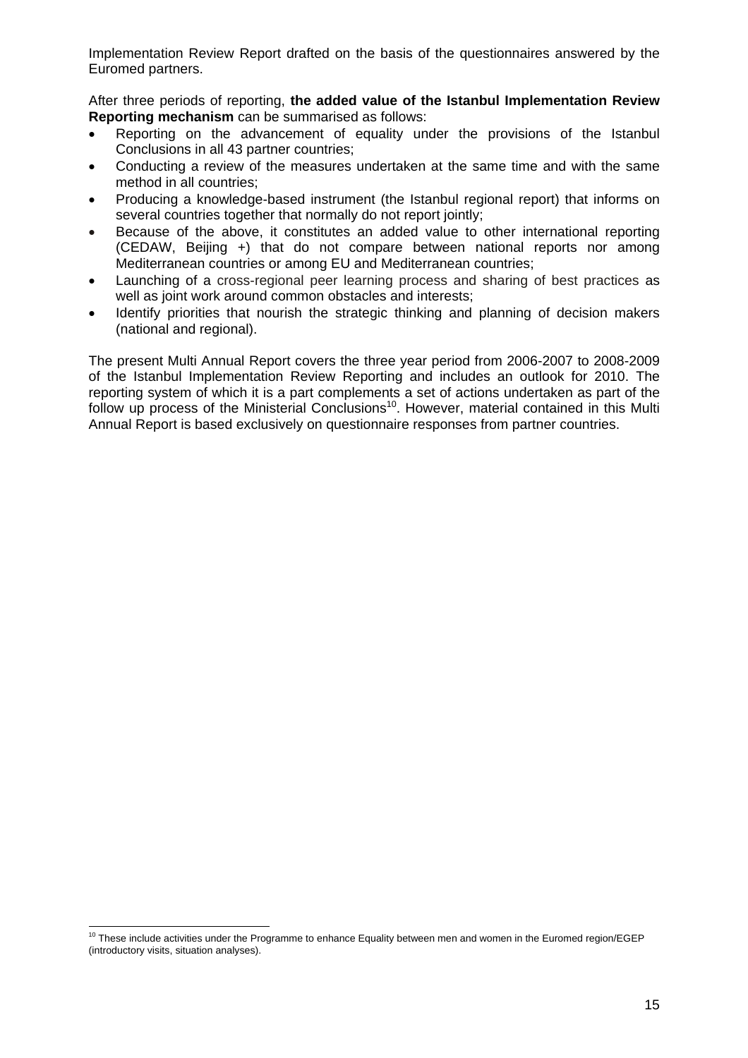Implementation Review Report drafted on the basis of the questionnaires answered by the Euromed partners.

After three periods of reporting, **the added value of the Istanbul Implementation Review Reporting mechanism** can be summarised as follows:

- Reporting on the advancement of equality under the provisions of the Istanbul Conclusions in all 43 partner countries;
- Conducting a review of the measures undertaken at the same time and with the same method in all countries;
- Producing a knowledge-based instrument (the Istanbul regional report) that informs on several countries together that normally do not report jointly;
- Because of the above, it constitutes an added value to other international reporting (CEDAW, Beijing +) that do not compare between national reports nor among Mediterranean countries or among EU and Mediterranean countries;
- Launching of a cross-regional peer learning process and sharing of best practices as well as joint work around common obstacles and interests;
- Identify priorities that nourish the strategic thinking and planning of decision makers (national and regional).

The present Multi Annual Report covers the three year period from 2006-2007 to 2008-2009 of the Istanbul Implementation Review Reporting and includes an outlook for 2010. The reporting system of which it is a part complements a set of actions undertaken as part of the follow up process of the Ministerial Conclusions[10]. However, material contained in this Multi Annual Report is based exclusively on questionnaire responses from partner countries.

[10] These include activities under the Programme to enhance Equality between men and women in the Euromed region/EGEP (introductory visits, situation analyses).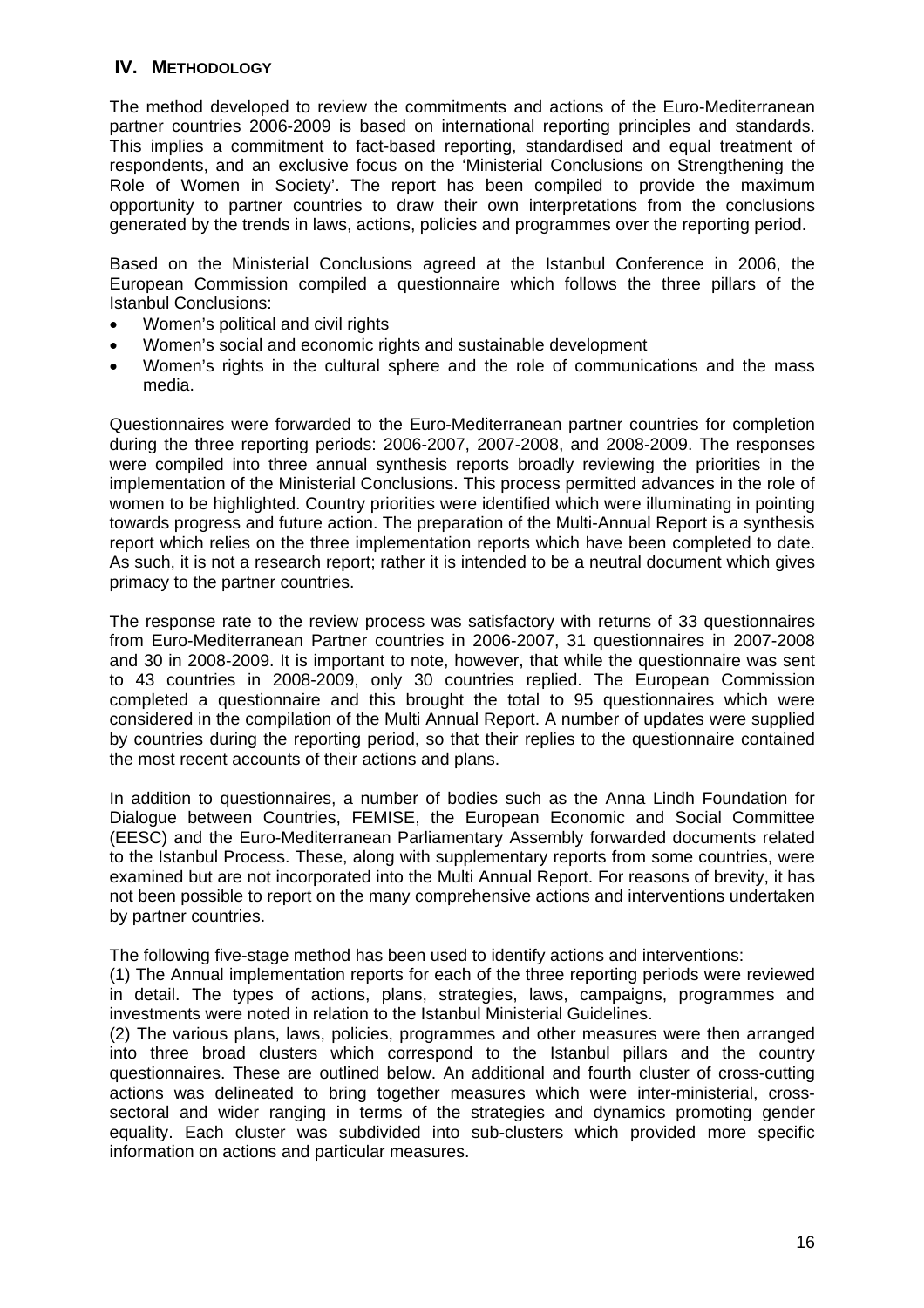## IV. METHODOLOGY

The method developed to review the commitments and actions of the Euro-Mediterranean partner countries 2006-2009 is based on international reporting principles and standards. This implies a commitment to fact-based reporting, standardised and equal treatment of respondents, and an exclusive focus on the 'Ministerial Conclusions on Strengthening the Role of Women in Society'. The report has been compiled to provide the maximum opportunity to partner countries to draw their own interpretations from the conclusions generated by the trends in laws, actions, policies and programmes over the reporting period.

Based on the Ministerial Conclusions agreed at the Istanbul Conference in 2006, the European Commission compiled a questionnaire which follows the three pillars of the Istanbul Conclusions:

- Women's political and civil rights
- Women's social and economic rights and sustainable development
- Women's rights in the cultural sphere and the role of communications and the mass media.

Questionnaires were forwarded to the Euro-Mediterranean partner countries for completion during the three reporting periods: 2006-2007, 2007-2008, and 2008-2009. The responses were compiled into three annual synthesis reports broadly reviewing the priorities in the implementation of the Ministerial Conclusions. This process permitted advances in the role of women to be highlighted. Country priorities were identified which were illuminating in pointing towards progress and future action. The preparation of the Multi-Annual Report is a synthesis report which relies on the three implementation reports which have been completed to date. As such, it is not a research report; rather it is intended to be a neutral document which gives primacy to the partner countries.

The response rate to the review process was satisfactory with returns of 33 questionnaires from Euro-Mediterranean Partner countries in 2006-2007, 31 questionnaires in 2007-2008 and 30 in 2008-2009. It is important to note, however, that while the questionnaire was sent to 43 countries in 2008-2009, only 30 countries replied. The European Commission completed a questionnaire and this brought the total to 95 questionnaires which were considered in the compilation of the Multi Annual Report. A number of updates were supplied by countries during the reporting period, so that their replies to the questionnaire contained the most recent accounts of their actions and plans.

In addition to questionnaires, a number of bodies such as the Anna Lindh Foundation for Dialogue between Countries, FEMISE, the European Economic and Social Committee (EESC) and the Euro-Mediterranean Parliamentary Assembly forwarded documents related to the Istanbul Process. These, along with supplementary reports from some countries, were examined but are not incorporated into the Multi Annual Report. For reasons of brevity, it has not been possible to report on the many comprehensive actions and interventions undertaken by partner countries.

The following five-stage method has been used to identify actions and interventions:

(1) The Annual implementation reports for each of the three reporting periods were reviewed in detail. The types of actions, plans, strategies, laws, campaigns, programmes and investments were noted in relation to the Istanbul Ministerial Guidelines.

(2) The various plans, laws, policies, programmes and other measures were then arranged into three broad clusters which correspond to the Istanbul pillars and the country questionnaires. These are outlined below. An additional and fourth cluster of cross-cutting actions was delineated to bring together measures which were inter-ministerial, cross-sectoral and wider ranging in terms of the strategies and dynamics promoting gender equality. Each cluster was subdivided into sub-clusters which provided more specific information on actions and particular measures.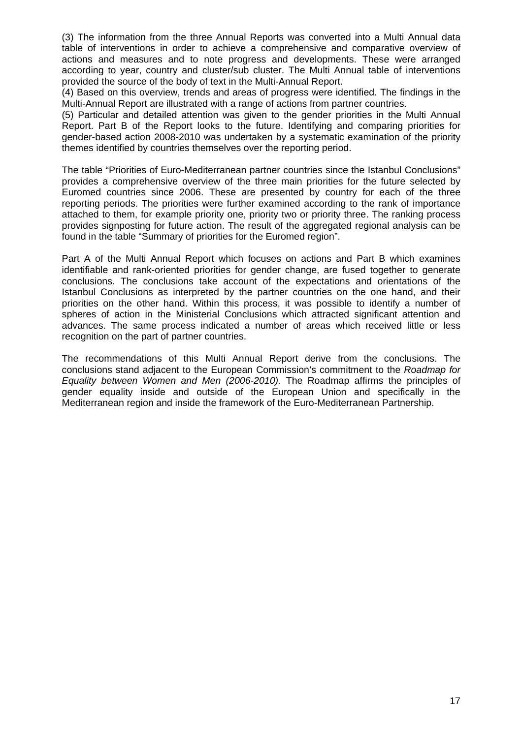(3) The information from the three Annual Reports was converted into a Multi Annual data table of interventions in order to achieve a comprehensive and comparative overview of actions and measures and to note progress and developments. These were arranged according to year, country and cluster/sub cluster. The Multi Annual table of interventions provided the source of the body of text in the Multi-Annual Report.

(4) Based on this overview, trends and areas of progress were identified. The findings in the Multi-Annual Report are illustrated with a range of actions from partner countries.

(5) Particular and detailed attention was given to the gender priorities in the Multi Annual Report. Part B of the Report looks to the future. Identifying and comparing priorities for gender-based action 2008-2010 was undertaken by a systematic examination of the priority themes identified by countries themselves over the reporting period.

The table "Priorities of Euro-Mediterranean partner countries since the Istanbul Conclusions" provides a comprehensive overview of the three main priorities for the future selected by Euromed countries since 2006. These are presented by country for each of the three reporting periods. The priorities were further examined according to the rank of importance attached to them, for example priority one, priority two or priority three. The ranking process provides signposting for future action. The result of the aggregated regional analysis can be found in the table "Summary of priorities for the Euromed region".

Part A of the Multi Annual Report which focuses on actions and Part B which examines identifiable and rank-oriented priorities for gender change, are fused together to generate conclusions. The conclusions take account of the expectations and orientations of the Istanbul Conclusions as interpreted by the partner countries on the one hand, and their priorities on the other hand. Within this process, it was possible to identify a number of spheres of action in the Ministerial Conclusions which attracted significant attention and advances. The same process indicated a number of areas which received little or less recognition on the part of partner countries.

The recommendations of this Multi Annual Report derive from the conclusions. The conclusions stand adjacent to the European Commission's commitment to the *Roadmap for Equality between Women and Men (2006-2010).* The Roadmap affirms the principles of gender equality inside and outside of the European Union and specifically in the Mediterranean region and inside the framework of the Euro-Mediterranean Partnership.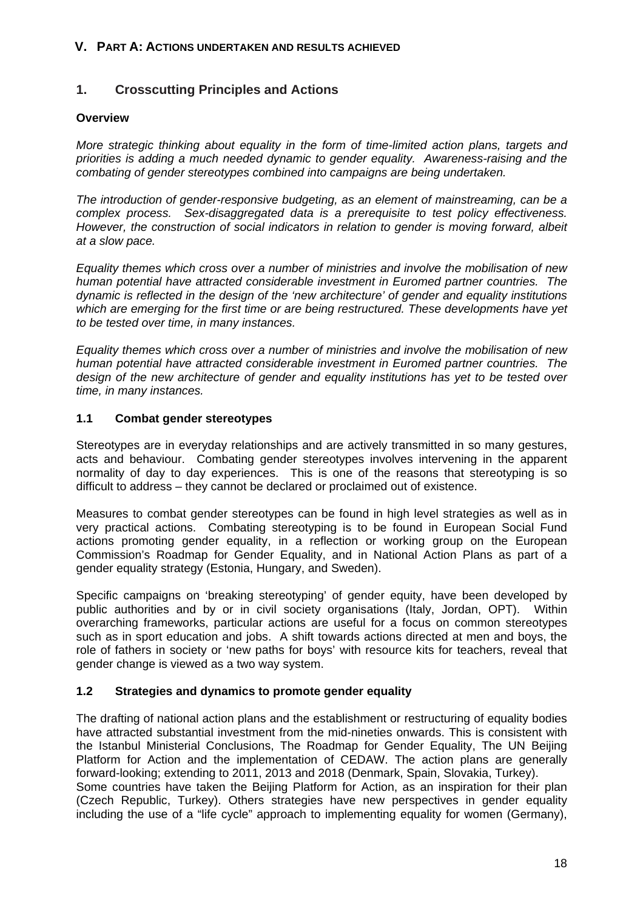## V. Part A: Actions undertaken and results achieved

### 1. Crosscutting Principles and Actions

**Overview**

*More strategic thinking about equality in the form of time-limited action plans, targets and priorities is adding a much needed dynamic to gender equality. Awareness-raising and the combating of gender stereotypes combined into campaigns are being undertaken.*

*The introduction of gender-responsive budgeting, as an element of mainstreaming, can be a complex process. Sex-disaggregated data is a prerequisite to test policy effectiveness. However, the construction of social indicators in relation to gender is moving forward, albeit at a slow pace.*

*Equality themes which cross over a number of ministries and involve the mobilisation of new human potential have attracted considerable investment in Euromed partner countries. The dynamic is reflected in the design of the 'new architecture' of gender and equality institutions which are emerging for the first time or are being restructured. These developments have yet to be tested over time, in many instances.*

*Equality themes which cross over a number of ministries and involve the mobilisation of new human potential have attracted considerable investment in Euromed partner countries. The design of the new architecture of gender and equality institutions has yet to be tested over time, in many instances.*

#### 1.1 Combat gender stereotypes

Stereotypes are in everyday relationships and are actively transmitted in so many gestures, acts and behaviour. Combating gender stereotypes involves intervening in the apparent normality of day to day experiences. This is one of the reasons that stereotyping is so difficult to address – they cannot be declared or proclaimed out of existence.

Measures to combat gender stereotypes can be found in high level strategies as well as in very practical actions. Combating stereotyping is to be found in European Social Fund actions promoting gender equality, in a reflection or working group on the European Commission's Roadmap for Gender Equality, and in National Action Plans as part of a gender equality strategy (Estonia, Hungary, and Sweden).

Specific campaigns on 'breaking stereotyping' of gender equity, have been developed by public authorities and by or in civil society organisations (Italy, Jordan, OPT). Within overarching frameworks, particular actions are useful for a focus on common stereotypes such as in sport education and jobs. A shift towards actions directed at men and boys, the role of fathers in society or 'new paths for boys' with resource kits for teachers, reveal that gender change is viewed as a two way system.

#### 1.2 Strategies and dynamics to promote gender equality

The drafting of national action plans and the establishment or restructuring of equality bodies have attracted substantial investment from the mid-nineties onwards. This is consistent with the Istanbul Ministerial Conclusions, The Roadmap for Gender Equality, The UN Beijing Platform for Action and the implementation of CEDAW. The action plans are generally forward-looking; extending to 2011, 2013 and 2018 (Denmark, Spain, Slovakia, Turkey).
Some countries have taken the Beijing Platform for Action, as an inspiration for their plan (Czech Republic, Turkey). Others strategies have new perspectives in gender equality including the use of a "life cycle" approach to implementing equality for women (Germany),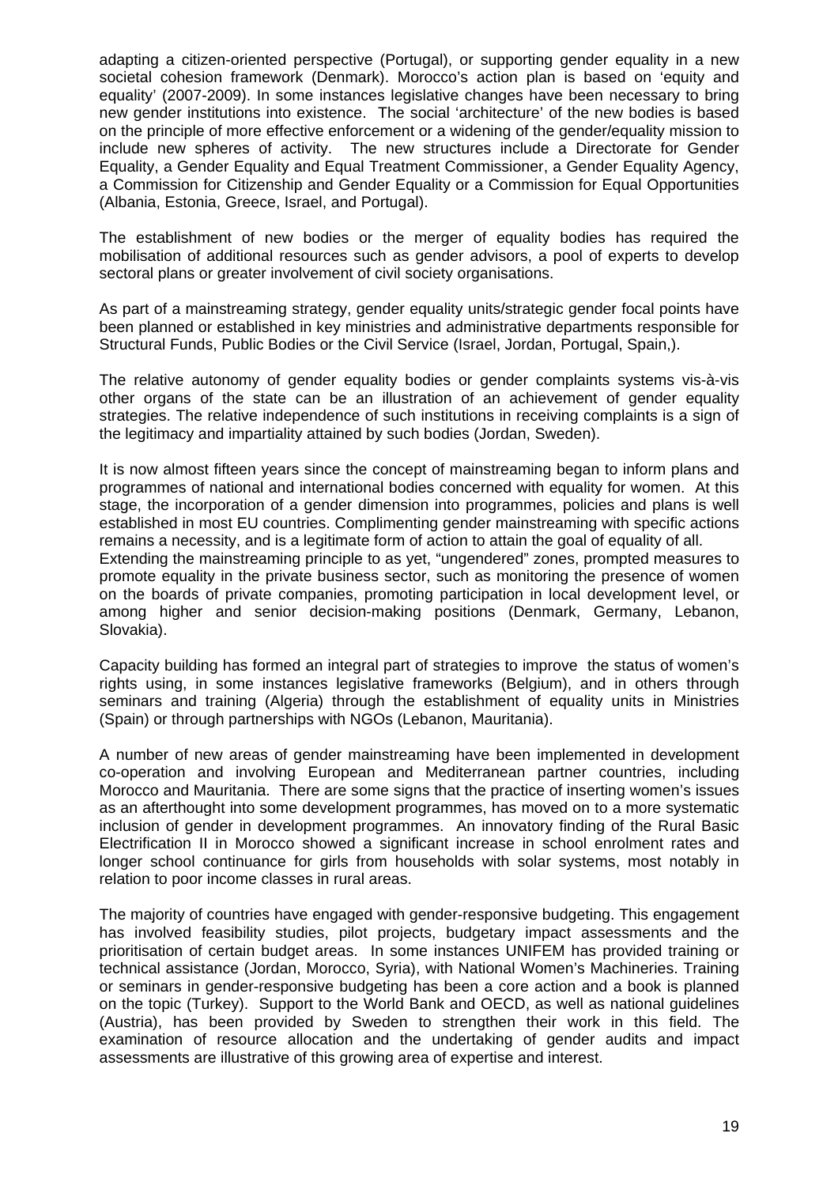adapting a citizen-oriented perspective (Portugal), or supporting gender equality in a new societal cohesion framework (Denmark). Morocco's action plan is based on 'equity and equality' (2007-2009). In some instances legislative changes have been necessary to bring new gender institutions into existence. The social 'architecture' of the new bodies is based on the principle of more effective enforcement or a widening of the gender/equality mission to include new spheres of activity. The new structures include a Directorate for Gender Equality, a Gender Equality and Equal Treatment Commissioner, a Gender Equality Agency, a Commission for Citizenship and Gender Equality or a Commission for Equal Opportunities (Albania, Estonia, Greece, Israel, and Portugal).

The establishment of new bodies or the merger of equality bodies has required the mobilisation of additional resources such as gender advisors, a pool of experts to develop sectoral plans or greater involvement of civil society organisations.

As part of a mainstreaming strategy, gender equality units/strategic gender focal points have been planned or established in key ministries and administrative departments responsible for Structural Funds, Public Bodies or the Civil Service (Israel, Jordan, Portugal, Spain,).

The relative autonomy of gender equality bodies or gender complaints systems vis-à-vis other organs of the state can be an illustration of an achievement of gender equality strategies. The relative independence of such institutions in receiving complaints is a sign of the legitimacy and impartiality attained by such bodies (Jordan, Sweden).

It is now almost fifteen years since the concept of mainstreaming began to inform plans and programmes of national and international bodies concerned with equality for women. At this stage, the incorporation of a gender dimension into programmes, policies and plans is well established in most EU countries. Complimenting gender mainstreaming with specific actions remains a necessity, and is a legitimate form of action to attain the goal of equality of all.
Extending the mainstreaming principle to as yet, "ungendered" zones, prompted measures to promote equality in the private business sector, such as monitoring the presence of women on the boards of private companies, promoting participation in local development level, or among higher and senior decision-making positions (Denmark, Germany, Lebanon, Slovakia).

Capacity building has formed an integral part of strategies to improve the status of women's rights using, in some instances legislative frameworks (Belgium), and in others through seminars and training (Algeria) through the establishment of equality units in Ministries (Spain) or through partnerships with NGOs (Lebanon, Mauritania).

A number of new areas of gender mainstreaming have been implemented in development co-operation and involving European and Mediterranean partner countries, including Morocco and Mauritania. There are some signs that the practice of inserting women's issues as an afterthought into some development programmes, has moved on to a more systematic inclusion of gender in development programmes. An innovatory finding of the Rural Basic Electrification II in Morocco showed a significant increase in school enrolment rates and longer school continuance for girls from households with solar systems, most notably in relation to poor income classes in rural areas.

The majority of countries have engaged with gender-responsive budgeting. This engagement has involved feasibility studies, pilot projects, budgetary impact assessments and the prioritisation of certain budget areas. In some instances UNIFEM has provided training or technical assistance (Jordan, Morocco, Syria), with National Women's Machineries. Training or seminars in gender-responsive budgeting has been a core action and a book is planned on the topic (Turkey). Support to the World Bank and OECD, as well as national guidelines (Austria), has been provided by Sweden to strengthen their work in this field. The examination of resource allocation and the undertaking of gender audits and impact assessments are illustrative of this growing area of expertise and interest.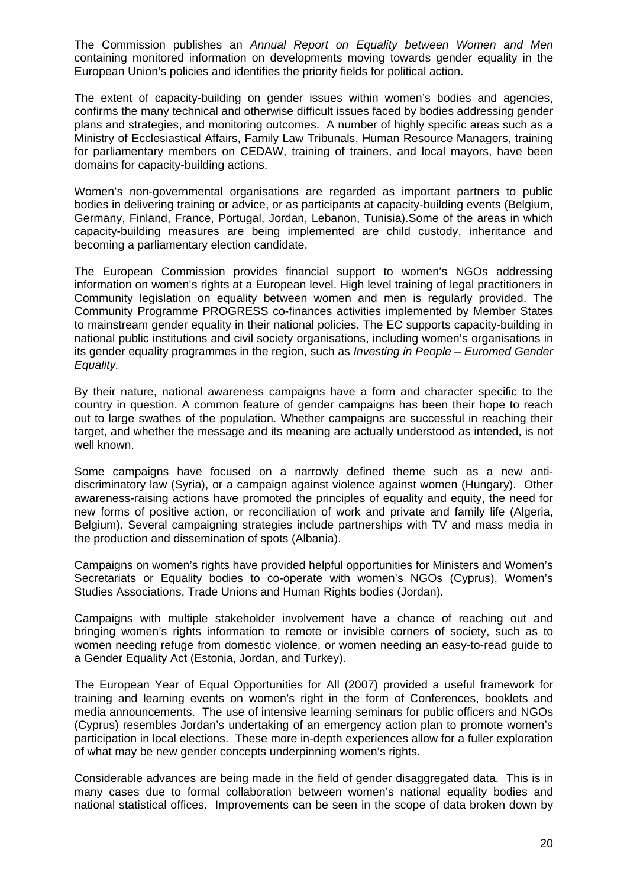The Commission publishes an *Annual Report on Equality between Women and Men* containing monitored information on developments moving towards gender equality in the European Union's policies and identifies the priority fields for political action.

The extent of capacity-building on gender issues within women's bodies and agencies, confirms the many technical and otherwise difficult issues faced by bodies addressing gender plans and strategies, and monitoring outcomes. A number of highly specific areas such as a Ministry of Ecclesiastical Affairs, Family Law Tribunals, Human Resource Managers, training for parliamentary members on CEDAW, training of trainers, and local mayors, have been domains for capacity-building actions.

Women's non-governmental organisations are regarded as important partners to public bodies in delivering training or advice, or as participants at capacity-building events (Belgium, Germany, Finland, France, Portugal, Jordan, Lebanon, Tunisia).Some of the areas in which capacity-building measures are being implemented are child custody, inheritance and becoming a parliamentary election candidate.

The European Commission provides financial support to women's NGOs addressing information on women's rights at a European level. High level training of legal practitioners in Community legislation on equality between women and men is regularly provided. The Community Programme PROGRESS co-finances activities implemented by Member States to mainstream gender equality in their national policies. The EC supports capacity-building in national public institutions and civil society organisations, including women's organisations in its gender equality programmes in the region, such as *Investing in People – Euromed Gender Equality.*

By their nature, national awareness campaigns have a form and character specific to the country in question. A common feature of gender campaigns has been their hope to reach out to large swathes of the population. Whether campaigns are successful in reaching their target, and whether the message and its meaning are actually understood as intended, is not well known.

Some campaigns have focused on a narrowly defined theme such as a new anti-discriminatory law (Syria), or a campaign against violence against women (Hungary). Other awareness-raising actions have promoted the principles of equality and equity, the need for new forms of positive action, or reconciliation of work and private and family life (Algeria, Belgium). Several campaigning strategies include partnerships with TV and mass media in the production and dissemination of spots (Albania).

Campaigns on women's rights have provided helpful opportunities for Ministers and Women's Secretariats or Equality bodies to co-operate with women's NGOs (Cyprus), Women's Studies Associations, Trade Unions and Human Rights bodies (Jordan).

Campaigns with multiple stakeholder involvement have a chance of reaching out and bringing women's rights information to remote or invisible corners of society, such as to women needing refuge from domestic violence, or women needing an easy-to-read guide to a Gender Equality Act (Estonia, Jordan, and Turkey).

The European Year of Equal Opportunities for All (2007) provided a useful framework for training and learning events on women's right in the form of Conferences, booklets and media announcements. The use of intensive learning seminars for public officers and NGOs (Cyprus) resembles Jordan's undertaking of an emergency action plan to promote women's participation in local elections. These more in-depth experiences allow for a fuller exploration of what may be new gender concepts underpinning women's rights.

Considerable advances are being made in the field of gender disaggregated data. This is in many cases due to formal collaboration between women's national equality bodies and national statistical offices. Improvements can be seen in the scope of data broken down by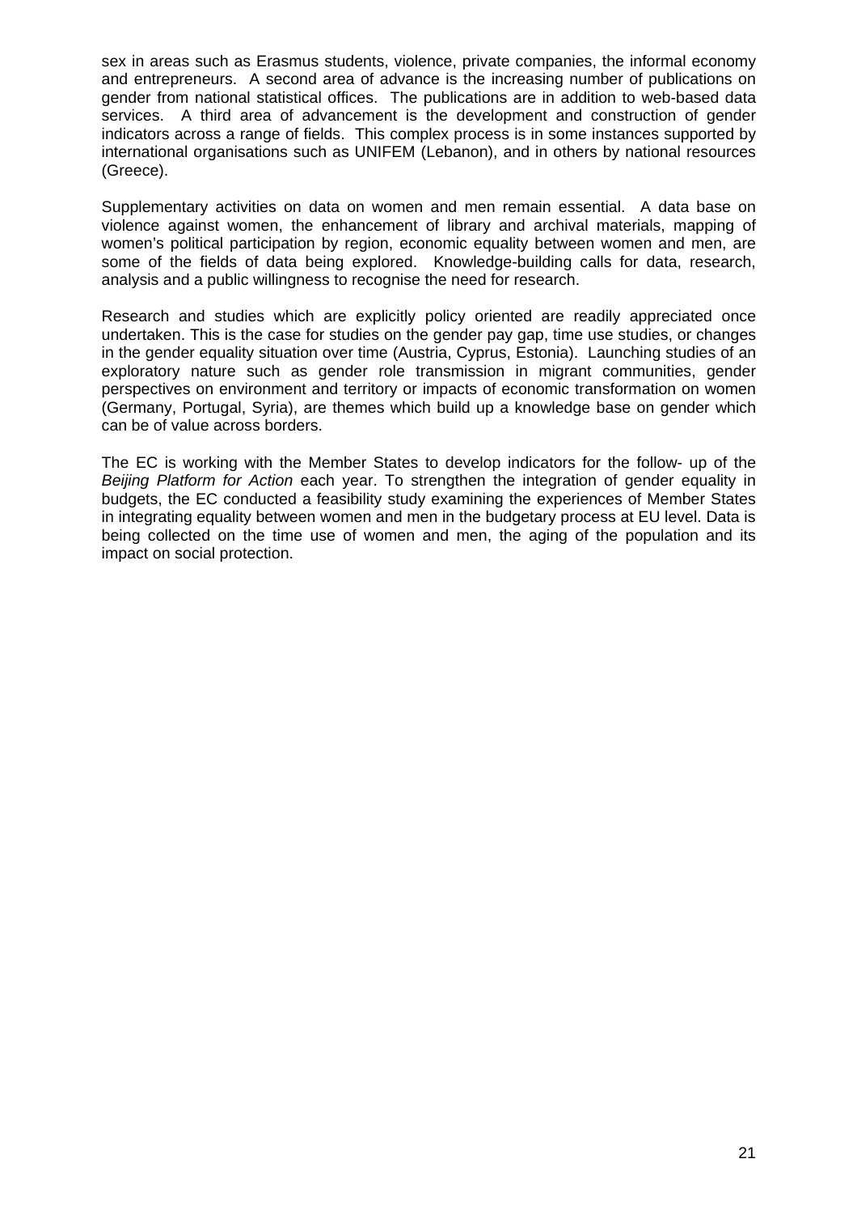sex in areas such as Erasmus students, violence, private companies, the informal economy and entrepreneurs. A second area of advance is the increasing number of publications on gender from national statistical offices. The publications are in addition to web-based data services. A third area of advancement is the development and construction of gender indicators across a range of fields. This complex process is in some instances supported by international organisations such as UNIFEM (Lebanon), and in others by national resources (Greece).

Supplementary activities on data on women and men remain essential. A data base on violence against women, the enhancement of library and archival materials, mapping of women's political participation by region, economic equality between women and men, are some of the fields of data being explored. Knowledge-building calls for data, research, analysis and a public willingness to recognise the need for research.

Research and studies which are explicitly policy oriented are readily appreciated once undertaken. This is the case for studies on the gender pay gap, time use studies, or changes in the gender equality situation over time (Austria, Cyprus, Estonia). Launching studies of an exploratory nature such as gender role transmission in migrant communities, gender perspectives on environment and territory or impacts of economic transformation on women (Germany, Portugal, Syria), are themes which build up a knowledge base on gender which can be of value across borders.

The EC is working with the Member States to develop indicators for the follow- up of the *Beijing Platform for Action* each year. To strengthen the integration of gender equality in budgets, the EC conducted a feasibility study examining the experiences of Member States in integrating equality between women and men in the budgetary process at EU level. Data is being collected on the time use of women and men, the aging of the population and its impact on social protection.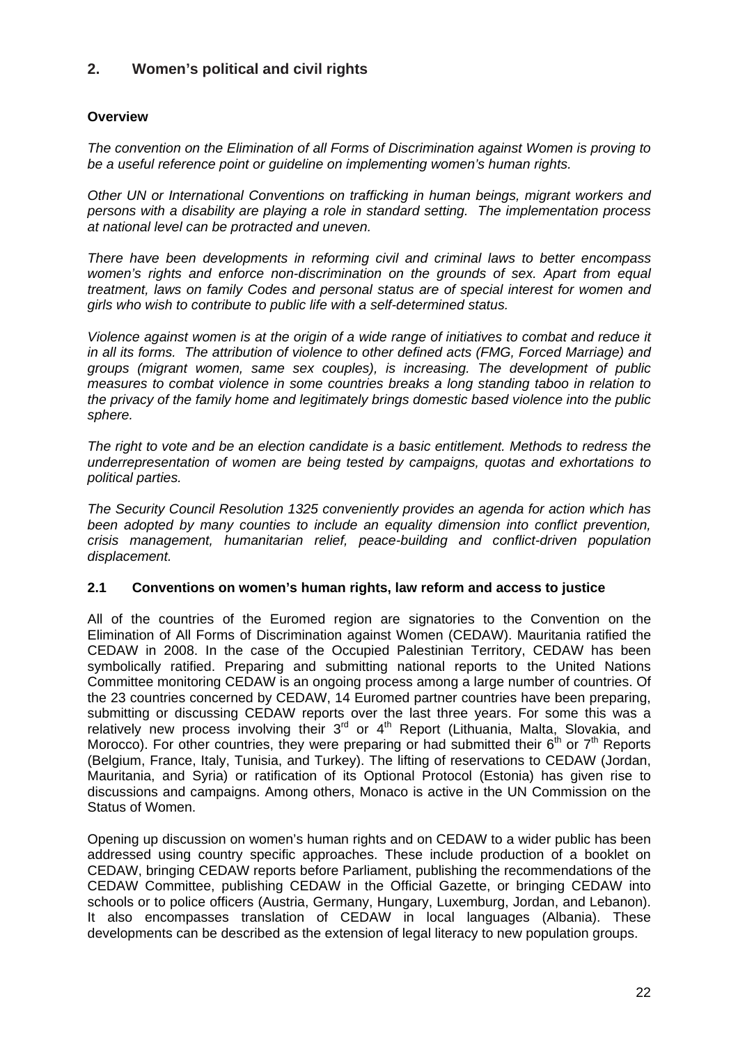## 2. Women's political and civil rights

**Overview**

*The convention on the Elimination of all Forms of Discrimination against Women is proving to be a useful reference point or guideline on implementing women's human rights.*

*Other UN or International Conventions on trafficking in human beings, migrant workers and persons with a disability are playing a role in standard setting. The implementation process at national level can be protracted and uneven.*

*There have been developments in reforming civil and criminal laws to better encompass women's rights and enforce non-discrimination on the grounds of sex. Apart from equal treatment, laws on family Codes and personal status are of special interest for women and girls who wish to contribute to public life with a self-determined status.*

*Violence against women is at the origin of a wide range of initiatives to combat and reduce it in all its forms. The attribution of violence to other defined acts (FMG, Forced Marriage) and groups (migrant women, same sex couples), is increasing. The development of public measures to combat violence in some countries breaks a long standing taboo in relation to the privacy of the family home and legitimately brings domestic based violence into the public sphere.*

*The right to vote and be an election candidate is a basic entitlement. Methods to redress the underrepresentation of women are being tested by campaigns, quotas and exhortations to political parties.*

*The Security Council Resolution 1325 conveniently provides an agenda for action which has been adopted by many counties to include an equality dimension into conflict prevention, crisis management, humanitarian relief, peace-building and conflict-driven population displacement.*

### 2.1 Conventions on women's human rights, law reform and access to justice

All of the countries of the Euromed region are signatories to the Convention on the Elimination of All Forms of Discrimination against Women (CEDAW). Mauritania ratified the CEDAW in 2008. In the case of the Occupied Palestinian Territory, CEDAW has been symbolically ratified. Preparing and submitting national reports to the United Nations Committee monitoring CEDAW is an ongoing process among a large number of countries. Of the 23 countries concerned by CEDAW, 14 Euromed partner countries have been preparing, submitting or discussing CEDAW reports over the last three years. For some this was a relatively new process involving their 3rd or 4th Report (Lithuania, Malta, Slovakia, and Morocco). For other countries, they were preparing or had submitted their 6th or 7th Reports (Belgium, France, Italy, Tunisia, and Turkey). The lifting of reservations to CEDAW (Jordan, Mauritania, and Syria) or ratification of its Optional Protocol (Estonia) has given rise to discussions and campaigns. Among others, Monaco is active in the UN Commission on the Status of Women.

Opening up discussion on women's human rights and on CEDAW to a wider public has been addressed using country specific approaches. These include production of a booklet on CEDAW, bringing CEDAW reports before Parliament, publishing the recommendations of the CEDAW Committee, publishing CEDAW in the Official Gazette, or bringing CEDAW into schools or to police officers (Austria, Germany, Hungary, Luxemburg, Jordan, and Lebanon). It also encompasses translation of CEDAW in local languages (Albania). These developments can be described as the extension of legal literacy to new population groups.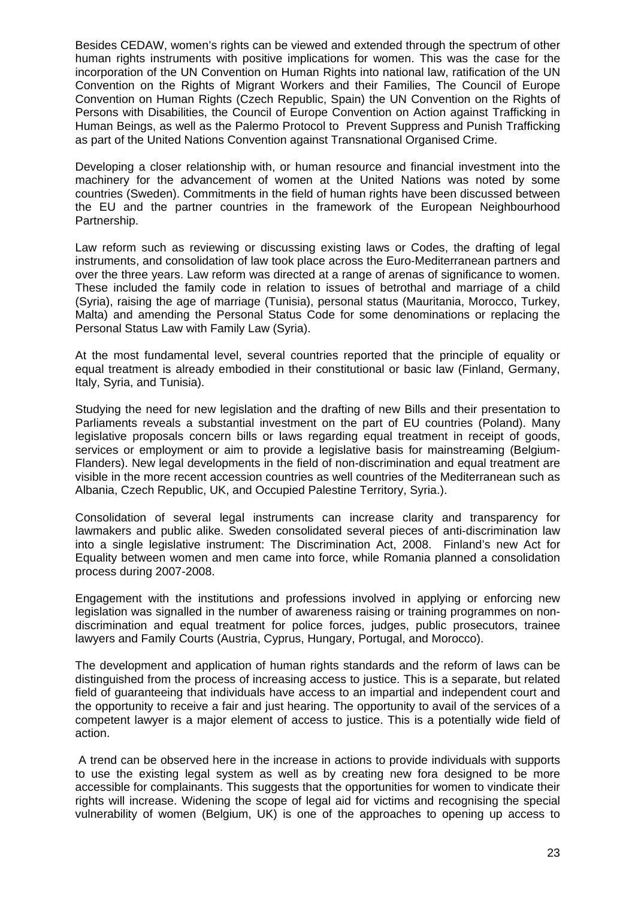Besides CEDAW, women's rights can be viewed and extended through the spectrum of other human rights instruments with positive implications for women. This was the case for the incorporation of the UN Convention on Human Rights into national law, ratification of the UN Convention on the Rights of Migrant Workers and their Families, The Council of Europe Convention on Human Rights (Czech Republic, Spain) the UN Convention on the Rights of Persons with Disabilities, the Council of Europe Convention on Action against Trafficking in Human Beings, as well as the Palermo Protocol to Prevent Suppress and Punish Trafficking as part of the United Nations Convention against Transnational Organised Crime.

Developing a closer relationship with, or human resource and financial investment into the machinery for the advancement of women at the United Nations was noted by some countries (Sweden). Commitments in the field of human rights have been discussed between the EU and the partner countries in the framework of the European Neighbourhood Partnership.

Law reform such as reviewing or discussing existing laws or Codes, the drafting of legal instruments, and consolidation of law took place across the Euro-Mediterranean partners and over the three years. Law reform was directed at a range of arenas of significance to women. These included the family code in relation to issues of betrothal and marriage of a child (Syria), raising the age of marriage (Tunisia), personal status (Mauritania, Morocco, Turkey, Malta) and amending the Personal Status Code for some denominations or replacing the Personal Status Law with Family Law (Syria).

At the most fundamental level, several countries reported that the principle of equality or equal treatment is already embodied in their constitutional or basic law (Finland, Germany, Italy, Syria, and Tunisia).

Studying the need for new legislation and the drafting of new Bills and their presentation to Parliaments reveals a substantial investment on the part of EU countries (Poland). Many legislative proposals concern bills or laws regarding equal treatment in receipt of goods, services or employment or aim to provide a legislative basis for mainstreaming (Belgium-Flanders). New legal developments in the field of non-discrimination and equal treatment are visible in the more recent accession countries as well countries of the Mediterranean such as Albania, Czech Republic, UK, and Occupied Palestine Territory, Syria.).

Consolidation of several legal instruments can increase clarity and transparency for lawmakers and public alike. Sweden consolidated several pieces of anti-discrimination law into a single legislative instrument: The Discrimination Act, 2008. Finland's new Act for Equality between women and men came into force, while Romania planned a consolidation process during 2007-2008.

Engagement with the institutions and professions involved in applying or enforcing new legislation was signalled in the number of awareness raising or training programmes on non-discrimination and equal treatment for police forces, judges, public prosecutors, trainee lawyers and Family Courts (Austria, Cyprus, Hungary, Portugal, and Morocco).

The development and application of human rights standards and the reform of laws can be distinguished from the process of increasing access to justice. This is a separate, but related field of guaranteeing that individuals have access to an impartial and independent court and the opportunity to receive a fair and just hearing. The opportunity to avail of the services of a competent lawyer is a major element of access to justice. This is a potentially wide field of action.

A trend can be observed here in the increase in actions to provide individuals with supports to use the existing legal system as well as by creating new fora designed to be more accessible for complainants. This suggests that the opportunities for women to vindicate their rights will increase. Widening the scope of legal aid for victims and recognising the special vulnerability of women (Belgium, UK) is one of the approaches to opening up access to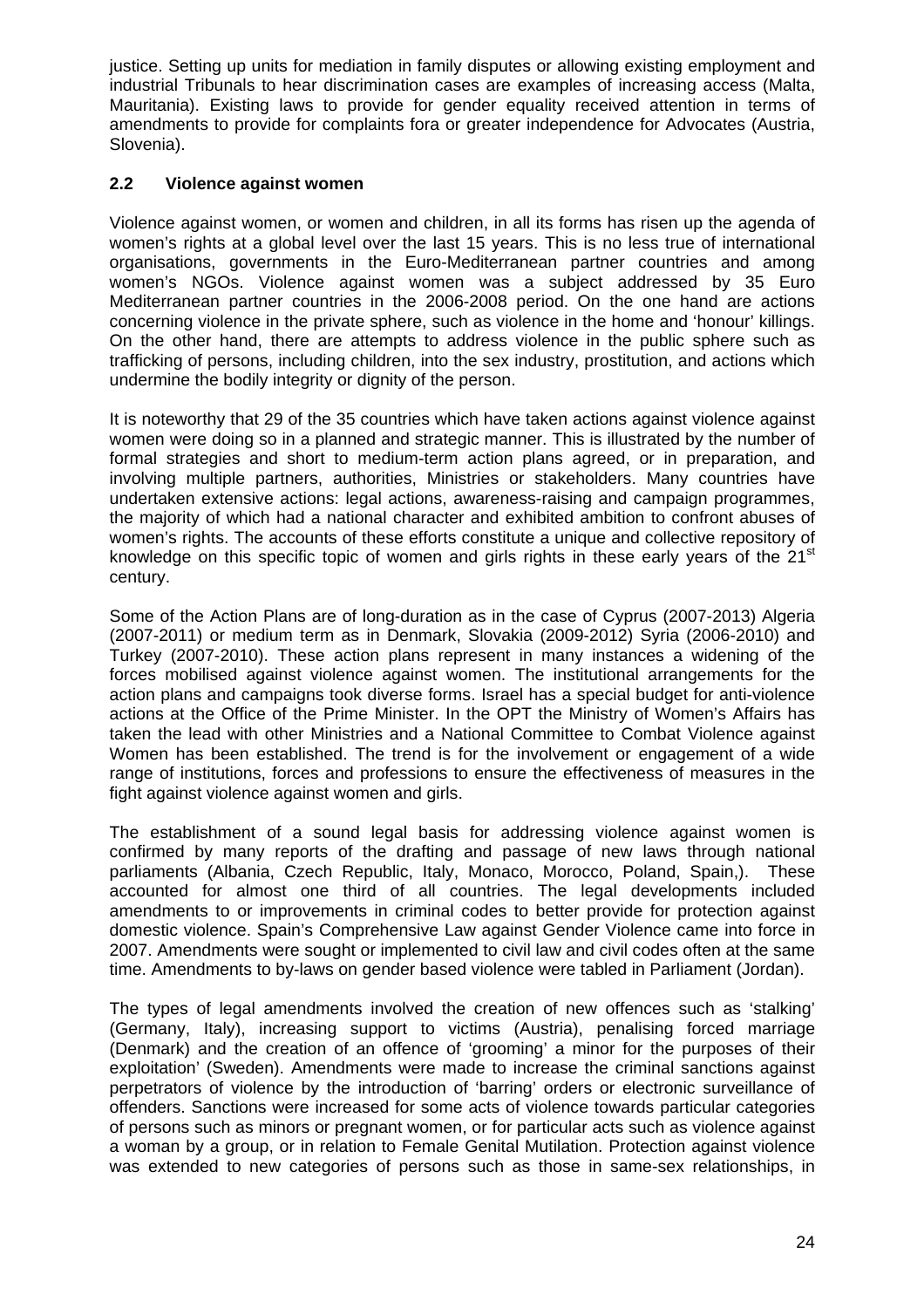justice. Setting up units for mediation in family disputes or allowing existing employment and industrial Tribunals to hear discrimination cases are examples of increasing access (Malta, Mauritania). Existing laws to provide for gender equality received attention in terms of amendments to provide for complaints fora or greater independence for Advocates (Austria, Slovenia).

## 2.2 Violence against women

Violence against women, or women and children, in all its forms has risen up the agenda of women's rights at a global level over the last 15 years. This is no less true of international organisations, governments in the Euro-Mediterranean partner countries and among women's NGOs. Violence against women was a subject addressed by 35 Euro Mediterranean partner countries in the 2006-2008 period. On the one hand are actions concerning violence in the private sphere, such as violence in the home and 'honour' killings. On the other hand, there are attempts to address violence in the public sphere such as trafficking of persons, including children, into the sex industry, prostitution, and actions which undermine the bodily integrity or dignity of the person.

It is noteworthy that 29 of the 35 countries which have taken actions against violence against women were doing so in a planned and strategic manner. This is illustrated by the number of formal strategies and short to medium-term action plans agreed, or in preparation, and involving multiple partners, authorities, Ministries or stakeholders. Many countries have undertaken extensive actions: legal actions, awareness-raising and campaign programmes, the majority of which had a national character and exhibited ambition to confront abuses of women's rights. The accounts of these efforts constitute a unique and collective repository of knowledge on this specific topic of women and girls rights in these early years of the 21st century.

Some of the Action Plans are of long-duration as in the case of Cyprus (2007-2013) Algeria (2007-2011) or medium term as in Denmark, Slovakia (2009-2012) Syria (2006-2010) and Turkey (2007-2010). These action plans represent in many instances a widening of the forces mobilised against violence against women. The institutional arrangements for the action plans and campaigns took diverse forms. Israel has a special budget for anti-violence actions at the Office of the Prime Minister. In the OPT the Ministry of Women's Affairs has taken the lead with other Ministries and a National Committee to Combat Violence against Women has been established. The trend is for the involvement or engagement of a wide range of institutions, forces and professions to ensure the effectiveness of measures in the fight against violence against women and girls.

The establishment of a sound legal basis for addressing violence against women is confirmed by many reports of the drafting and passage of new laws through national parliaments (Albania, Czech Republic, Italy, Monaco, Morocco, Poland, Spain,). These accounted for almost one third of all countries. The legal developments included amendments to or improvements in criminal codes to better provide for protection against domestic violence. Spain's Comprehensive Law against Gender Violence came into force in 2007. Amendments were sought or implemented to civil law and civil codes often at the same time. Amendments to by-laws on gender based violence were tabled in Parliament (Jordan).

The types of legal amendments involved the creation of new offences such as 'stalking' (Germany, Italy), increasing support to victims (Austria), penalising forced marriage (Denmark) and the creation of an offence of 'grooming' a minor for the purposes of their exploitation' (Sweden). Amendments were made to increase the criminal sanctions against perpetrators of violence by the introduction of 'barring' orders or electronic surveillance of offenders. Sanctions were increased for some acts of violence towards particular categories of persons such as minors or pregnant women, or for particular acts such as violence against a woman by a group, or in relation to Female Genital Mutilation. Protection against violence was extended to new categories of persons such as those in same-sex relationships, in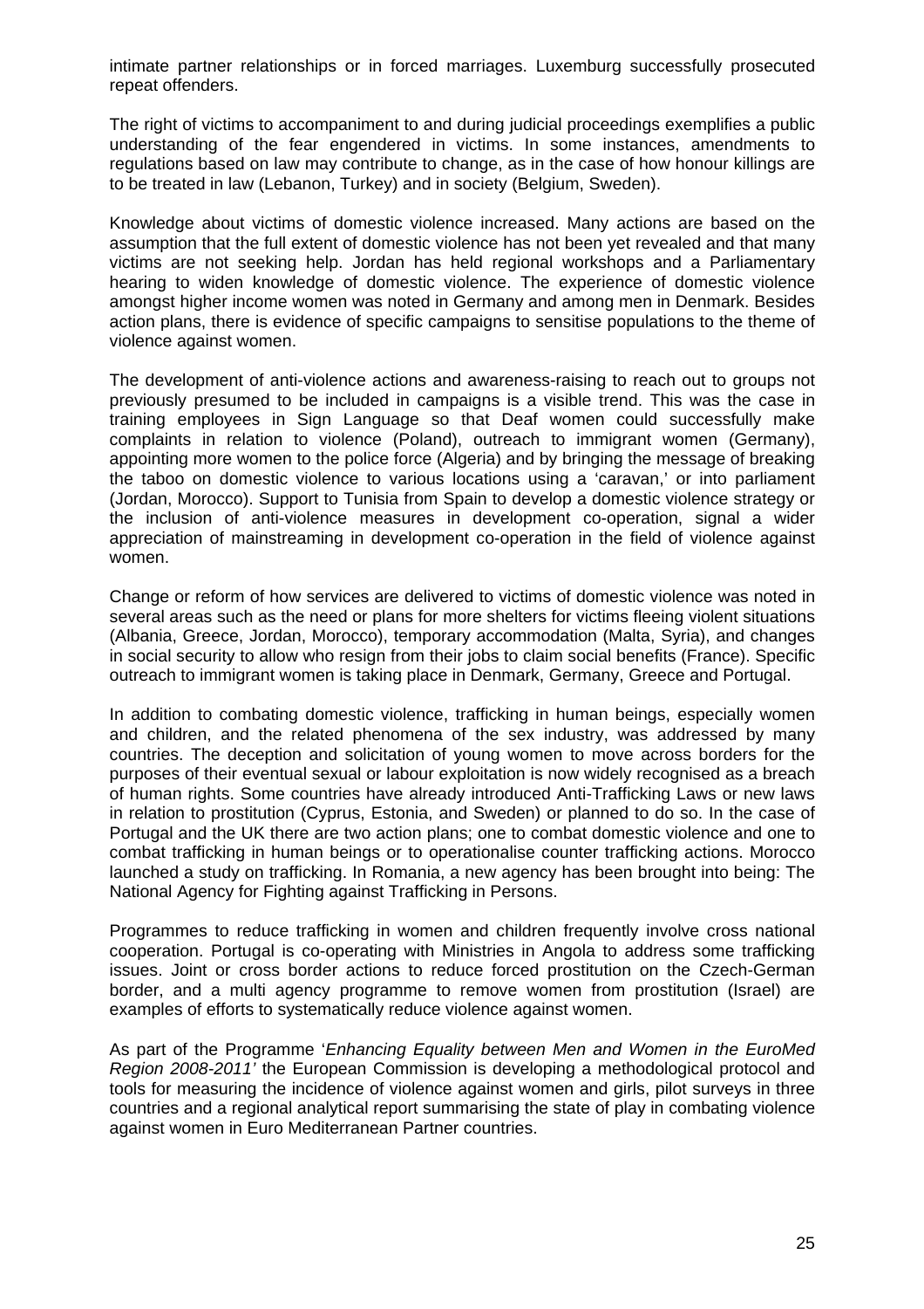intimate partner relationships or in forced marriages. Luxemburg successfully prosecuted repeat offenders.

The right of victims to accompaniment to and during judicial proceedings exemplifies a public understanding of the fear engendered in victims. In some instances, amendments to regulations based on law may contribute to change, as in the case of how honour killings are to be treated in law (Lebanon, Turkey) and in society (Belgium, Sweden).

Knowledge about victims of domestic violence increased. Many actions are based on the assumption that the full extent of domestic violence has not been yet revealed and that many victims are not seeking help. Jordan has held regional workshops and a Parliamentary hearing to widen knowledge of domestic violence. The experience of domestic violence amongst higher income women was noted in Germany and among men in Denmark. Besides action plans, there is evidence of specific campaigns to sensitise populations to the theme of violence against women.

The development of anti-violence actions and awareness-raising to reach out to groups not previously presumed to be included in campaigns is a visible trend. This was the case in training employees in Sign Language so that Deaf women could successfully make complaints in relation to violence (Poland), outreach to immigrant women (Germany), appointing more women to the police force (Algeria) and by bringing the message of breaking the taboo on domestic violence to various locations using a 'caravan,' or into parliament (Jordan, Morocco). Support to Tunisia from Spain to develop a domestic violence strategy or the inclusion of anti-violence measures in development co-operation, signal a wider appreciation of mainstreaming in development co-operation in the field of violence against women.

Change or reform of how services are delivered to victims of domestic violence was noted in several areas such as the need or plans for more shelters for victims fleeing violent situations (Albania, Greece, Jordan, Morocco), temporary accommodation (Malta, Syria), and changes in social security to allow who resign from their jobs to claim social benefits (France). Specific outreach to immigrant women is taking place in Denmark, Germany, Greece and Portugal.

In addition to combating domestic violence, trafficking in human beings, especially women and children, and the related phenomena of the sex industry, was addressed by many countries. The deception and solicitation of young women to move across borders for the purposes of their eventual sexual or labour exploitation is now widely recognised as a breach of human rights. Some countries have already introduced Anti-Trafficking Laws or new laws in relation to prostitution (Cyprus, Estonia, and Sweden) or planned to do so. In the case of Portugal and the UK there are two action plans; one to combat domestic violence and one to combat trafficking in human beings or to operationalise counter trafficking actions. Morocco launched a study on trafficking. In Romania, a new agency has been brought into being: The National Agency for Fighting against Trafficking in Persons.

Programmes to reduce trafficking in women and children frequently involve cross national cooperation. Portugal is co-operating with Ministries in Angola to address some trafficking issues. Joint or cross border actions to reduce forced prostitution on the Czech-German border, and a multi agency programme to remove women from prostitution (Israel) are examples of efforts to systematically reduce violence against women.

As part of the Programme '*Enhancing Equality between Men and Women in the EuroMed Region 2008-2011'* the European Commission is developing a methodological protocol and tools for measuring the incidence of violence against women and girls, pilot surveys in three countries and a regional analytical report summarising the state of play in combating violence against women in Euro Mediterranean Partner countries.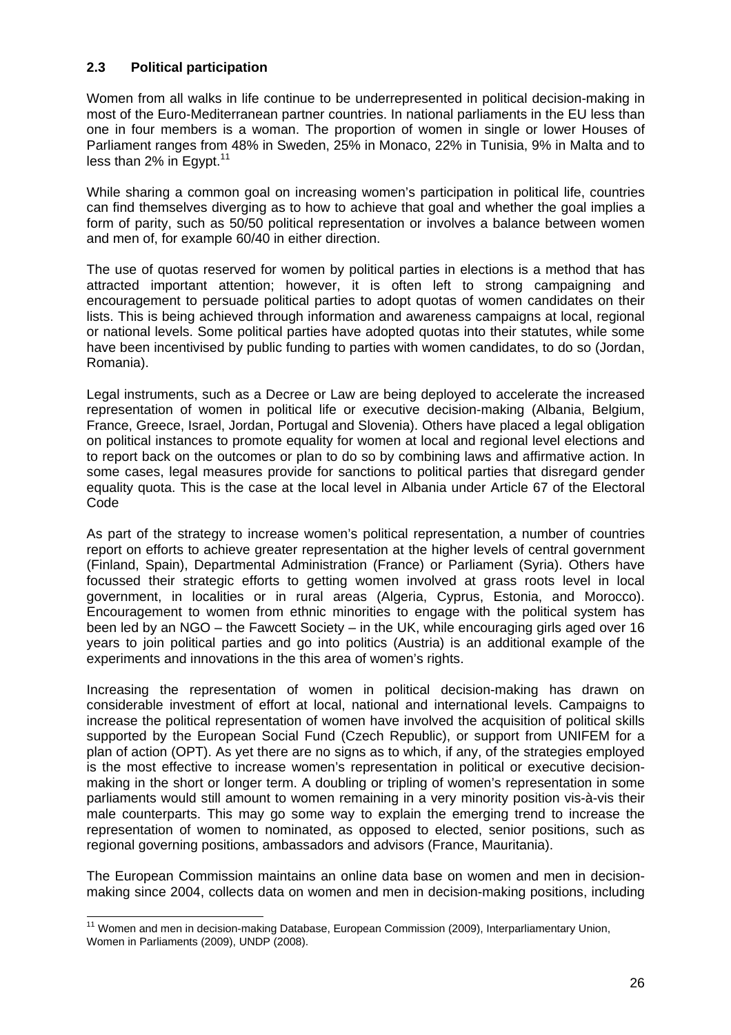## 2.3 Political participation

Women from all walks in life continue to be underrepresented in political decision-making in most of the Euro-Mediterranean partner countries. In national parliaments in the EU less than one in four members is a woman. The proportion of women in single or lower Houses of Parliament ranges from 48% in Sweden, 25% in Monaco, 22% in Tunisia, 9% in Malta and to less than 2% in Egypt.[11]

While sharing a common goal on increasing women's participation in political life, countries can find themselves diverging as to how to achieve that goal and whether the goal implies a form of parity, such as 50/50 political representation or involves a balance between women and men of, for example 60/40 in either direction.

The use of quotas reserved for women by political parties in elections is a method that has attracted important attention; however, it is often left to strong campaigning and encouragement to persuade political parties to adopt quotas of women candidates on their lists. This is being achieved through information and awareness campaigns at local, regional or national levels. Some political parties have adopted quotas into their statutes, while some have been incentivised by public funding to parties with women candidates, to do so (Jordan, Romania).

Legal instruments, such as a Decree or Law are being deployed to accelerate the increased representation of women in political life or executive decision-making (Albania, Belgium, France, Greece, Israel, Jordan, Portugal and Slovenia). Others have placed a legal obligation on political instances to promote equality for women at local and regional level elections and to report back on the outcomes or plan to do so by combining laws and affirmative action. In some cases, legal measures provide for sanctions to political parties that disregard gender equality quota. This is the case at the local level in Albania under Article 67 of the Electoral Code

As part of the strategy to increase women's political representation, a number of countries report on efforts to achieve greater representation at the higher levels of central government (Finland, Spain), Departmental Administration (France) or Parliament (Syria). Others have focussed their strategic efforts to getting women involved at grass roots level in local government, in localities or in rural areas (Algeria, Cyprus, Estonia, and Morocco). Encouragement to women from ethnic minorities to engage with the political system has been led by an NGO – the Fawcett Society – in the UK, while encouraging girls aged over 16 years to join political parties and go into politics (Austria) is an additional example of the experiments and innovations in the this area of women's rights.

Increasing the representation of women in political decision-making has drawn on considerable investment of effort at local, national and international levels. Campaigns to increase the political representation of women have involved the acquisition of political skills supported by the European Social Fund (Czech Republic), or support from UNIFEM for a plan of action (OPT). As yet there are no signs as to which, if any, of the strategies employed is the most effective to increase women's representation in political or executive decision-making in the short or longer term. A doubling or tripling of women's representation in some parliaments would still amount to women remaining in a very minority position vis-à-vis their male counterparts. This may go some way to explain the emerging trend to increase the representation of women to nominated, as opposed to elected, senior positions, such as regional governing positions, ambassadors and advisors (France, Mauritania).

The European Commission maintains an online data base on women and men in decision-making since 2004, collects data on women and men in decision-making positions, including

---

[11] Women and men in decision-making Database, European Commission (2009), Interparliamentary Union, Women in Parliaments (2009), UNDP (2008).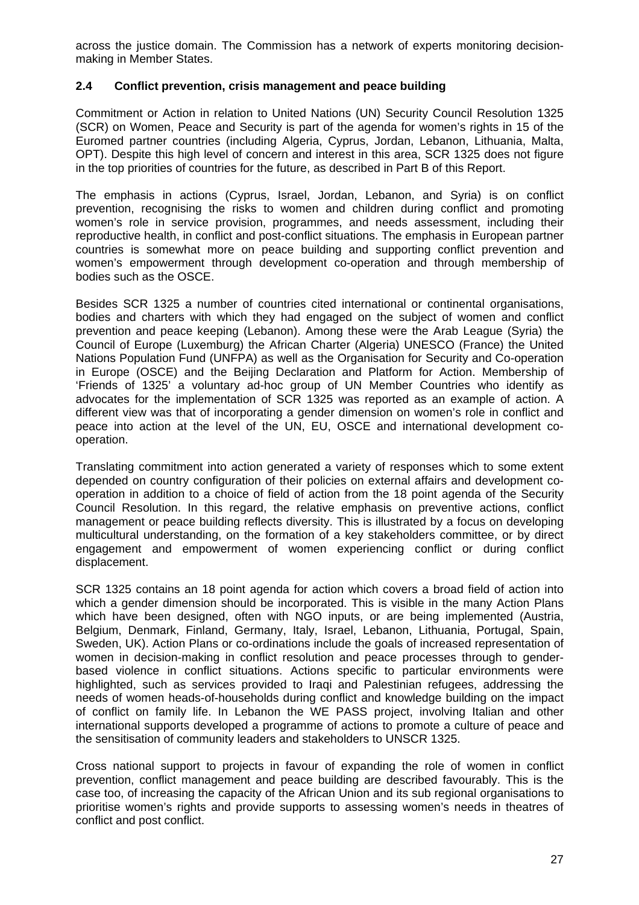across the justice domain. The Commission has a network of experts monitoring decision-making in Member States.

### 2.4 Conflict prevention, crisis management and peace building

Commitment or Action in relation to United Nations (UN) Security Council Resolution 1325 (SCR) on Women, Peace and Security is part of the agenda for women's rights in 15 of the Euromed partner countries (including Algeria, Cyprus, Jordan, Lebanon, Lithuania, Malta, OPT). Despite this high level of concern and interest in this area, SCR 1325 does not figure in the top priorities of countries for the future, as described in Part B of this Report.

The emphasis in actions (Cyprus, Israel, Jordan, Lebanon, and Syria) is on conflict prevention, recognising the risks to women and children during conflict and promoting women's role in service provision, programmes, and needs assessment, including their reproductive health, in conflict and post-conflict situations. The emphasis in European partner countries is somewhat more on peace building and supporting conflict prevention and women's empowerment through development co-operation and through membership of bodies such as the OSCE.

Besides SCR 1325 a number of countries cited international or continental organisations, bodies and charters with which they had engaged on the subject of women and conflict prevention and peace keeping (Lebanon). Among these were the Arab League (Syria) the Council of Europe (Luxemburg) the African Charter (Algeria) UNESCO (France) the United Nations Population Fund (UNFPA) as well as the Organisation for Security and Co-operation in Europe (OSCE) and the Beijing Declaration and Platform for Action. Membership of 'Friends of 1325' a voluntary ad-hoc group of UN Member Countries who identify as advocates for the implementation of SCR 1325 was reported as an example of action. A different view was that of incorporating a gender dimension on women's role in conflict and peace into action at the level of the UN, EU, OSCE and international development co-operation.

Translating commitment into action generated a variety of responses which to some extent depended on country configuration of their policies on external affairs and development co-operation in addition to a choice of field of action from the 18 point agenda of the Security Council Resolution. In this regard, the relative emphasis on preventive actions, conflict management or peace building reflects diversity. This is illustrated by a focus on developing multicultural understanding, on the formation of a key stakeholders committee, or by direct engagement and empowerment of women experiencing conflict or during conflict displacement.

SCR 1325 contains an 18 point agenda for action which covers a broad field of action into which a gender dimension should be incorporated. This is visible in the many Action Plans which have been designed, often with NGO inputs, or are being implemented (Austria, Belgium, Denmark, Finland, Germany, Italy, Israel, Lebanon, Lithuania, Portugal, Spain, Sweden, UK). Action Plans or co-ordinations include the goals of increased representation of women in decision-making in conflict resolution and peace processes through to gender-based violence in conflict situations. Actions specific to particular environments were highlighted, such as services provided to Iraqi and Palestinian refugees, addressing the needs of women heads-of-households during conflict and knowledge building on the impact of conflict on family life. In Lebanon the WE PASS project, involving Italian and other international supports developed a programme of actions to promote a culture of peace and the sensitisation of community leaders and stakeholders to UNSCR 1325.

Cross national support to projects in favour of expanding the role of women in conflict prevention, conflict management and peace building are described favourably. This is the case too, of increasing the capacity of the African Union and its sub regional organisations to prioritise women's rights and provide supports to assessing women's needs in theatres of conflict and post conflict.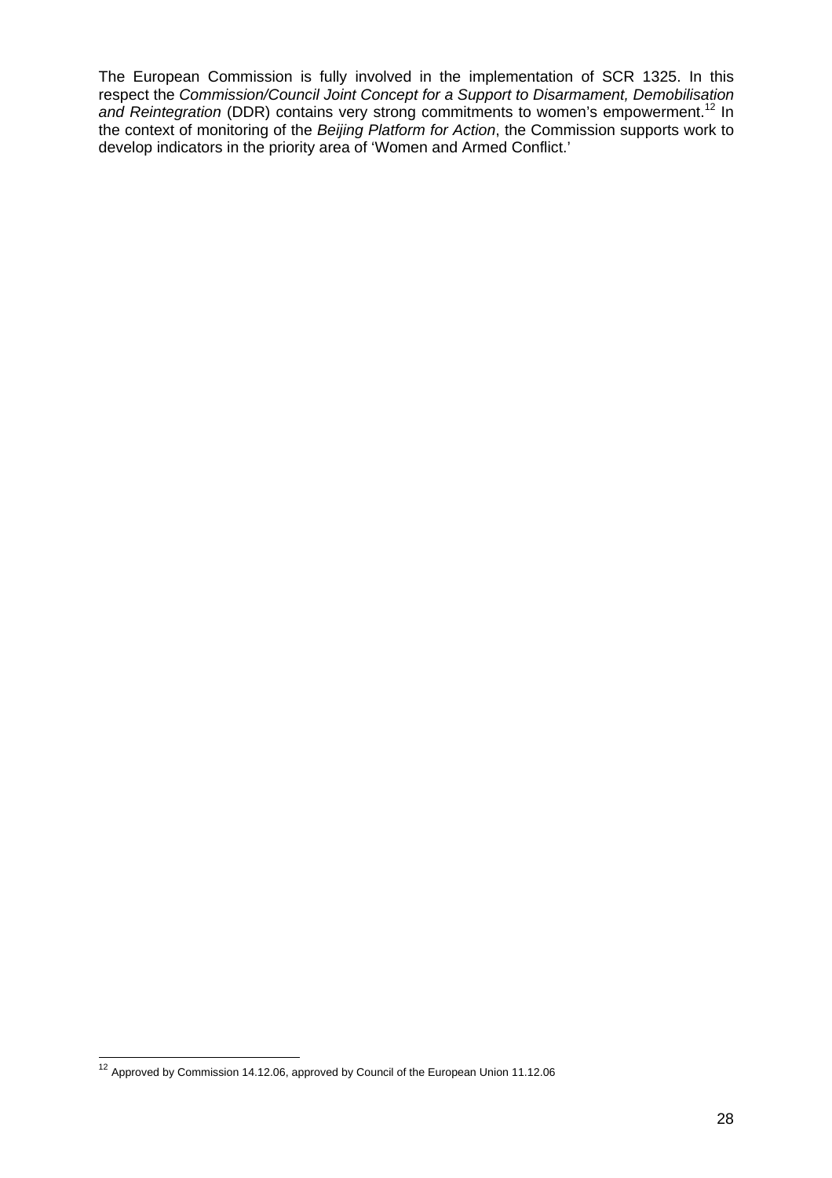The European Commission is fully involved in the implementation of SCR 1325. In this respect the *Commission/Council Joint Concept for a Support to Disarmament, Demobilisation and Reintegration* (DDR) contains very strong commitments to women's empowerment.[12] In the context of monitoring of the *Beijing Platform for Action*, the Commission supports work to develop indicators in the priority area of 'Women and Armed Conflict.'

---

[12] Approved by Commission 14.12.06, approved by Council of the European Union 11.12.06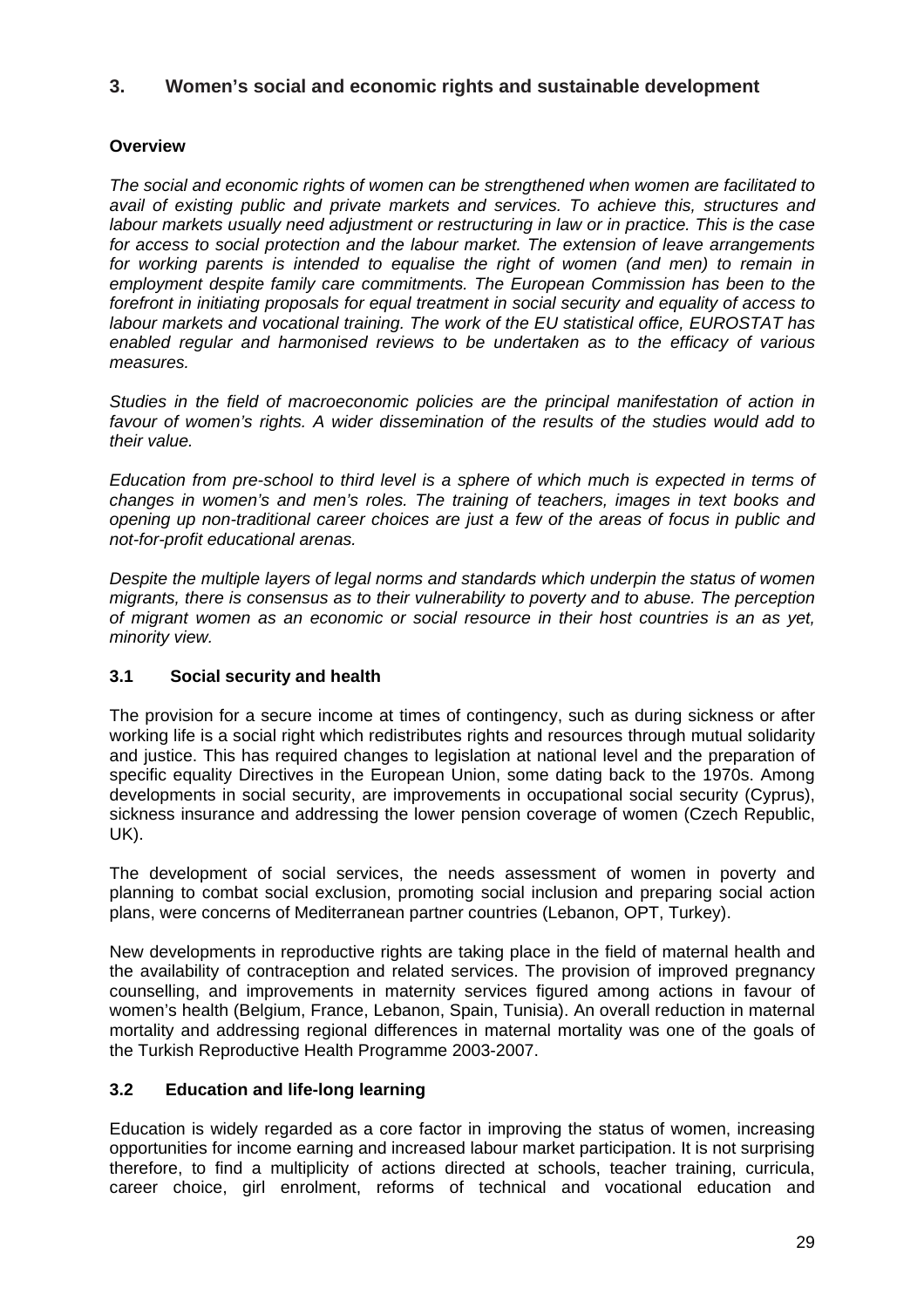## 3. Women's social and economic rights and sustainable development

### Overview

*The social and economic rights of women can be strengthened when women are facilitated to avail of existing public and private markets and services. To achieve this, structures and labour markets usually need adjustment or restructuring in law or in practice. This is the case for access to social protection and the labour market. The extension of leave arrangements for working parents is intended to equalise the right of women (and men) to remain in employment despite family care commitments. The European Commission has been to the forefront in initiating proposals for equal treatment in social security and equality of access to labour markets and vocational training. The work of the EU statistical office, EUROSTAT has enabled regular and harmonised reviews to be undertaken as to the efficacy of various measures.*

*Studies in the field of macroeconomic policies are the principal manifestation of action in favour of women's rights. A wider dissemination of the results of the studies would add to their value.*

*Education from pre-school to third level is a sphere of which much is expected in terms of changes in women's and men's roles. The training of teachers, images in text books and opening up non-traditional career choices are just a few of the areas of focus in public and not-for-profit educational arenas.*

*Despite the multiple layers of legal norms and standards which underpin the status of women migrants, there is consensus as to their vulnerability to poverty and to abuse. The perception of migrant women as an economic or social resource in their host countries is an as yet, minority view.*

### 3.1 Social security and health

The provision for a secure income at times of contingency, such as during sickness or after working life is a social right which redistributes rights and resources through mutual solidarity and justice. This has required changes to legislation at national level and the preparation of specific equality Directives in the European Union, some dating back to the 1970s. Among developments in social security, are improvements in occupational social security (Cyprus), sickness insurance and addressing the lower pension coverage of women (Czech Republic, UK).

The development of social services, the needs assessment of women in poverty and planning to combat social exclusion, promoting social inclusion and preparing social action plans, were concerns of Mediterranean partner countries (Lebanon, OPT, Turkey).

New developments in reproductive rights are taking place in the field of maternal health and the availability of contraception and related services. The provision of improved pregnancy counselling, and improvements in maternity services figured among actions in favour of women's health (Belgium, France, Lebanon, Spain, Tunisia). An overall reduction in maternal mortality and addressing regional differences in maternal mortality was one of the goals of the Turkish Reproductive Health Programme 2003-2007.

### 3.2 Education and life-long learning

Education is widely regarded as a core factor in improving the status of women, increasing opportunities for income earning and increased labour market participation. It is not surprising therefore, to find a multiplicity of actions directed at schools, teacher training, curricula, career choice, girl enrolment, reforms of technical and vocational education and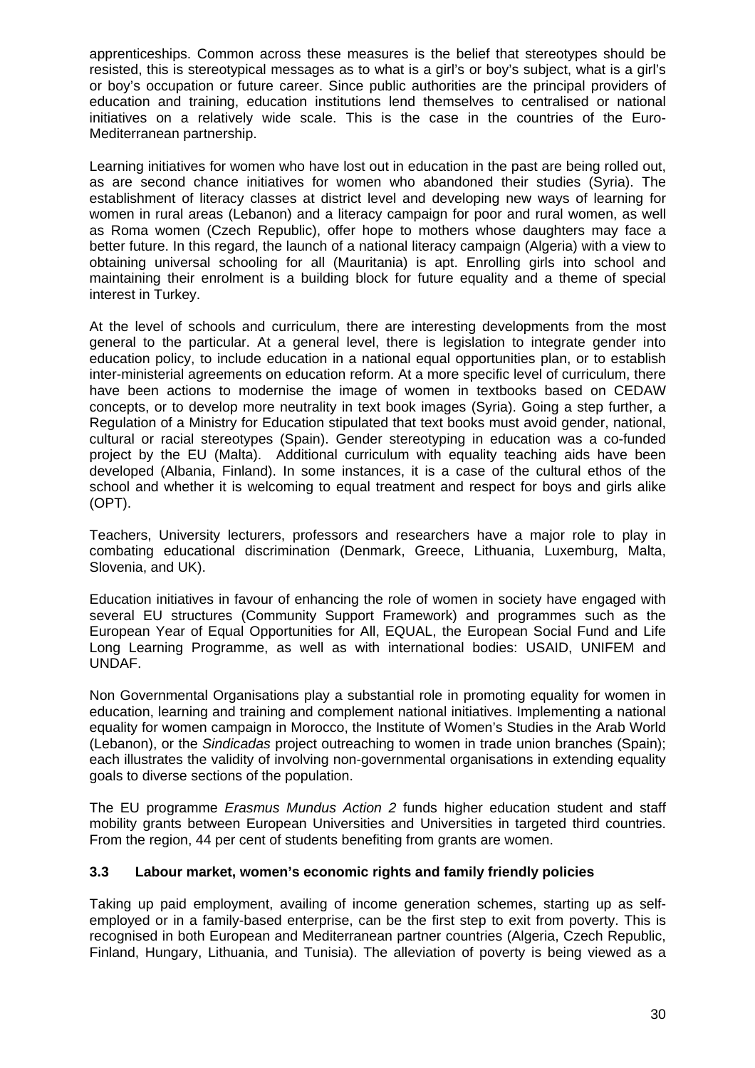apprenticeships. Common across these measures is the belief that stereotypes should be resisted, this is stereotypical messages as to what is a girl's or boy's subject, what is a girl's or boy's occupation or future career. Since public authorities are the principal providers of education and training, education institutions lend themselves to centralised or national initiatives on a relatively wide scale. This is the case in the countries of the Euro-Mediterranean partnership.

Learning initiatives for women who have lost out in education in the past are being rolled out, as are second chance initiatives for women who abandoned their studies (Syria). The establishment of literacy classes at district level and developing new ways of learning for women in rural areas (Lebanon) and a literacy campaign for poor and rural women, as well as Roma women (Czech Republic), offer hope to mothers whose daughters may face a better future. In this regard, the launch of a national literacy campaign (Algeria) with a view to obtaining universal schooling for all (Mauritania) is apt. Enrolling girls into school and maintaining their enrolment is a building block for future equality and a theme of special interest in Turkey.

At the level of schools and curriculum, there are interesting developments from the most general to the particular. At a general level, there is legislation to integrate gender into education policy, to include education in a national equal opportunities plan, or to establish inter-ministerial agreements on education reform. At a more specific level of curriculum, there have been actions to modernise the image of women in textbooks based on CEDAW concepts, or to develop more neutrality in text book images (Syria). Going a step further, a Regulation of a Ministry for Education stipulated that text books must avoid gender, national, cultural or racial stereotypes (Spain). Gender stereotyping in education was a co-funded project by the EU (Malta). Additional curriculum with equality teaching aids have been developed (Albania, Finland). In some instances, it is a case of the cultural ethos of the school and whether it is welcoming to equal treatment and respect for boys and girls alike (OPT).

Teachers, University lecturers, professors and researchers have a major role to play in combating educational discrimination (Denmark, Greece, Lithuania, Luxemburg, Malta, Slovenia, and UK).

Education initiatives in favour of enhancing the role of women in society have engaged with several EU structures (Community Support Framework) and programmes such as the European Year of Equal Opportunities for All, EQUAL, the European Social Fund and Life Long Learning Programme, as well as with international bodies: USAID, UNIFEM and UNDAF.

Non Governmental Organisations play a substantial role in promoting equality for women in education, learning and training and complement national initiatives. Implementing a national equality for women campaign in Morocco, the Institute of Women's Studies in the Arab World (Lebanon), or the *Sindicadas* project outreaching to women in trade union branches (Spain); each illustrates the validity of involving non-governmental organisations in extending equality goals to diverse sections of the population.

The EU programme *Erasmus Mundus Action 2* funds higher education student and staff mobility grants between European Universities and Universities in targeted third countries. From the region, 44 per cent of students benefiting from grants are women.

### 3.3 Labour market, women's economic rights and family friendly policies

Taking up paid employment, availing of income generation schemes, starting up as self-employed or in a family-based enterprise, can be the first step to exit from poverty. This is recognised in both European and Mediterranean partner countries (Algeria, Czech Republic, Finland, Hungary, Lithuania, and Tunisia). The alleviation of poverty is being viewed as a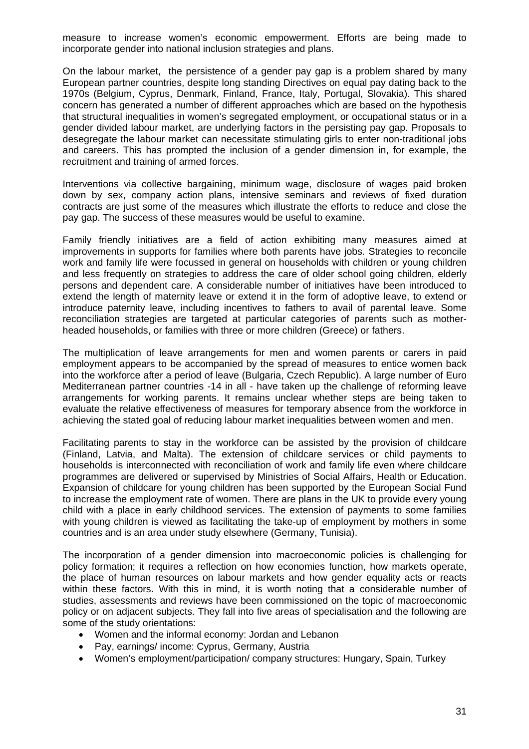measure to increase women's economic empowerment. Efforts are being made to incorporate gender into national inclusion strategies and plans.

On the labour market, the persistence of a gender pay gap is a problem shared by many European partner countries, despite long standing Directives on equal pay dating back to the 1970s (Belgium, Cyprus, Denmark, Finland, France, Italy, Portugal, Slovakia). This shared concern has generated a number of different approaches which are based on the hypothesis that structural inequalities in women's segregated employment, or occupational status or in a gender divided labour market, are underlying factors in the persisting pay gap. Proposals to desegregate the labour market can necessitate stimulating girls to enter non-traditional jobs and careers. This has prompted the inclusion of a gender dimension in, for example, the recruitment and training of armed forces.

Interventions via collective bargaining, minimum wage, disclosure of wages paid broken down by sex, company action plans, intensive seminars and reviews of fixed duration contracts are just some of the measures which illustrate the efforts to reduce and close the pay gap. The success of these measures would be useful to examine.

Family friendly initiatives are a field of action exhibiting many measures aimed at improvements in supports for families where both parents have jobs. Strategies to reconcile work and family life were focussed in general on households with children or young children and less frequently on strategies to address the care of older school going children, elderly persons and dependent care. A considerable number of initiatives have been introduced to extend the length of maternity leave or extend it in the form of adoptive leave, to extend or introduce paternity leave, including incentives to fathers to avail of parental leave. Some reconciliation strategies are targeted at particular categories of parents such as mother-headed households, or families with three or more children (Greece) or fathers.

The multiplication of leave arrangements for men and women parents or carers in paid employment appears to be accompanied by the spread of measures to entice women back into the workforce after a period of leave (Bulgaria, Czech Republic). A large number of Euro Mediterranean partner countries -14 in all - have taken up the challenge of reforming leave arrangements for working parents. It remains unclear whether steps are being taken to evaluate the relative effectiveness of measures for temporary absence from the workforce in achieving the stated goal of reducing labour market inequalities between women and men.

Facilitating parents to stay in the workforce can be assisted by the provision of childcare (Finland, Latvia, and Malta). The extension of childcare services or child payments to households is interconnected with reconciliation of work and family life even where childcare programmes are delivered or supervised by Ministries of Social Affairs, Health or Education. Expansion of childcare for young children has been supported by the European Social Fund to increase the employment rate of women. There are plans in the UK to provide every young child with a place in early childhood services. The extension of payments to some families with young children is viewed as facilitating the take-up of employment by mothers in some countries and is an area under study elsewhere (Germany, Tunisia).

The incorporation of a gender dimension into macroeconomic policies is challenging for policy formation; it requires a reflection on how economies function, how markets operate, the place of human resources on labour markets and how gender equality acts or reacts within these factors. With this in mind, it is worth noting that a considerable number of studies, assessments and reviews have been commissioned on the topic of macroeconomic policy or on adjacent subjects. They fall into five areas of specialisation and the following are some of the study orientations:

- Women and the informal economy: Jordan and Lebanon
- Pay, earnings/ income: Cyprus, Germany, Austria
- Women's employment/participation/ company structures: Hungary, Spain, Turkey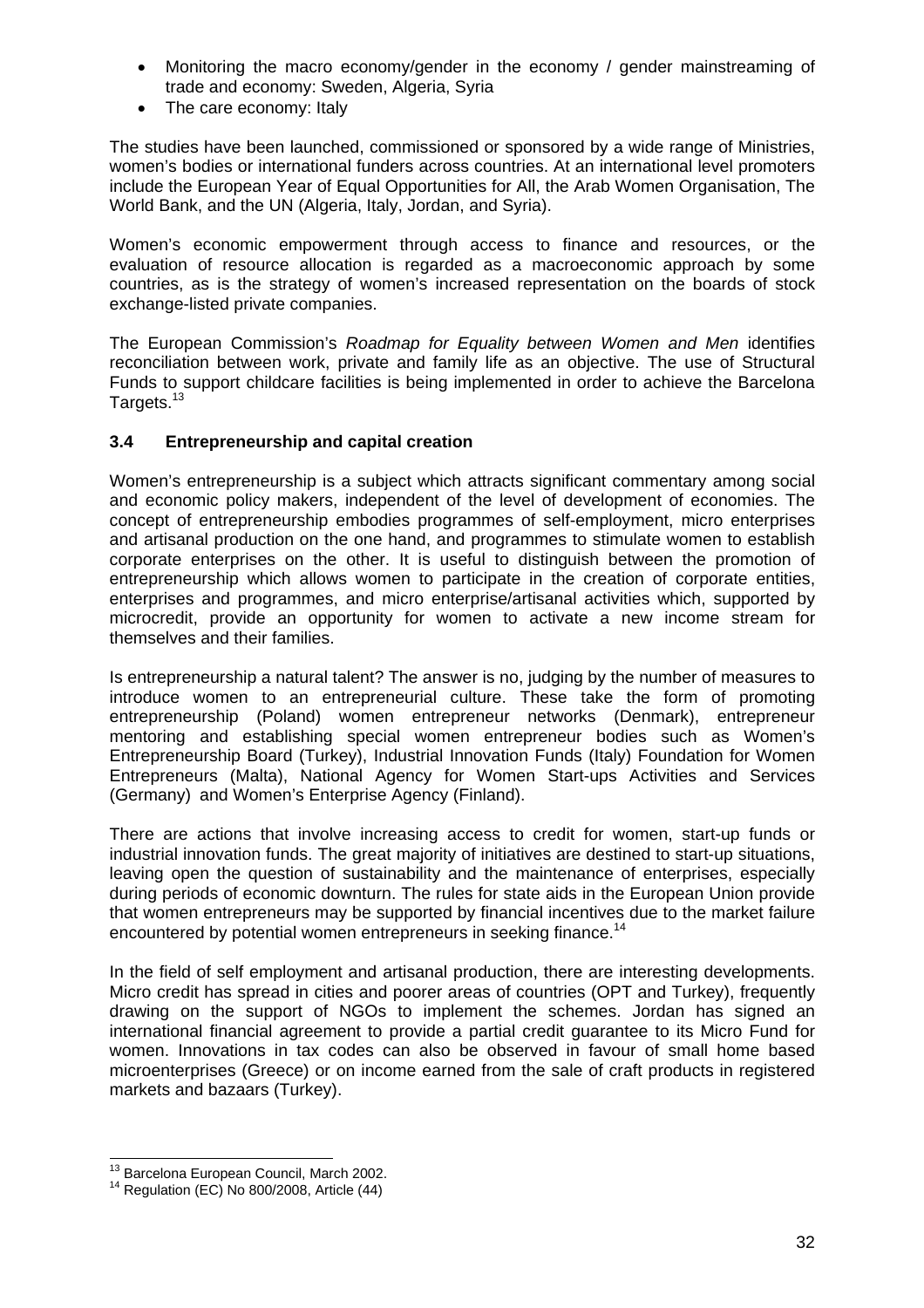- Monitoring the macro economy/gender in the economy / gender mainstreaming of trade and economy: Sweden, Algeria, Syria
- The care economy: Italy

The studies have been launched, commissioned or sponsored by a wide range of Ministries, women's bodies or international funders across countries. At an international level promoters include the European Year of Equal Opportunities for All, the Arab Women Organisation, The World Bank, and the UN (Algeria, Italy, Jordan, and Syria).

Women's economic empowerment through access to finance and resources, or the evaluation of resource allocation is regarded as a macroeconomic approach by some countries, as is the strategy of women's increased representation on the boards of stock exchange-listed private companies.

The European Commission's *Roadmap for Equality between Women and Men* identifies reconciliation between work, private and family life as an objective. The use of Structural Funds to support childcare facilities is being implemented in order to achieve the Barcelona Targets.[13]

### 3.4 Entrepreneurship and capital creation

Women's entrepreneurship is a subject which attracts significant commentary among social and economic policy makers, independent of the level of development of economies. The concept of entrepreneurship embodies programmes of self-employment, micro enterprises and artisanal production on the one hand, and programmes to stimulate women to establish corporate enterprises on the other. It is useful to distinguish between the promotion of entrepreneurship which allows women to participate in the creation of corporate entities, enterprises and programmes, and micro enterprise/artisanal activities which, supported by microcredit, provide an opportunity for women to activate a new income stream for themselves and their families.

Is entrepreneurship a natural talent? The answer is no, judging by the number of measures to introduce women to an entrepreneurial culture. These take the form of promoting entrepreneurship (Poland) women entrepreneur networks (Denmark), entrepreneur mentoring and establishing special women entrepreneur bodies such as Women's Entrepreneurship Board (Turkey), Industrial Innovation Funds (Italy) Foundation for Women Entrepreneurs (Malta), National Agency for Women Start-ups Activities and Services (Germany) and Women's Enterprise Agency (Finland).

There are actions that involve increasing access to credit for women, start-up funds or industrial innovation funds. The great majority of initiatives are destined to start-up situations, leaving open the question of sustainability and the maintenance of enterprises, especially during periods of economic downturn. The rules for state aids in the European Union provide that women entrepreneurs may be supported by financial incentives due to the market failure encountered by potential women entrepreneurs in seeking finance.[14]

In the field of self employment and artisanal production, there are interesting developments. Micro credit has spread in cities and poorer areas of countries (OPT and Turkey), frequently drawing on the support of NGOs to implement the schemes. Jordan has signed an international financial agreement to provide a partial credit guarantee to its Micro Fund for women. Innovations in tax codes can also be observed in favour of small home based microenterprises (Greece) or on income earned from the sale of craft products in registered markets and bazaars (Turkey).

---

[13] Barcelona European Council, March 2002.

[14] Regulation (EC) No 800/2008, Article (44)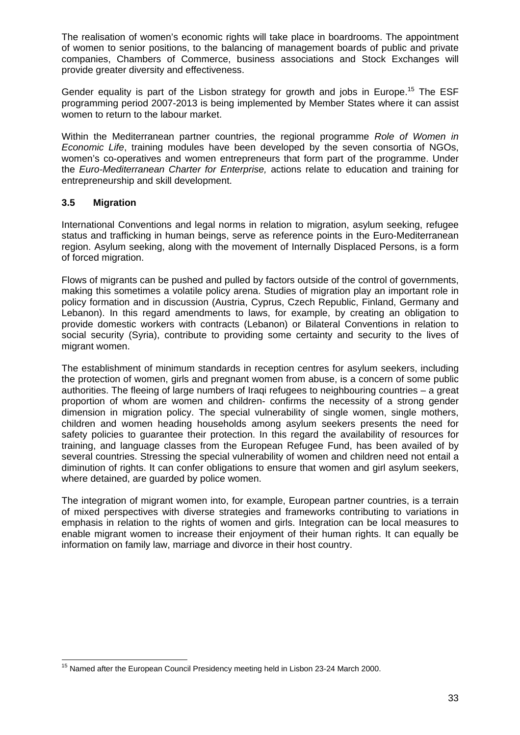The realisation of women's economic rights will take place in boardrooms. The appointment of women to senior positions, to the balancing of management boards of public and private companies, Chambers of Commerce, business associations and Stock Exchanges will provide greater diversity and effectiveness.

Gender equality is part of the Lisbon strategy for growth and jobs in Europe.[15] The ESF programming period 2007-2013 is being implemented by Member States where it can assist women to return to the labour market.

Within the Mediterranean partner countries, the regional programme *Role of Women in Economic Life*, training modules have been developed by the seven consortia of NGOs, women's co-operatives and women entrepreneurs that form part of the programme. Under the *Euro-Mediterranean Charter for Enterprise,* actions relate to education and training for entrepreneurship and skill development.

### 3.5 Migration

International Conventions and legal norms in relation to migration, asylum seeking, refugee status and trafficking in human beings, serve as reference points in the Euro-Mediterranean region. Asylum seeking, along with the movement of Internally Displaced Persons, is a form of forced migration.

Flows of migrants can be pushed and pulled by factors outside of the control of governments, making this sometimes a volatile policy arena. Studies of migration play an important role in policy formation and in discussion (Austria, Cyprus, Czech Republic, Finland, Germany and Lebanon). In this regard amendments to laws, for example, by creating an obligation to provide domestic workers with contracts (Lebanon) or Bilateral Conventions in relation to social security (Syria), contribute to providing some certainty and security to the lives of migrant women.

The establishment of minimum standards in reception centres for asylum seekers, including the protection of women, girls and pregnant women from abuse, is a concern of some public authorities. The fleeing of large numbers of Iraqi refugees to neighbouring countries – a great proportion of whom are women and children- confirms the necessity of a strong gender dimension in migration policy. The special vulnerability of single women, single mothers, children and women heading households among asylum seekers presents the need for safety policies to guarantee their protection. In this regard the availability of resources for training, and language classes from the European Refugee Fund, has been availed of by several countries. Stressing the special vulnerability of women and children need not entail a diminution of rights. It can confer obligations to ensure that women and girl asylum seekers, where detained, are guarded by police women.

The integration of migrant women into, for example, European partner countries, is a terrain of mixed perspectives with diverse strategies and frameworks contributing to variations in emphasis in relation to the rights of women and girls. Integration can be local measures to enable migrant women to increase their enjoyment of their human rights. It can equally be information on family law, marriage and divorce in their host country.

---

[15] Named after the European Council Presidency meeting held in Lisbon 23-24 March 2000.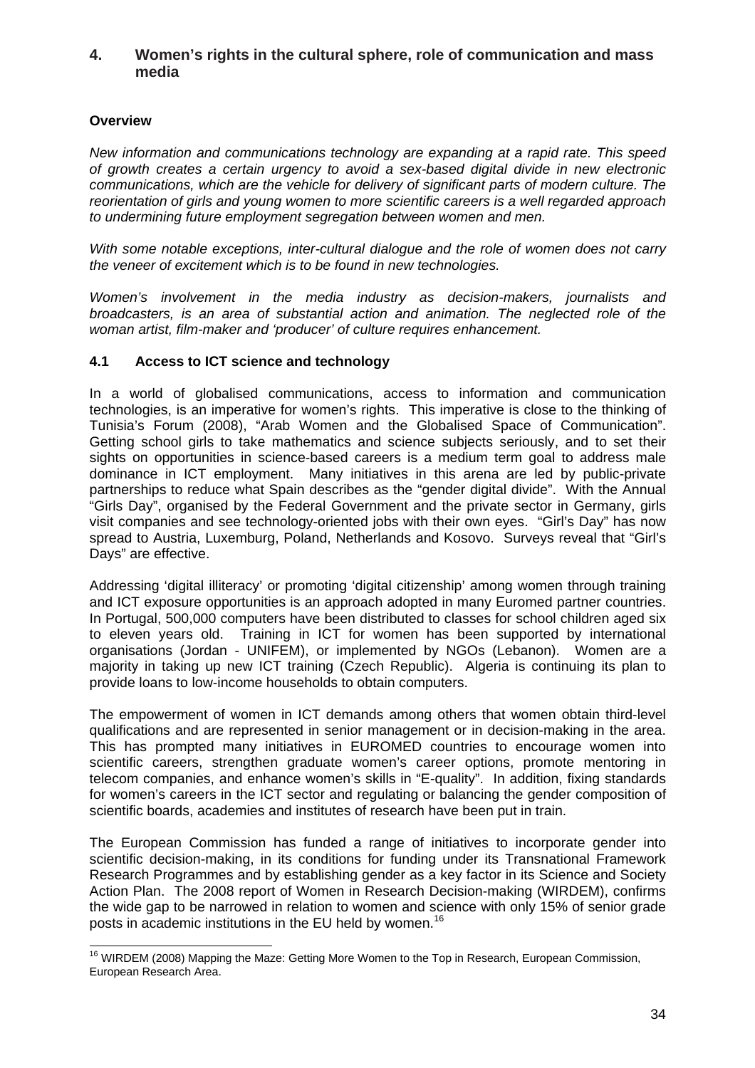## 4. Women's rights in the cultural sphere, role of communication and mass media

**Overview**

*New information and communications technology are expanding at a rapid rate. This speed of growth creates a certain urgency to avoid a sex-based digital divide in new electronic communications, which are the vehicle for delivery of significant parts of modern culture. The reorientation of girls and young women to more scientific careers is a well regarded approach to undermining future employment segregation between women and men.*

*With some notable exceptions, inter-cultural dialogue and the role of women does not carry the veneer of excitement which is to be found in new technologies.*

*Women's involvement in the media industry as decision-makers, journalists and broadcasters, is an area of substantial action and animation. The neglected role of the woman artist, film-maker and 'producer' of culture requires enhancement.*

### 4.1 Access to ICT science and technology

In a world of globalised communications, access to information and communication technologies, is an imperative for women's rights. This imperative is close to the thinking of Tunisia's Forum (2008), "Arab Women and the Globalised Space of Communication". Getting school girls to take mathematics and science subjects seriously, and to set their sights on opportunities in science-based careers is a medium term goal to address male dominance in ICT employment. Many initiatives in this arena are led by public-private partnerships to reduce what Spain describes as the "gender digital divide". With the Annual "Girls Day", organised by the Federal Government and the private sector in Germany, girls visit companies and see technology-oriented jobs with their own eyes. "Girl's Day" has now spread to Austria, Luxemburg, Poland, Netherlands and Kosovo. Surveys reveal that "Girl's Days" are effective.

Addressing 'digital illiteracy' or promoting 'digital citizenship' among women through training and ICT exposure opportunities is an approach adopted in many Euromed partner countries. In Portugal, 500,000 computers have been distributed to classes for school children aged six to eleven years old. Training in ICT for women has been supported by international organisations (Jordan - UNIFEM), or implemented by NGOs (Lebanon). Women are a majority in taking up new ICT training (Czech Republic). Algeria is continuing its plan to provide loans to low-income households to obtain computers.

The empowerment of women in ICT demands among others that women obtain third-level qualifications and are represented in senior management or in decision-making in the area. This has prompted many initiatives in EUROMED countries to encourage women into scientific careers, strengthen graduate women's career options, promote mentoring in telecom companies, and enhance women's skills in "E-quality". In addition, fixing standards for women's careers in the ICT sector and regulating or balancing the gender composition of scientific boards, academies and institutes of research have been put in train.

The European Commission has funded a range of initiatives to incorporate gender into scientific decision-making, in its conditions for funding under its Transnational Framework Research Programmes and by establishing gender as a key factor in its Science and Society Action Plan. The 2008 report of Women in Research Decision-making (WIRDEM), confirms the wide gap to be narrowed in relation to women and science with only 15% of senior grade posts in academic institutions in the EU held by women.[16]

[16] WIRDEM (2008) Mapping the Maze: Getting More Women to the Top in Research, European Commission, European Research Area.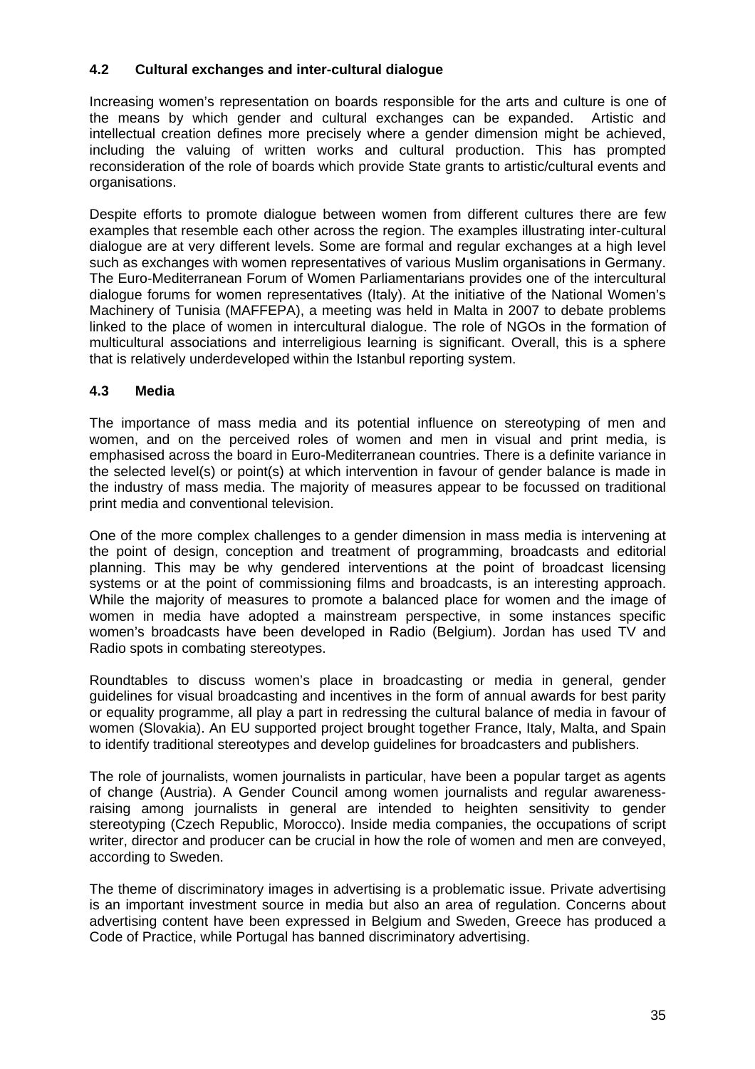### 4.2 Cultural exchanges and inter-cultural dialogue

Increasing women's representation on boards responsible for the arts and culture is one of the means by which gender and cultural exchanges can be expanded. Artistic and intellectual creation defines more precisely where a gender dimension might be achieved, including the valuing of written works and cultural production. This has prompted reconsideration of the role of boards which provide State grants to artistic/cultural events and organisations.

Despite efforts to promote dialogue between women from different cultures there are few examples that resemble each other across the region. The examples illustrating inter-cultural dialogue are at very different levels. Some are formal and regular exchanges at a high level such as exchanges with women representatives of various Muslim organisations in Germany. The Euro-Mediterranean Forum of Women Parliamentarians provides one of the intercultural dialogue forums for women representatives (Italy). At the initiative of the National Women's Machinery of Tunisia (MAFFEPA), a meeting was held in Malta in 2007 to debate problems linked to the place of women in intercultural dialogue. The role of NGOs in the formation of multicultural associations and interreligious learning is significant. Overall, this is a sphere that is relatively underdeveloped within the Istanbul reporting system.

### 4.3 Media

The importance of mass media and its potential influence on stereotyping of men and women, and on the perceived roles of women and men in visual and print media, is emphasised across the board in Euro-Mediterranean countries. There is a definite variance in the selected level(s) or point(s) at which intervention in favour of gender balance is made in the industry of mass media. The majority of measures appear to be focussed on traditional print media and conventional television.

One of the more complex challenges to a gender dimension in mass media is intervening at the point of design, conception and treatment of programming, broadcasts and editorial planning. This may be why gendered interventions at the point of broadcast licensing systems or at the point of commissioning films and broadcasts, is an interesting approach. While the majority of measures to promote a balanced place for women and the image of women in media have adopted a mainstream perspective, in some instances specific women's broadcasts have been developed in Radio (Belgium). Jordan has used TV and Radio spots in combating stereotypes.

Roundtables to discuss women's place in broadcasting or media in general, gender guidelines for visual broadcasting and incentives in the form of annual awards for best parity or equality programme, all play a part in redressing the cultural balance of media in favour of women (Slovakia). An EU supported project brought together France, Italy, Malta, and Spain to identify traditional stereotypes and develop guidelines for broadcasters and publishers.

The role of journalists, women journalists in particular, have been a popular target as agents of change (Austria). A Gender Council among women journalists and regular awareness-raising among journalists in general are intended to heighten sensitivity to gender stereotyping (Czech Republic, Morocco). Inside media companies, the occupations of script writer, director and producer can be crucial in how the role of women and men are conveyed, according to Sweden.

The theme of discriminatory images in advertising is a problematic issue. Private advertising is an important investment source in media but also an area of regulation. Concerns about advertising content have been expressed in Belgium and Sweden, Greece has produced a Code of Practice, while Portugal has banned discriminatory advertising.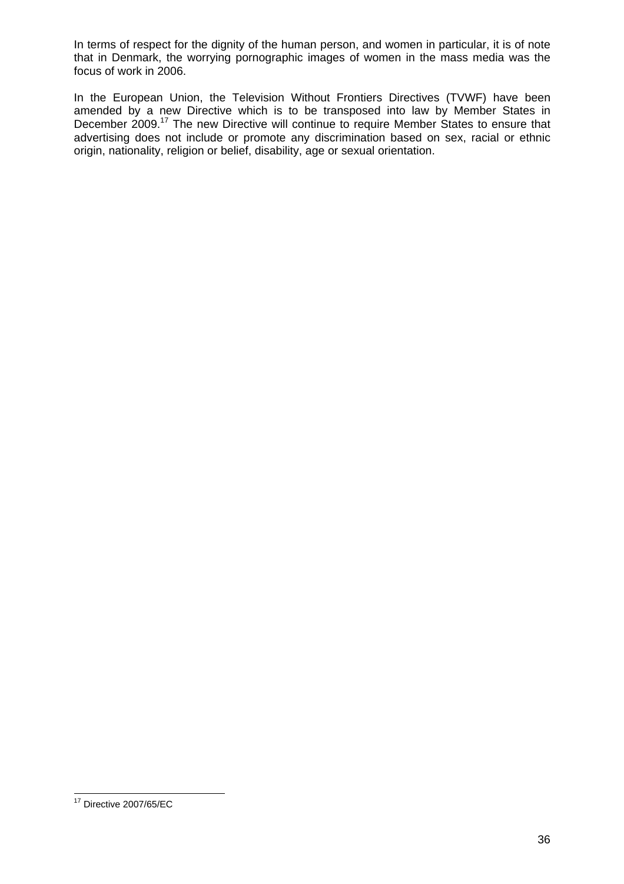In terms of respect for the dignity of the human person, and women in particular, it is of note that in Denmark, the worrying pornographic images of women in the mass media was the focus of work in 2006.

In the European Union, the Television Without Frontiers Directives (TVWF) have been amended by a new Directive which is to be transposed into law by Member States in December 2009.[17] The new Directive will continue to require Member States to ensure that advertising does not include or promote any discrimination based on sex, racial or ethnic origin, nationality, religion or belief, disability, age or sexual orientation.

---

[17] Directive 2007/65/EC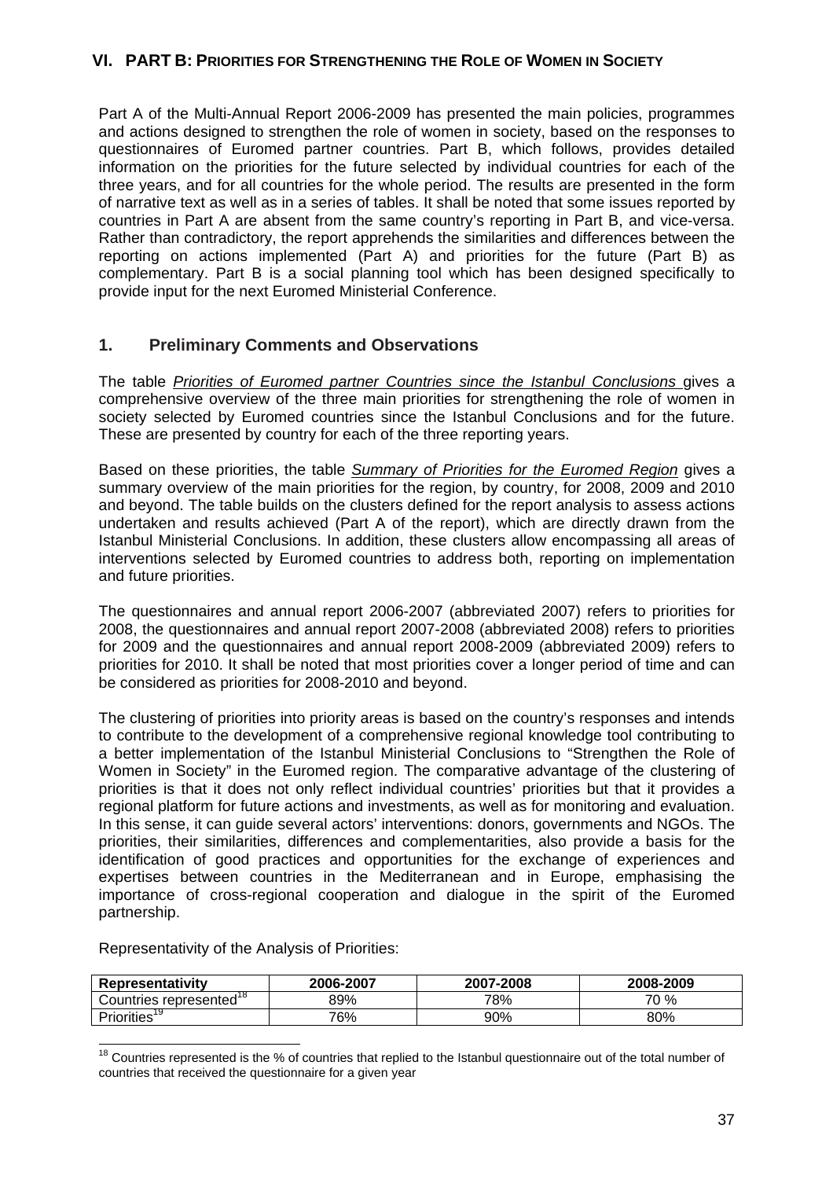## VI. PART B: PRIORITIES FOR STRENGTHENING THE ROLE OF WOMEN IN SOCIETY

Part A of the Multi-Annual Report 2006-2009 has presented the main policies, programmes and actions designed to strengthen the role of women in society, based on the responses to questionnaires of Euromed partner countries. Part B, which follows, provides detailed information on the priorities for the future selected by individual countries for each of the three years, and for all countries for the whole period. The results are presented in the form of narrative text as well as in a series of tables. It shall be noted that some issues reported by countries in Part A are absent from the same country's reporting in Part B, and vice-versa. Rather than contradictory, the report apprehends the similarities and differences between the reporting on actions implemented (Part A) and priorities for the future (Part B) as complementary. Part B is a social planning tool which has been designed specifically to provide input for the next Euromed Ministerial Conference.

### 1. Preliminary Comments and Observations

The table *Priorities of Euromed partner Countries since the Istanbul Conclusions* gives a comprehensive overview of the three main priorities for strengthening the role of women in society selected by Euromed countries since the Istanbul Conclusions and for the future. These are presented by country for each of the three reporting years.

Based on these priorities, the table *Summary of Priorities for the Euromed Region* gives a summary overview of the main priorities for the region, by country, for 2008, 2009 and 2010 and beyond. The table builds on the clusters defined for the report analysis to assess actions undertaken and results achieved (Part A of the report), which are directly drawn from the Istanbul Ministerial Conclusions. In addition, these clusters allow encompassing all areas of interventions selected by Euromed countries to address both, reporting on implementation and future priorities.

The questionnaires and annual report 2006-2007 (abbreviated 2007) refers to priorities for 2008, the questionnaires and annual report 2007-2008 (abbreviated 2008) refers to priorities for 2009 and the questionnaires and annual report 2008-2009 (abbreviated 2009) refers to priorities for 2010. It shall be noted that most priorities cover a longer period of time and can be considered as priorities for 2008-2010 and beyond.

The clustering of priorities into priority areas is based on the country's responses and intends to contribute to the development of a comprehensive regional knowledge tool contributing to a better implementation of the Istanbul Ministerial Conclusions to "Strengthen the Role of Women in Society" in the Euromed region. The comparative advantage of the clustering of priorities is that it does not only reflect individual countries' priorities but that it provides a regional platform for future actions and investments, as well as for monitoring and evaluation. In this sense, it can guide several actors' interventions: donors, governments and NGOs. The priorities, their similarities, differences and complementarities, also provide a basis for the identification of good practices and opportunities for the exchange of experiences and expertises between countries in the Mediterranean and in Europe, emphasising the importance of cross-regional cooperation and dialogue in the spirit of the Euromed partnership.

Representativity of the Analysis of Priorities:

| Representativity | 2006-2007 | 2007-2008 | 2008-2009 |
|---|---|---|---|
| Countries represented[18] | 89% | 78% | 70 % |
| Priorities[19] | 76% | 90% | 80% |

[18] Countries represented is the % of countries that replied to the Istanbul questionnaire out of the total number of countries that received the questionnaire for a given year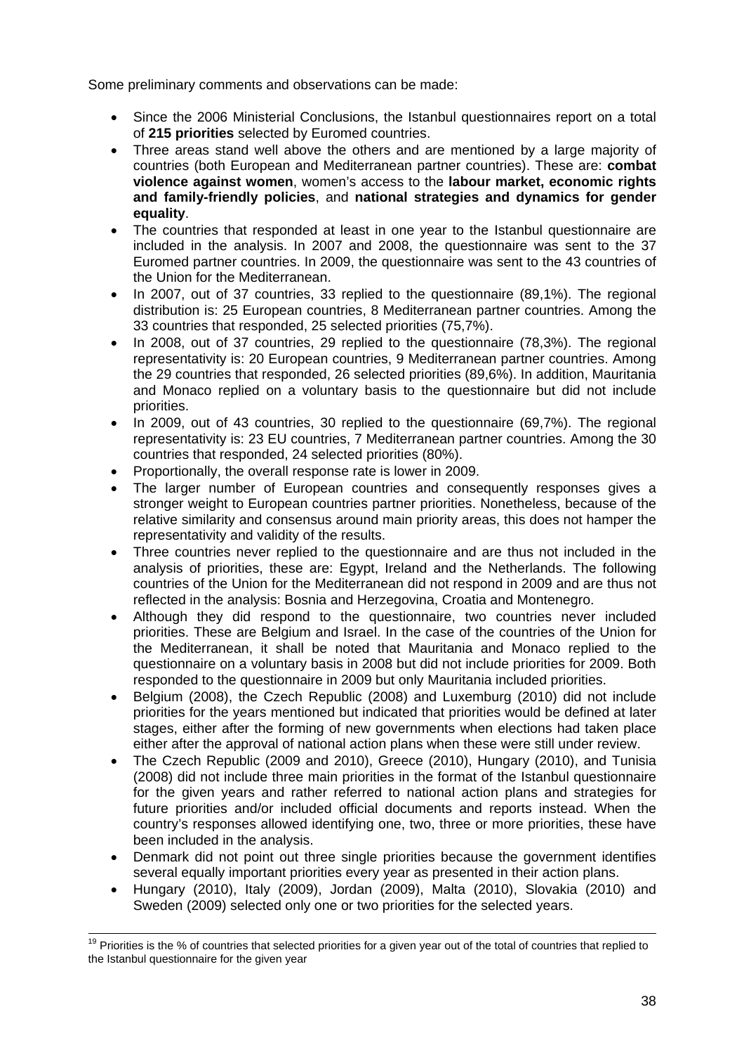Some preliminary comments and observations can be made:

- Since the 2006 Ministerial Conclusions, the Istanbul questionnaires report on a total of **215 priorities** selected by Euromed countries.
- Three areas stand well above the others and are mentioned by a large majority of countries (both European and Mediterranean partner countries). These are: **combat violence against women**, women's access to the **labour market, economic rights and family-friendly policies**, and **national strategies and dynamics for gender equality**.
- The countries that responded at least in one year to the Istanbul questionnaire are included in the analysis. In 2007 and 2008, the questionnaire was sent to the 37 Euromed partner countries. In 2009, the questionnaire was sent to the 43 countries of the Union for the Mediterranean.
- In 2007, out of 37 countries, 33 replied to the questionnaire (89,1%). The regional distribution is: 25 European countries, 8 Mediterranean partner countries. Among the 33 countries that responded, 25 selected priorities (75,7%).
- In 2008, out of 37 countries, 29 replied to the questionnaire (78,3%). The regional representativity is: 20 European countries, 9 Mediterranean partner countries. Among the 29 countries that responded, 26 selected priorities (89,6%). In addition, Mauritania and Monaco replied on a voluntary basis to the questionnaire but did not include priorities.
- In 2009, out of 43 countries, 30 replied to the questionnaire (69,7%). The regional representativity is: 23 EU countries, 7 Mediterranean partner countries. Among the 30 countries that responded, 24 selected priorities (80%).
- Proportionally, the overall response rate is lower in 2009.
- The larger number of European countries and consequently responses gives a stronger weight to European countries partner priorities. Nonetheless, because of the relative similarity and consensus around main priority areas, this does not hamper the representativity and validity of the results.
- Three countries never replied to the questionnaire and are thus not included in the analysis of priorities, these are: Egypt, Ireland and the Netherlands. The following countries of the Union for the Mediterranean did not respond in 2009 and are thus not reflected in the analysis: Bosnia and Herzegovina, Croatia and Montenegro.
- Although they did respond to the questionnaire, two countries never included priorities. These are Belgium and Israel. In the case of the countries of the Union for the Mediterranean, it shall be noted that Mauritania and Monaco replied to the questionnaire on a voluntary basis in 2008 but did not include priorities for 2009. Both responded to the questionnaire in 2009 but only Mauritania included priorities.
- Belgium (2008), the Czech Republic (2008) and Luxemburg (2010) did not include priorities for the years mentioned but indicated that priorities would be defined at later stages, either after the forming of new governments when elections had taken place either after the approval of national action plans when these were still under review.
- The Czech Republic (2009 and 2010), Greece (2010), Hungary (2010), and Tunisia (2008) did not include three main priorities in the format of the Istanbul questionnaire for the given years and rather referred to national action plans and strategies for future priorities and/or included official documents and reports instead. When the country's responses allowed identifying one, two, three or more priorities, these have been included in the analysis.
- Denmark did not point out three single priorities because the government identifies several equally important priorities every year as presented in their action plans.
- Hungary (2010), Italy (2009), Jordan (2009), Malta (2010), Slovakia (2010) and Sweden (2009) selected only one or two priorities for the selected years.

---

[19] Priorities is the % of countries that selected priorities for a given year out of the total of countries that replied to the Istanbul questionnaire for the given year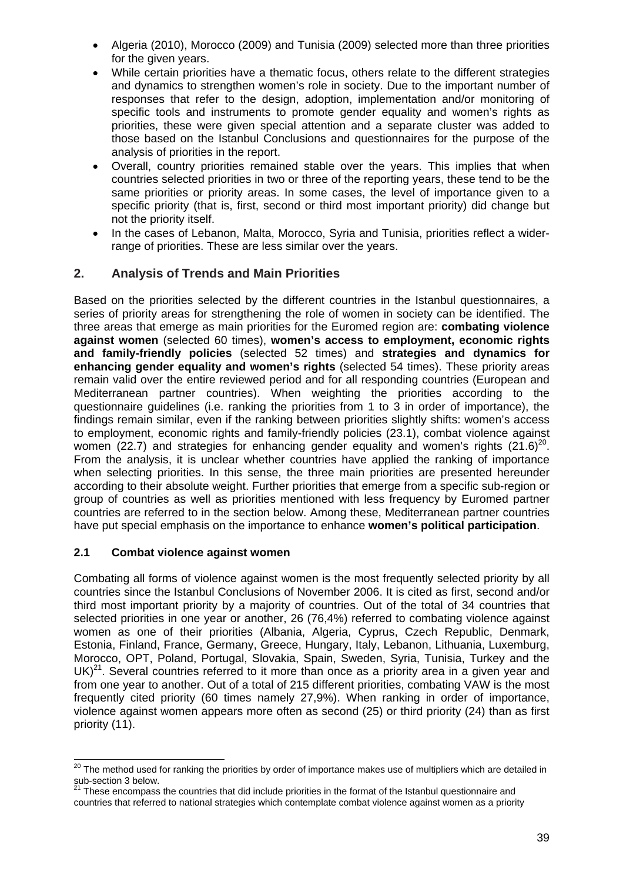- Algeria (2010), Morocco (2009) and Tunisia (2009) selected more than three priorities for the given years.
- While certain priorities have a thematic focus, others relate to the different strategies and dynamics to strengthen women's role in society. Due to the important number of responses that refer to the design, adoption, implementation and/or monitoring of specific tools and instruments to promote gender equality and women's rights as priorities, these were given special attention and a separate cluster was added to those based on the Istanbul Conclusions and questionnaires for the purpose of the analysis of priorities in the report.
- Overall, country priorities remained stable over the years. This implies that when countries selected priorities in two or three of the reporting years, these tend to be the same priorities or priority areas. In some cases, the level of importance given to a specific priority (that is, first, second or third most important priority) did change but not the priority itself.
- In the cases of Lebanon, Malta, Morocco, Syria and Tunisia, priorities reflect a wider-range of priorities. These are less similar over the years.

## 2. Analysis of Trends and Main Priorities

Based on the priorities selected by the different countries in the Istanbul questionnaires, a series of priority areas for strengthening the role of women in society can be identified. The three areas that emerge as main priorities for the Euromed region are: **combating violence against women** (selected 60 times), **women's access to employment, economic rights and family-friendly policies** (selected 52 times) and **strategies and dynamics for enhancing gender equality and women's rights** (selected 54 times). These priority areas remain valid over the entire reviewed period and for all responding countries (European and Mediterranean partner countries). When weighting the priorities according to the questionnaire guidelines (i.e. ranking the priorities from 1 to 3 in order of importance), the findings remain similar, even if the ranking between priorities slightly shifts: women's access to employment, economic rights and family-friendly policies (23.1), combat violence against women (22.7) and strategies for enhancing gender equality and women's rights (21.6)[20]. From the analysis, it is unclear whether countries have applied the ranking of importance when selecting priorities. In this sense, the three main priorities are presented hereunder according to their absolute weight. Further priorities that emerge from a specific sub-region or group of countries as well as priorities mentioned with less frequency by Euromed partner countries are referred to in the section below. Among these, Mediterranean partner countries have put special emphasis on the importance to enhance **women's political participation**.

### 2.1 Combat violence against women

Combating all forms of violence against women is the most frequently selected priority by all countries since the Istanbul Conclusions of November 2006. It is cited as first, second and/or third most important priority by a majority of countries. Out of the total of 34 countries that selected priorities in one year or another, 26 (76,4%) referred to combating violence against women as one of their priorities (Albania, Algeria, Cyprus, Czech Republic, Denmark, Estonia, Finland, France, Germany, Greece, Hungary, Italy, Lebanon, Lithuania, Luxemburg, Morocco, OPT, Poland, Portugal, Slovakia, Spain, Sweden, Syria, Tunisia, Turkey and the UK)[21]. Several countries referred to it more than once as a priority area in a given year and from one year to another. Out of a total of 215 different priorities, combating VAW is the most frequently cited priority (60 times namely 27,9%). When ranking in order of importance, violence against women appears more often as second (25) or third priority (24) than as first priority (11).

---

[20] The method used for ranking the priorities by order of importance makes use of multipliers which are detailed in sub-section 3 below.

[21] These encompass the countries that did include priorities in the format of the Istanbul questionnaire and countries that referred to national strategies which contemplate combat violence against women as a priority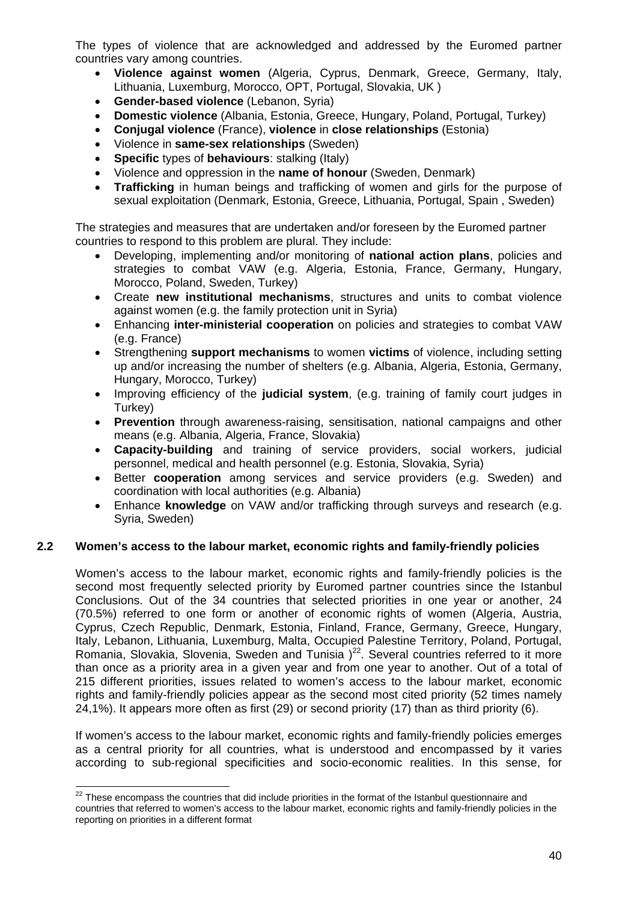The types of violence that are acknowledged and addressed by the Euromed partner countries vary among countries.

- **Violence against women** (Algeria, Cyprus, Denmark, Greece, Germany, Italy, Lithuania, Luxemburg, Morocco, OPT, Portugal, Slovakia, UK )
- **Gender-based violence** (Lebanon, Syria)
- **Domestic violence** (Albania, Estonia, Greece, Hungary, Poland, Portugal, Turkey)
- **Conjugal violence** (France), **violence** in **close relationships** (Estonia)
- Violence in **same-sex relationships** (Sweden)
- **Specific** types of **behaviours**: stalking (Italy)
- Violence and oppression in the **name of honour** (Sweden, Denmark)
- **Trafficking** in human beings and trafficking of women and girls for the purpose of sexual exploitation (Denmark, Estonia, Greece, Lithuania, Portugal, Spain , Sweden)

The strategies and measures that are undertaken and/or foreseen by the Euromed partner countries to respond to this problem are plural. They include:

- Developing, implementing and/or monitoring of **national action plans**, policies and strategies to combat VAW (e.g. Algeria, Estonia, France, Germany, Hungary, Morocco, Poland, Sweden, Turkey)
- Create **new institutional mechanisms**, structures and units to combat violence against women (e.g. the family protection unit in Syria)
- Enhancing **inter-ministerial cooperation** on policies and strategies to combat VAW (e.g. France)
- Strengthening **support mechanisms** to women **victims** of violence, including setting up and/or increasing the number of shelters (e.g. Albania, Algeria, Estonia, Germany, Hungary, Morocco, Turkey)
- Improving efficiency of the **judicial system**, (e.g. training of family court judges in Turkey)
- **Prevention** through awareness-raising, sensitisation, national campaigns and other means (e.g. Albania, Algeria, France, Slovakia)
- **Capacity-building** and training of service providers, social workers, judicial personnel, medical and health personnel (e.g. Estonia, Slovakia, Syria)
- Better **cooperation** among services and service providers (e.g. Sweden) and coordination with local authorities (e.g. Albania)
- Enhance **knowledge** on VAW and/or trafficking through surveys and research (e.g. Syria, Sweden)

### 2.2 Women's access to the labour market, economic rights and family-friendly policies

Women's access to the labour market, economic rights and family-friendly policies is the second most frequently selected priority by Euromed partner countries since the Istanbul Conclusions. Out of the 34 countries that selected priorities in one year or another, 24 (70.5%) referred to one form or another of economic rights of women (Algeria, Austria, Cyprus, Czech Republic, Denmark, Estonia, Finland, France, Germany, Greece, Hungary, Italy, Lebanon, Lithuania, Luxemburg, Malta, Occupied Palestine Territory, Poland, Portugal, Romania, Slovakia, Slovenia, Sweden and Tunisia )[22]. Several countries referred to it more than once as a priority area in a given year and from one year to another. Out of a total of 215 different priorities, issues related to women's access to the labour market, economic rights and family-friendly policies appear as the second most cited priority (52 times namely 24,1%). It appears more often as first (29) or second priority (17) than as third priority (6).

If women's access to the labour market, economic rights and family-friendly policies emerges as a central priority for all countries, what is understood and encompassed by it varies according to sub-regional specificities and socio-economic realities. In this sense, for

[22] These encompass the countries that did include priorities in the format of the Istanbul questionnaire and countries that referred to women's access to the labour market, economic rights and family-friendly policies in the reporting on priorities in a different format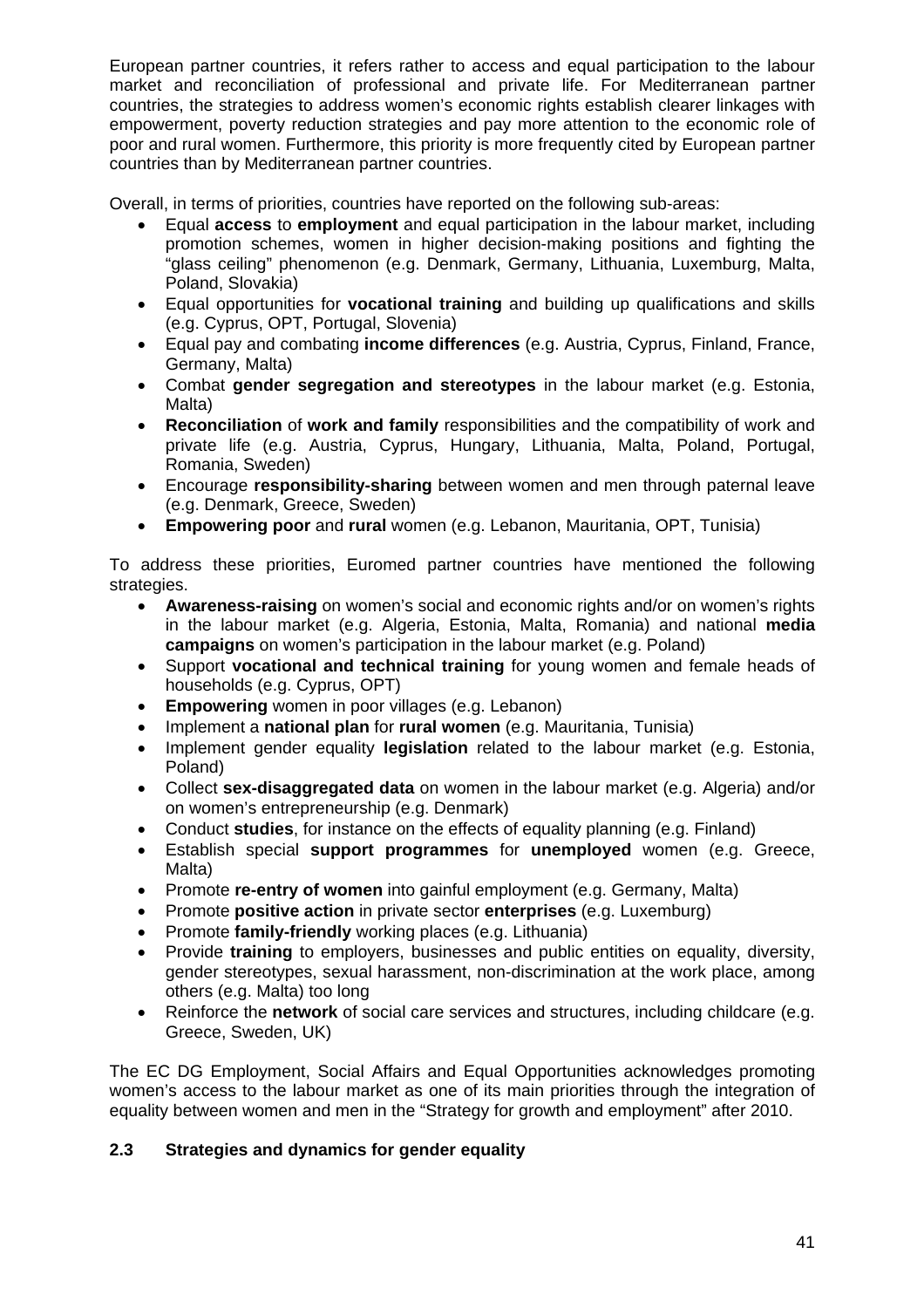European partner countries, it refers rather to access and equal participation to the labour market and reconciliation of professional and private life. For Mediterranean partner countries, the strategies to address women's economic rights establish clearer linkages with empowerment, poverty reduction strategies and pay more attention to the economic role of poor and rural women. Furthermore, this priority is more frequently cited by European partner countries than by Mediterranean partner countries.

Overall, in terms of priorities, countries have reported on the following sub-areas:

- Equal **access** to **employment** and equal participation in the labour market, including promotion schemes, women in higher decision-making positions and fighting the "glass ceiling" phenomenon (e.g. Denmark, Germany, Lithuania, Luxemburg, Malta, Poland, Slovakia)
- Equal opportunities for **vocational training** and building up qualifications and skills (e.g. Cyprus, OPT, Portugal, Slovenia)
- Equal pay and combating **income differences** (e.g. Austria, Cyprus, Finland, France, Germany, Malta)
- Combat **gender segregation and stereotypes** in the labour market (e.g. Estonia, Malta)
- **Reconciliation** of **work and family** responsibilities and the compatibility of work and private life (e.g. Austria, Cyprus, Hungary, Lithuania, Malta, Poland, Portugal, Romania, Sweden)
- Encourage **responsibility-sharing** between women and men through paternal leave (e.g. Denmark, Greece, Sweden)
- **Empowering poor** and **rural** women (e.g. Lebanon, Mauritania, OPT, Tunisia)

To address these priorities, Euromed partner countries have mentioned the following strategies.

- **Awareness-raising** on women's social and economic rights and/or on women's rights in the labour market (e.g. Algeria, Estonia, Malta, Romania) and national **media campaigns** on women's participation in the labour market (e.g. Poland)
- Support **vocational and technical training** for young women and female heads of households (e.g. Cyprus, OPT)
- **Empowering** women in poor villages (e.g. Lebanon)
- Implement a **national plan** for **rural women** (e.g. Mauritania, Tunisia)
- Implement gender equality **legislation** related to the labour market (e.g. Estonia, Poland)
- Collect **sex-disaggregated data** on women in the labour market (e.g. Algeria) and/or on women's entrepreneurship (e.g. Denmark)
- Conduct **studies**, for instance on the effects of equality planning (e.g. Finland)
- Establish special **support programmes** for **unemployed** women (e.g. Greece, Malta)
- Promote **re-entry of women** into gainful employment (e.g. Germany, Malta)
- Promote **positive action** in private sector **enterprises** (e.g. Luxemburg)
- Promote **family-friendly** working places (e.g. Lithuania)
- Provide **training** to employers, businesses and public entities on equality, diversity, gender stereotypes, sexual harassment, non-discrimination at the work place, among others (e.g. Malta) too long
- Reinforce the **network** of social care services and structures, including childcare (e.g. Greece, Sweden, UK)

The EC DG Employment, Social Affairs and Equal Opportunities acknowledges promoting women's access to the labour market as one of its main priorities through the integration of equality between women and men in the "Strategy for growth and employment" after 2010.

### 2.3 Strategies and dynamics for gender equality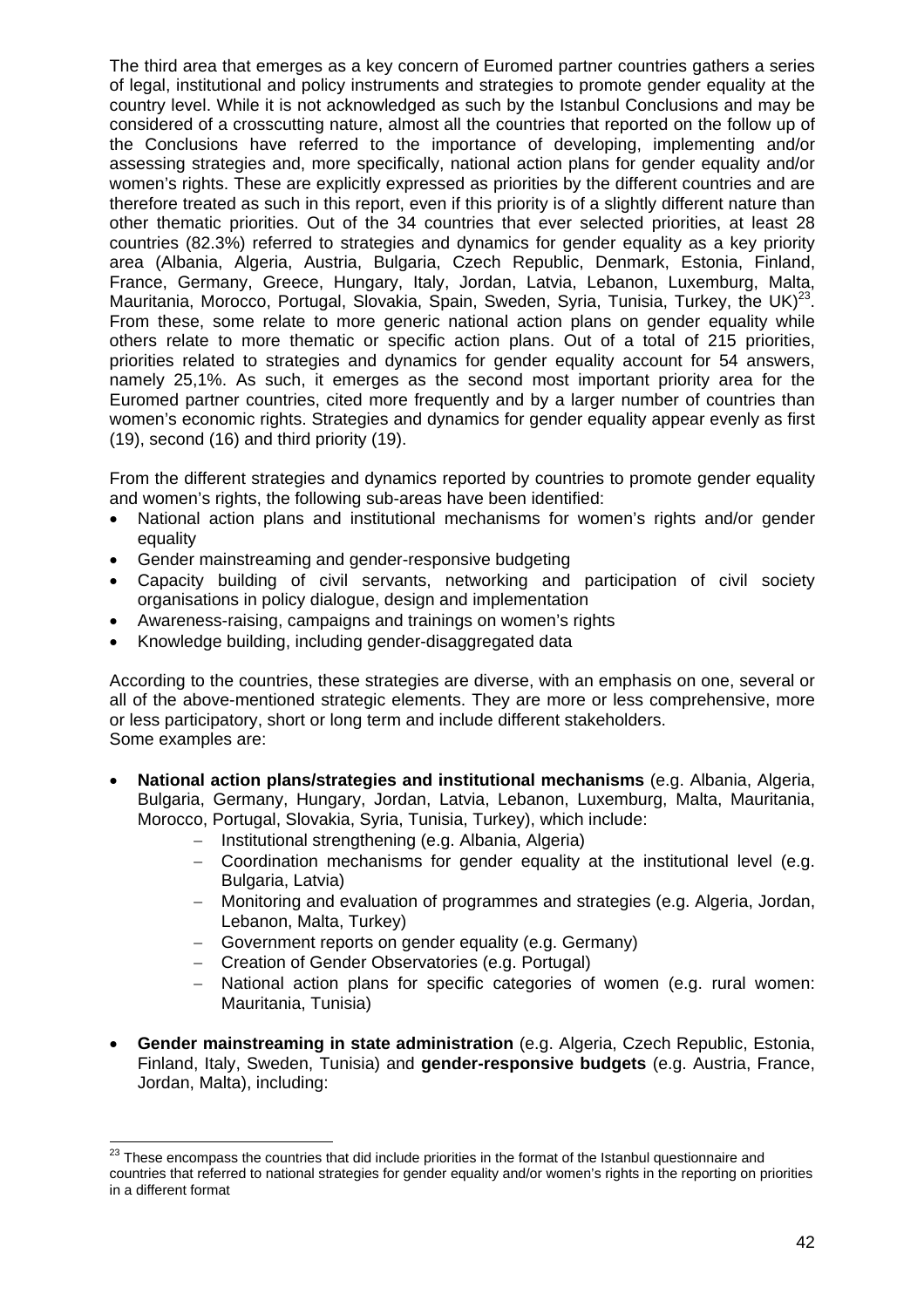The third area that emerges as a key concern of Euromed partner countries gathers a series of legal, institutional and policy instruments and strategies to promote gender equality at the country level. While it is not acknowledged as such by the Istanbul Conclusions and may be considered of a crosscutting nature, almost all the countries that reported on the follow up of the Conclusions have referred to the importance of developing, implementing and/or assessing strategies and, more specifically, national action plans for gender equality and/or women's rights. These are explicitly expressed as priorities by the different countries and are therefore treated as such in this report, even if this priority is of a slightly different nature than other thematic priorities. Out of the 34 countries that ever selected priorities, at least 28 countries (82.3%) referred to strategies and dynamics for gender equality as a key priority area (Albania, Algeria, Austria, Bulgaria, Czech Republic, Denmark, Estonia, Finland, France, Germany, Greece, Hungary, Italy, Jordan, Latvia, Lebanon, Luxemburg, Malta, Mauritania, Morocco, Portugal, Slovakia, Spain, Sweden, Syria, Tunisia, Turkey, the UK)[23]. From these, some relate to more generic national action plans on gender equality while others relate to more thematic or specific action plans. Out of a total of 215 priorities, priorities related to strategies and dynamics for gender equality account for 54 answers, namely 25,1%. As such, it emerges as the second most important priority area for the Euromed partner countries, cited more frequently and by a larger number of countries than women's economic rights. Strategies and dynamics for gender equality appear evenly as first (19), second (16) and third priority (19).

From the different strategies and dynamics reported by countries to promote gender equality and women's rights, the following sub-areas have been identified:

- National action plans and institutional mechanisms for women's rights and/or gender equality
- Gender mainstreaming and gender-responsive budgeting
- Capacity building of civil servants, networking and participation of civil society organisations in policy dialogue, design and implementation
- Awareness-raising, campaigns and trainings on women's rights
- Knowledge building, including gender-disaggregated data

According to the countries, these strategies are diverse, with an emphasis on one, several or all of the above-mentioned strategic elements. They are more or less comprehensive, more or less participatory, short or long term and include different stakeholders.
Some examples are:

- **National action plans/strategies and institutional mechanisms** (e.g. Albania, Algeria, Bulgaria, Germany, Hungary, Jordan, Latvia, Lebanon, Luxemburg, Malta, Mauritania, Morocco, Portugal, Slovakia, Syria, Tunisia, Turkey), which include:
  - Institutional strengthening (e.g. Albania, Algeria)
  - Coordination mechanisms for gender equality at the institutional level (e.g. Bulgaria, Latvia)
  - Monitoring and evaluation of programmes and strategies (e.g. Algeria, Jordan, Lebanon, Malta, Turkey)
  - Government reports on gender equality (e.g. Germany)
  - Creation of Gender Observatories (e.g. Portugal)
  - National action plans for specific categories of women (e.g. rural women: Mauritania, Tunisia)
- **Gender mainstreaming in state administration** (e.g. Algeria, Czech Republic, Estonia, Finland, Italy, Sweden, Tunisia) and **gender-responsive budgets** (e.g. Austria, France, Jordan, Malta), including:

[23] These encompass the countries that did include priorities in the format of the Istanbul questionnaire and countries that referred to national strategies for gender equality and/or women's rights in the reporting on priorities in a different format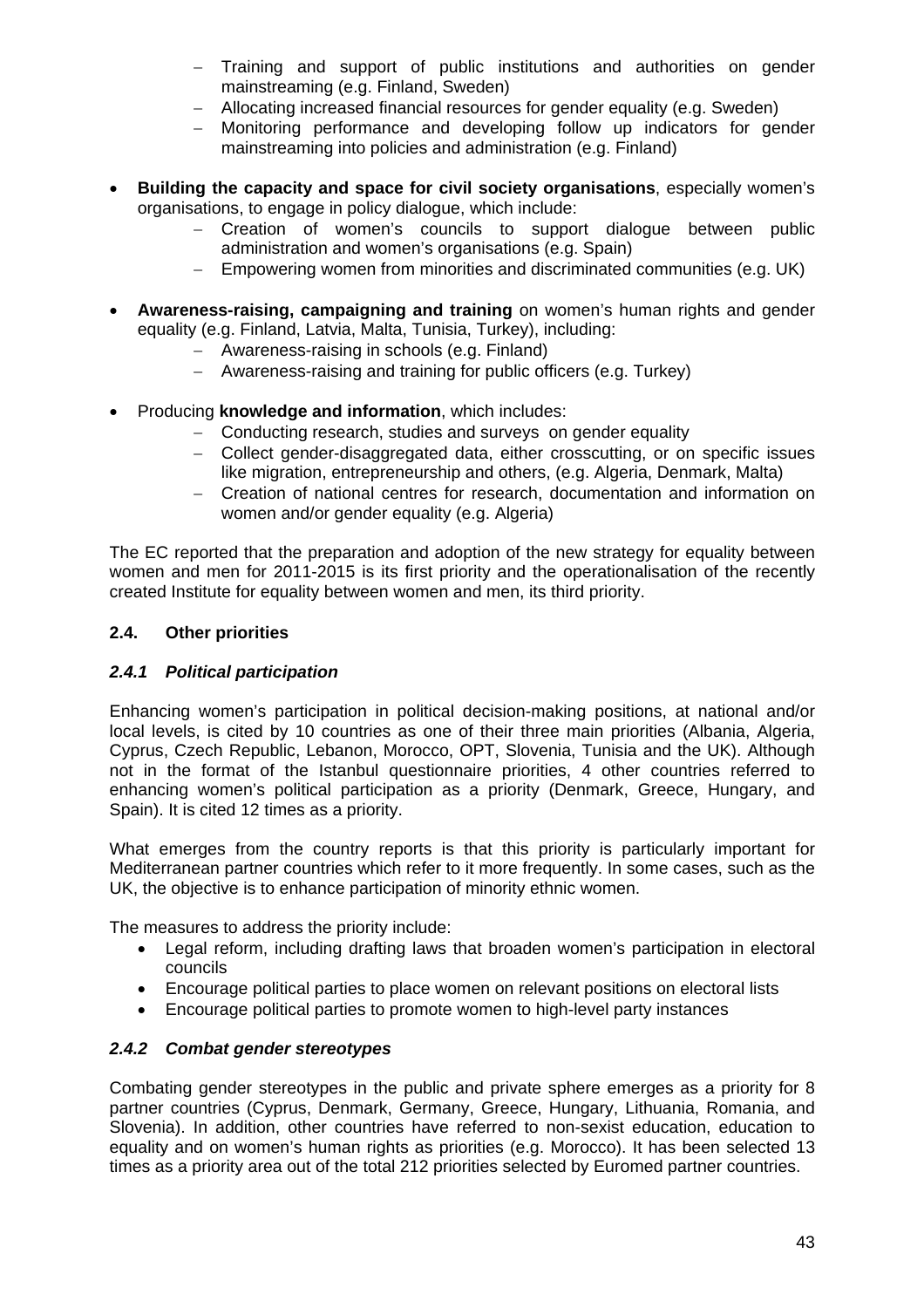- Training and support of public institutions and authorities on gender mainstreaming (e.g. Finland, Sweden)
  - Allocating increased financial resources for gender equality (e.g. Sweden)
  - Monitoring performance and developing follow up indicators for gender mainstreaming into policies and administration (e.g. Finland)

- **Building the capacity and space for civil society organisations**, especially women's organisations, to engage in policy dialogue, which include:
  - Creation of women's councils to support dialogue between public administration and women's organisations (e.g. Spain)
  - Empowering women from minorities and discriminated communities (e.g. UK)

- **Awareness-raising, campaigning and training** on women's human rights and gender equality (e.g. Finland, Latvia, Malta, Tunisia, Turkey), including:
  - Awareness-raising in schools (e.g. Finland)
  - Awareness-raising and training for public officers (e.g. Turkey)

- Producing **knowledge and information**, which includes:
  - Conducting research, studies and surveys on gender equality
  - Collect gender-disaggregated data, either crosscutting, or on specific issues like migration, entrepreneurship and others, (e.g. Algeria, Denmark, Malta)
  - Creation of national centres for research, documentation and information on women and/or gender equality (e.g. Algeria)

The EC reported that the preparation and adoption of the new strategy for equality between women and men for 2011-2015 is its first priority and the operationalisation of the recently created Institute for equality between women and men, its third priority.

## 2.4. Other priorities

### *2.4.1 Political participation*

Enhancing women's participation in political decision-making positions, at national and/or local levels, is cited by 10 countries as one of their three main priorities (Albania, Algeria, Cyprus, Czech Republic, Lebanon, Morocco, OPT, Slovenia, Tunisia and the UK). Although not in the format of the Istanbul questionnaire priorities, 4 other countries referred to enhancing women's political participation as a priority (Denmark, Greece, Hungary, and Spain). It is cited 12 times as a priority.

What emerges from the country reports is that this priority is particularly important for Mediterranean partner countries which refer to it more frequently. In some cases, such as the UK, the objective is to enhance participation of minority ethnic women.

The measures to address the priority include:

- Legal reform, including drafting laws that broaden women's participation in electoral councils
- Encourage political parties to place women on relevant positions on electoral lists
- Encourage political parties to promote women to high-level party instances

### *2.4.2 Combat gender stereotypes*

Combating gender stereotypes in the public and private sphere emerges as a priority for 8 partner countries (Cyprus, Denmark, Germany, Greece, Hungary, Lithuania, Romania, and Slovenia). In addition, other countries have referred to non-sexist education, education to equality and on women's human rights as priorities (e.g. Morocco). It has been selected 13 times as a priority area out of the total 212 priorities selected by Euromed partner countries.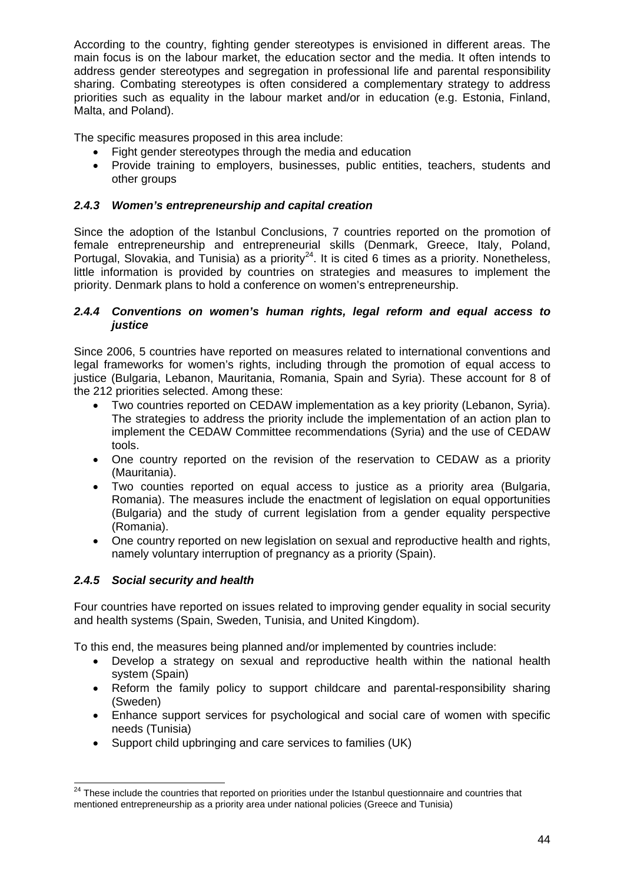According to the country, fighting gender stereotypes is envisioned in different areas. The main focus is on the labour market, the education sector and the media. It often intends to address gender stereotypes and segregation in professional life and parental responsibility sharing. Combating stereotypes is often considered a complementary strategy to address priorities such as equality in the labour market and/or in education (e.g. Estonia, Finland, Malta, and Poland).

The specific measures proposed in this area include:

- Fight gender stereotypes through the media and education
- Provide training to employers, businesses, public entities, teachers, students and other groups

### *2.4.3 Women's entrepreneurship and capital creation*

Since the adoption of the Istanbul Conclusions, 7 countries reported on the promotion of female entrepreneurship and entrepreneurial skills (Denmark, Greece, Italy, Poland, Portugal, Slovakia, and Tunisia) as a priority[24]. It is cited 6 times as a priority. Nonetheless, little information is provided by countries on strategies and measures to implement the priority. Denmark plans to hold a conference on women's entrepreneurship.

### *2.4.4 Conventions on women's human rights, legal reform and equal access to justice*

Since 2006, 5 countries have reported on measures related to international conventions and legal frameworks for women's rights, including through the promotion of equal access to justice (Bulgaria, Lebanon, Mauritania, Romania, Spain and Syria). These account for 8 of the 212 priorities selected. Among these:

- Two countries reported on CEDAW implementation as a key priority (Lebanon, Syria). The strategies to address the priority include the implementation of an action plan to implement the CEDAW Committee recommendations (Syria) and the use of CEDAW tools.
- One country reported on the revision of the reservation to CEDAW as a priority (Mauritania).
- Two counties reported on equal access to justice as a priority area (Bulgaria, Romania). The measures include the enactment of legislation on equal opportunities (Bulgaria) and the study of current legislation from a gender equality perspective (Romania).
- One country reported on new legislation on sexual and reproductive health and rights, namely voluntary interruption of pregnancy as a priority (Spain).

### *2.4.5 Social security and health*

Four countries have reported on issues related to improving gender equality in social security and health systems (Spain, Sweden, Tunisia, and United Kingdom).

To this end, the measures being planned and/or implemented by countries include:

- Develop a strategy on sexual and reproductive health within the national health system (Spain)
- Reform the family policy to support childcare and parental-responsibility sharing (Sweden)
- Enhance support services for psychological and social care of women with specific needs (Tunisia)
- Support child upbringing and care services to families (UK)

---

[24] These include the countries that reported on priorities under the Istanbul questionnaire and countries that mentioned entrepreneurship as a priority area under national policies (Greece and Tunisia)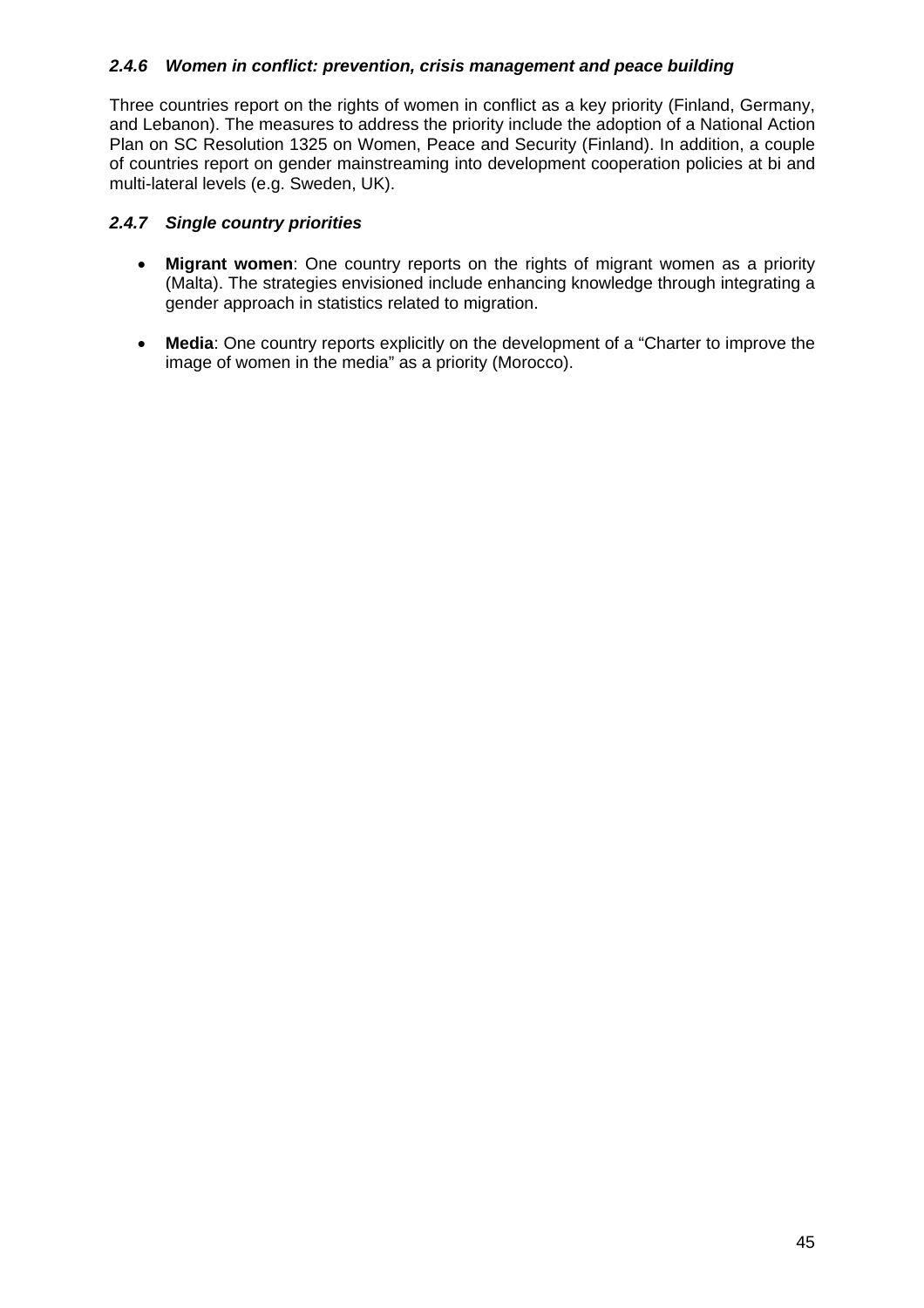### *2.4.6 Women in conflict: prevention, crisis management and peace building*

Three countries report on the rights of women in conflict as a key priority (Finland, Germany, and Lebanon). The measures to address the priority include the adoption of a National Action Plan on SC Resolution 1325 on Women, Peace and Security (Finland). In addition, a couple of countries report on gender mainstreaming into development cooperation policies at bi and multi-lateral levels (e.g. Sweden, UK).

### *2.4.7 Single country priorities*

- **Migrant women**: One country reports on the rights of migrant women as a priority (Malta). The strategies envisioned include enhancing knowledge through integrating a gender approach in statistics related to migration.

- **Media**: One country reports explicitly on the development of a "Charter to improve the image of women in the media" as a priority (Morocco).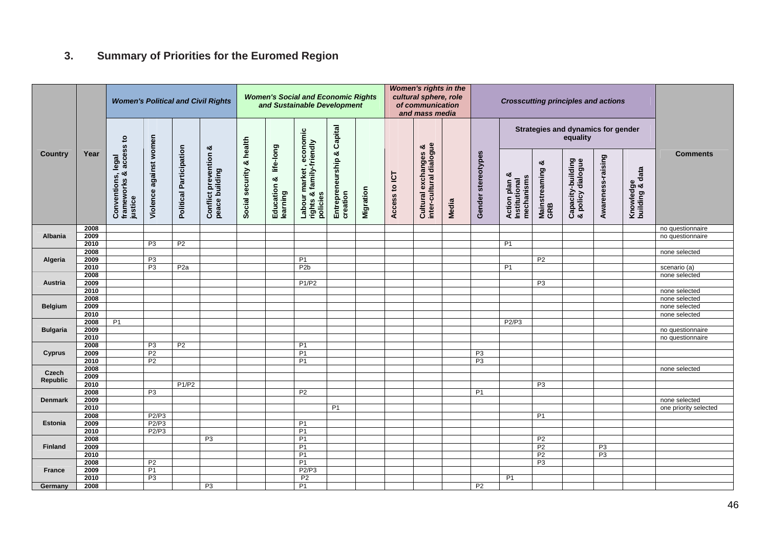## 3. Summary of Priorities for the Euromed Region

| Country | Year | *Women's Political and Civil Rights* | | | | *Women's Social and Economic Rights and Sustainable Development* | | | | | *Women's rights in the cultural sphere, role of communication and mass media* | | | *Crosscutting principles and actions* | | | | | | Comments |
|---|---|---|---|---|---|---|---|---|---|---|---|---|---|---|---|---|---|---|---|---|
| | | | | | | | | | | | | | | | Strategies and dynamics for gender equality | | | | | |
| | | Conventions, legal frameworks & access to justice | Violence against women | Political Participation | Conflict prevention & peace building | Social security & health | Education & life-long learning | Labour market, economic rights & family-friendly policies | Entrepreneurship & Capital creation | Migration | Access to ICT | Cultural exchanges & inter-cultural dialogue | Media | Gender stereotypes | Action plan & Institutional mechanisms | Mainstreaming & GRB | Capacity-building & policy dialogue | Awareness-raising | Knowledge building & data | |
| Albania | 2008 | | | | | | | | | | | | | | | | | | | no questionnaire |
| | 2009 | | | | | | | | | | | | | | | | | | | no questionnaire |
| | 2010 | | P3 | P2 | | | | | | | | | | | P1 | | | | | |
| Algeria | 2008 | | | | | | | | | | | | | | | | | | | none selected |
| | 2009 | | P3 | | | | | P1 | | | | | | | | P2 | | | | |
| | 2010 | | P3 | P2a | | | | P2b | | | | | | | P1 | | | | | scenario (a) |
| Austria | 2008 | | | | | | | | | | | | | | | | | | | none selected |
| | 2009 | | | | | | | P1/P2 | | | | | | | | P3 | | | | |
| | 2010 | | | | | | | | | | | | | | | | | | | none selected |
| Belgium | 2008 | | | | | | | | | | | | | | | | | | | none selected |
| | 2009 | | | | | | | | | | | | | | | | | | | none selected |
| | 2010 | | | | | | | | | | | | | | | | | | | none selected |
| Bulgaria | 2008 | P1 | | | | | | | | | | | | | P2/P3 | | | | | |
| | 2009 | | | | | | | | | | | | | | | | | | | no questionnaire |
| | 2010 | | | | | | | | | | | | | | | | | | | no questionnaire |
| Cyprus | 2008 | | P3 | P2 | | | | P1 | | | | | | | | | | | | |
| | 2009 | | P2 | | | | | P1 | | | | | | P3 | | | | | | |
| | 2010 | | P2 | | | | | P1 | | | | | | P3 | | | | | | |
| Czech Republic | 2008 | | | | | | | | | | | | | | | | | | | none selected |
| | 2009 | | | | | | | | | | | | | | | | | | | |
| | 2010 | | | P1/P2 | | | | | | | | | | | | P3 | | | | |
| Denmark | 2008 | | P3 | | | | | P2 | | | | | | P1 | | | | | | |
| | 2009 | | | | | | | | | | | | | | | | | | | none selected |
| | 2010 | | | | | | | | P1 | | | | | | | | | | | one priority selected |
| Estonia | 2008 | | P2/P3 | | | | | | | | | | | | | P1 | | | | |
| | 2009 | | P2/P3 | | | | | P1 | | | | | | | | | | | | |
| | 2010 | | P2/P3 | | | | | P1 | | | | | | | | | | | | |
| Finland | 2008 | | | | P3 | | | P1 | | | | | | | | P2 | | | | |
| | 2009 | | | | | | | P1 | | | | | | | | P2 | | P3 | | |
| | 2010 | | | | | | | P1 | | | | | | | | P2 | | P3 | | |
| France | 2008 | | P2 | | | | | P1 | | | | | | | | P3 | | | | |
| | 2009 | | P1 | | | | | P2/P3 | | | | | | | | | | | | |
| | 2010 | | P3 | | | | | P2 | | | | | | | P1 | | | | | |
| Germany | 2008 | | | | P3 | | | P1 | | | | | | P2 | | | | | | |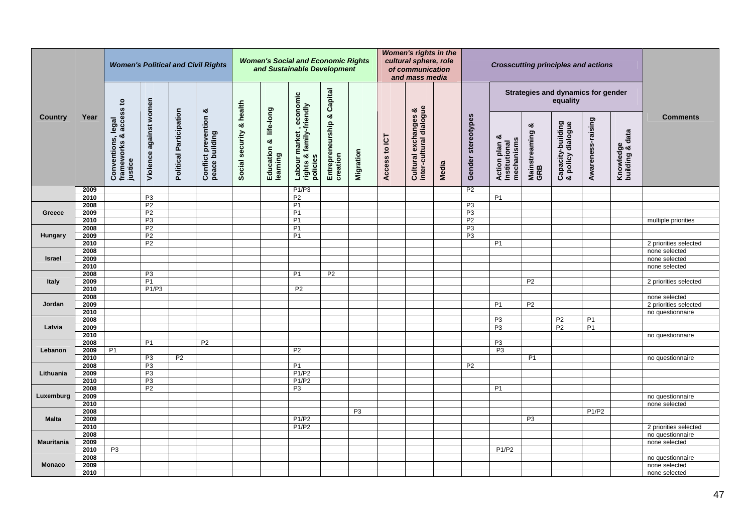| Country | Year | *Women's Political and Civil Rights* | | | | *Women's Social and Economic Rights and Sustainable Development* | | | | | *Women's rights in the cultural sphere, role of communication and mass media* | | | *Crosscutting principles and actions* | | | | | | Comments |
|---|---|---|---|---|---|---|---|---|---|---|---|---|---|---|---|---|---|---|---|---|
| | | | | | | | | | | | | | | | Strategies and dynamics for gender equality | | | | | |
| | | Conventions, legal frameworks & access to justice | Violence against women | Political Participation | Conflict prevention & peace building | Social security & health | Education & life-long learning | Labour market , economic rights & family-friendly policies | Entrepreneurship & Capital creation | Migration | Access to ICT | Cultural exchanges & inter-cultural dialogue | Media | Gender stereotypes | Action plan & Institutional mechanisms | Mainstreaming & GRB | Capacity-building & policy dialogue | Awareness-raising | Knowledge building & data | |
| | 2009 | | | | | | | P1/P3 | | | | | | P2 | | | | | | |
| | 2010 | | P3 | | | | | P2 | | | | | | | P1 | | | | | |
| Greece | 2008 | | P2 | | | | | P1 | | | | | | P3 | | | | | | |
| | 2009 | | P2 | | | | | P1 | | | | | | P3 | | | | | | |
| | 2010 | | P3 | | | | | P1 | | | | | | P2 | | | | | | multiple priorities |
| Hungary | 2008 | | P2 | | | | | P1 | | | | | | P3 | | | | | | |
| | 2009 | | P2 | | | | | P1 | | | | | | P3 | | | | | | |
| | 2010 | | P2 | | | | | | | | | | | | P1 | | | | | 2 priorities selected |
| Israel | 2008 | | | | | | | | | | | | | | | | | | | none selected |
| | 2009 | | | | | | | | | | | | | | | | | | | none selected |
| | 2010 | | | | | | | | | | | | | | | | | | | none selected |
| Italy | 2008 | | P3 | | | | | P1 | P2 | | | | | | | | | | | |
| | 2009 | | P1 | | | | | | | | | | | | | P2 | | | | 2 priorities selected |
| | 2010 | | P1/P3 | | | | | P2 | | | | | | | | | | | | |
| Jordan | 2008 | | | | | | | | | | | | | | | | | | | none selected |
| | 2009 | | | | | | | | | | | | | | P1 | P2 | | | | 2 priorities selected |
| | 2010 | | | | | | | | | | | | | | | | | | | no questionnaire |
| Latvia | 2008 | | | | | | | | | | | | | | P3 | | P2 | P1 | | |
| | 2009 | | | | | | | | | | | | | | P3 | | P2 | P1 | | |
| | 2010 | | | | | | | | | | | | | | | | | | | no questionnaire |
| Lebanon | 2008 | | P1 | | P2 | | | | | | | | | | P3 | | | | | |
| | 2009 | P1 | | | | | | P2 | | | | | | | P3 | | | | | |
| | 2010 | | P3 | P2 | | | | | | | | | | | | P1 | | | | no questionnaire |
| Lithuania | 2008 | | P3 | | | | | P1 | | | | | | P2 | | | | | | |
| | 2009 | | P3 | | | | | P1/P2 | | | | | | | | | | | | |
| | 2010 | | P3 | | | | | P1/P2 | | | | | | | | | | | | |
| Luxemburg | 2008 | | P2 | | | | | P3 | | | | | | | P1 | | | | | |
| | 2009 | | | | | | | | | | | | | | | | | | | no questionnaire |
| | 2010 | | | | | | | | | | | | | | | | | | | none selected |
| Malta | 2008 | | | | | | | | | P3 | | | | | | | | P1/P2 | | |
| | 2009 | | | | | | | P1/P2 | | | | | | | | P3 | | | | |
| | 2010 | | | | | | | P1/P2 | | | | | | | | | | | | 2 priorities selected |
| Mauritania | 2008 | | | | | | | | | | | | | | | | | | | no questionnaire |
| | 2009 | | | | | | | | | | | | | | | | | | | none selected |
| | 2010 | P3 | | | | | | | | | | | | | P1/P2 | | | | | |
| Monaco | 2008 | | | | | | | | | | | | | | | | | | | no questionnaire |
| | 2009 | | | | | | | | | | | | | | | | | | | none selected |
| | 2010 | | | | | | | | | | | | | | | | | | | none selected |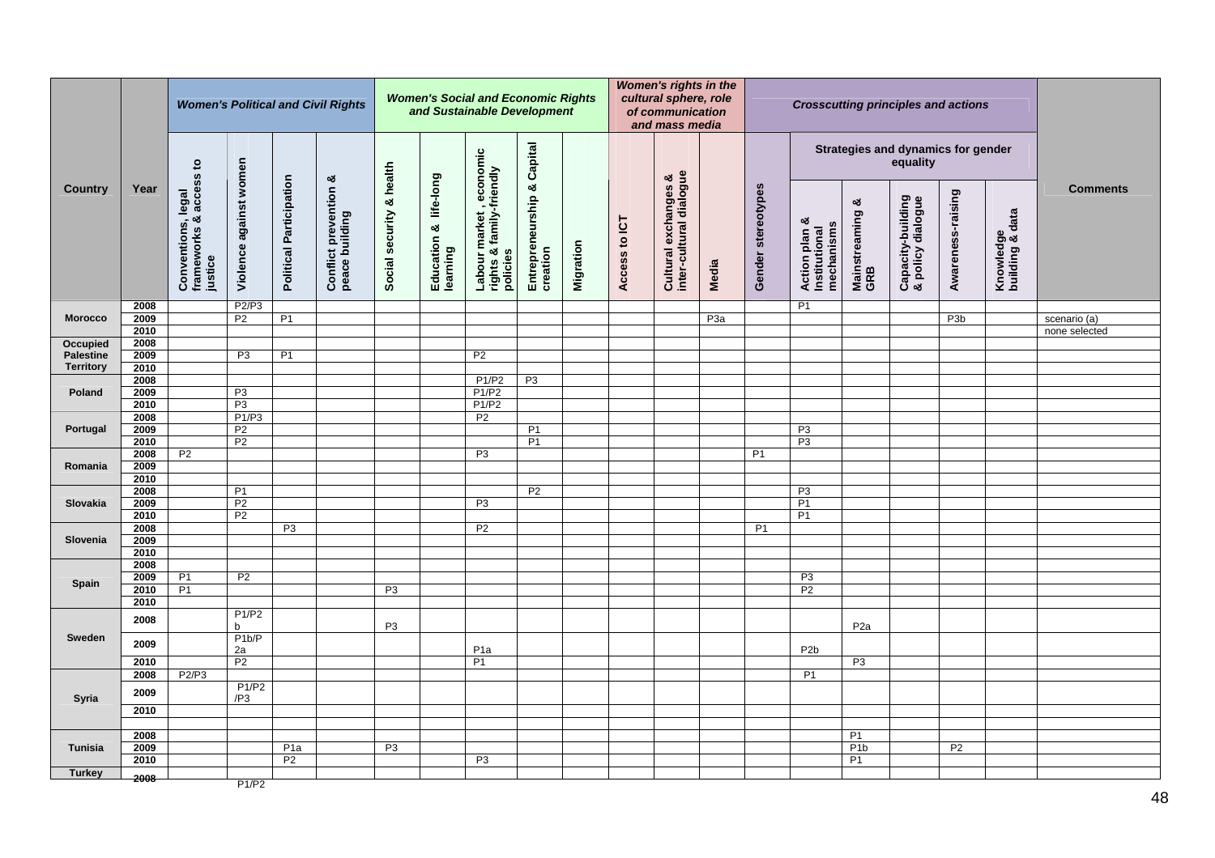| Country | Year | Women's Political and Civil Rights | | | | Women's Social and Economic Rights and Sustainable Development | | | | | Women's rights in the cultural sphere, role of communication and mass media | | | Crosscutting principles and actions | | | | | | Comments |
|---|---|---|---|---|---|---|---|---|---|---|---|---|---|---|---|---|---|---|---|---|
| | | | | | | | | | | | | | | | Strategies and dynamics for gender equality | | | | | |
| | | Conventions, legal frameworks & access to justice | Violence against women | Political Participation | Conflict prevention & peace building | Social security & health | Education & life-long learning | Labour market, economic rights & family-friendly policies | Entrepreneurship & Capital creation | Migration | Access to ICT | Cultural exchanges & inter-cultural dialogue | Media | Gender stereotypes | Action plan & Institutional mechanisms | Mainstreaming & GRB | Capacity-building & policy dialogue | Awareness-raising | Knowledge building & data | |
| Morocco | 2008 | | P2/P3 | | | | | | | | | | | | P1 | | | | | |
| | 2009 | | P2 | P1 | | | | | | | | | P3a | | | | | P3b | | scenario (a) |
| | 2010 | | | | | | | | | | | | | | | | | | | none selected |
| Occupied Palestine Territory | 2008 | | | | | | | | | | | | | | | | | | | |
| | 2009 | | P3 | P1 | | | | P2 | | | | | | | | | | | | |
| | 2010 | | | | | | | | | | | | | | | | | | | |
| Poland | 2008 | | | | | | | P1/P2 | P3 | | | | | | | | | | | |
| | 2009 | | P3 | | | | | P1/P2 | | | | | | | | | | | | |
| | 2010 | | P3 | | | | | P1/P2 | | | | | | | | | | | | |
| Portugal | 2008 | | P1/P3 | | | | | P2 | | | | | | | | | | | | |
| | 2009 | | P2 | | | | | | P1 | | | | | | P3 | | | | | |
| | 2010 | | P2 | | | | | | P1 | | | | | | P3 | | | | | |
| Romania | 2008 | P2 | | | | | | P3 | | | | | | P1 | | | | | | |
| | 2009 | | | | | | | | | | | | | | | | | | | |
| | 2010 | | | | | | | | | | | | | | | | | | | |
| Slovakia | 2008 | | P1 | | | | | | P2 | | | | | | P3 | | | | | |
| | 2009 | | P2 | | | | | P3 | | | | | | | P1 | | | | | |
| | 2010 | | P2 | | | | | | | | | | | | P1 | | | | | |
| Slovenia | 2008 | | | P3 | | | | P2 | | | | | | P1 | | | | | | |
| | 2009 | | | | | | | | | | | | | | | | | | | |
| | 2010 | | | | | | | | | | | | | | | | | | | |
| Spain | 2008 | | | | | | | | | | | | | | | | | | | |
| | 2009 | P1 | P2 | | | | | | | | | | | | P3 | | | | | |
| | 2010 | P1 | | | | P3 | | | | | | | | | P2 | | | | | |
| | 2010 | | | | | | | | | | | | | | | | | | | |
| Sweden | 2008 | | P1/P2b | | | P3 | | | | | | | | | | P2a | | | | |
| | 2009 | | P1b/P2a | | | | | P1a | | | | | | | P2b | | | | | |
| | 2010 | | P2 | | | | | P1 | | | | | | | | P3 | | | | |
| Syria | 2008 | P2/P3 | | | | | | | | | | | | | P1 | | | | | |
| | 2009 | | P1/P2/P3 | | | | | | | | | | | | | | | | | |
| | 2010 | | | | | | | | | | | | | | | | | | | |
| | | | | | | | | | | | | | | | | | | | | |
| Tunisia | 2008 | | | | | | | | | | | | | | | P1 | | | | |
| | 2009 | | | P1a | | P3 | | | | | | | | | | P1b | | P2 | | |
| | 2010 | | | P2 | | | | P3 | | | | | | | | P1 | | | | |
| Turkey | 2008 | | P1/P2 | | | | | | | | | | | | | | | | | |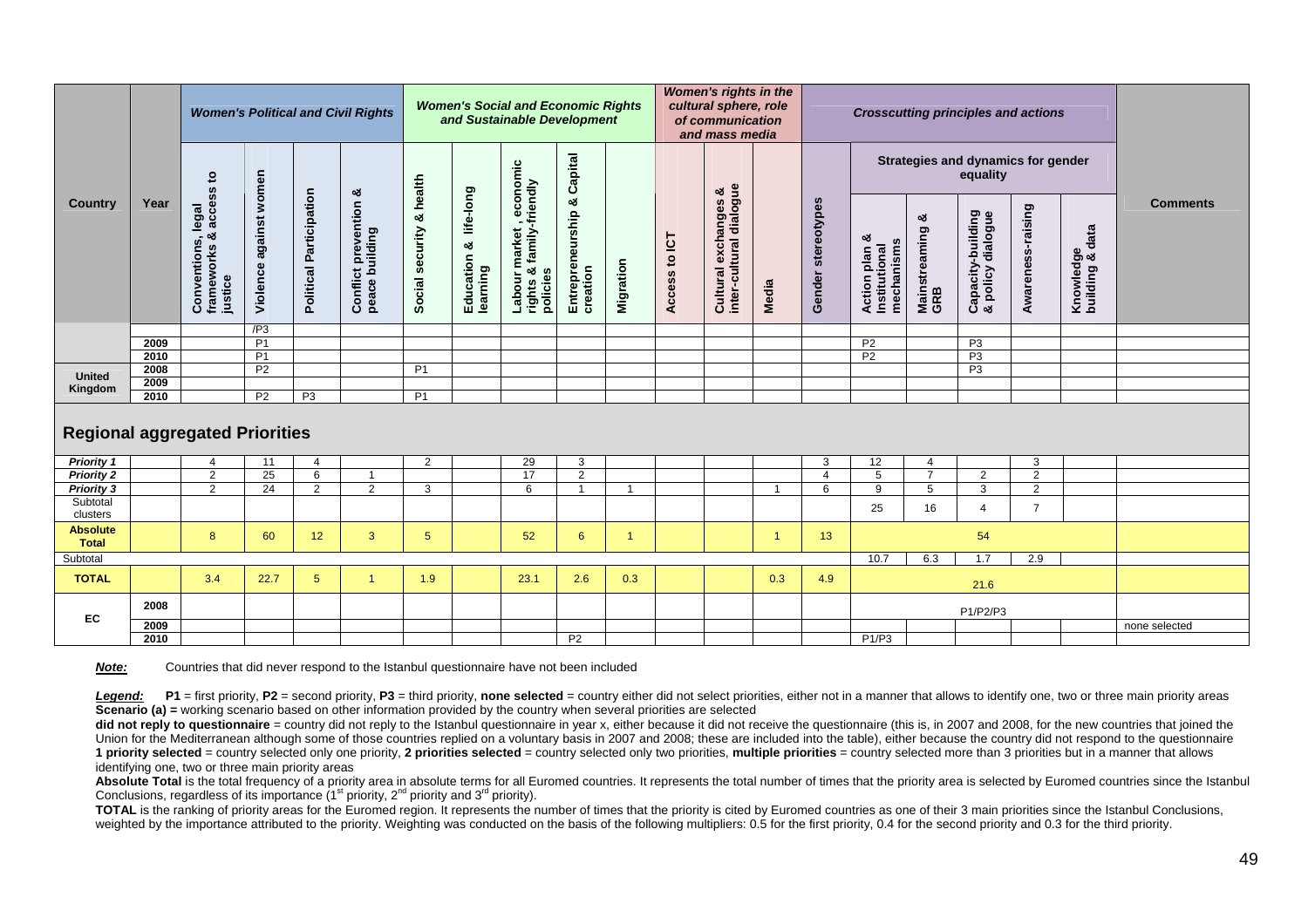| Country | Year | Women's Political and Civil Rights | | | | Women's Social and Economic Rights and Sustainable Development | | | | | Women's rights in the cultural sphere, role of communication and mass media | | | Crosscutting principles and actions | | | | | | Comments |
|---|---|---|---|---|---|---|---|---|---|---|---|---|---|---|---|---|---|---|---|---|
| | | | | | | | | | | | | | | | Strategies and dynamics for gender equality | | | | | |
| | | Conventions, legal frameworks & access to justice | Violence against women | Political Participation | Conflict prevention & peace building | Social security & health | Education & life-long learning | Labour market , economic rights & family-friendly policies | Entrepreneurship & Capital creation | Migration | Access to ICT | Cultural exchanges & inter-cultural dialogue | Media | Gender stereotypes | Action plan & Institutional mechanisms | Mainstreaming & GRB | Capacity-building & policy dialogue | Awareness-raising | Knowledge building & data | |
| | | | /P3 | | | | | | | | | | | | | | | | | |
| | 2009 | | P1 | | | | | | | | | | | | P2 | | P3 | | | |
| | 2010 | | P1 | | | | | | | | | | | | P2 | | P3 | | | |
| United Kingdom | 2008 | | P2 | | | P1 | | | | | | | | | | | P3 | | | |
| | 2009 | | | | | | | | | | | | | | | | | | | |
| | 2010 | | P2 | P3 | | P1 | | | | | | | | | | | | | | |
| **Regional aggregated Priorities** | | | | | | | | | | | | | | | | | | | | |
| *Priority 1* | | 4 | 11 | 4 | | 2 | | 29 | 3 | | | | | 3 | 12 | 4 | | 3 | | |
| *Priority 2* | | 2 | 25 | 6 | 1 | | | 17 | 2 | | | | | 4 | 5 | 7 | 2 | 2 | | |
| *Priority 3* | | 2 | 24 | 2 | 2 | 3 | | 6 | 1 | 1 | | | 1 | 6 | 9 | 5 | 3 | 2 | | |
| Subtotal clusters | | | | | | | | | | | | | | | 25 | 16 | 4 | 7 | | |
| **Absolute Total** | | 8 | 60 | 12 | 3 | 5 | | 52 | 6 | 1 | | | 1 | 13 | 54 | | | | | |
| Subtotal | | | | | | | | | | | | | | | 10.7 | 6.3 | 1.7 | 2.9 | | |
| **TOTAL** | | 3.4 | 22.7 | 5 | 1 | 1.9 | | 23.1 | 2.6 | 0.3 | | | 0.3 | 4.9 | 21.6 | | | | | |
| EC | 2008 | | | | | | | | | | | | | | P1/P2/P3 | | | | | |
| | 2009 | | | | | | | | | | | | | | | | | | | none selected |
| | 2010 | | | | | | | | P2 | | | | | | P1/P3 | | | | | |

***Note:*** Countries that did never respond to the Istanbul questionnaire have not been included

***Legend:*** **P1** = first priority, **P2** = second priority, **P3** = third priority, **none selected** = country either did not select priorities, either not in a manner that allows to identify one, two or three main priority areas
**Scenario (a) =** working scenario based on other information provided by the country when several priorities are selected
**did not reply to questionnaire** = country did not reply to the Istanbul questionnaire in year x, either because it did not receive the questionnaire (this is, in 2007 and 2008, for the new countries that joined the Union for the Mediterranean although some of those countries replied on a voluntary basis in 2007 and 2008; these are included into the table), either because the country did not respond to the questionnaire
**1 priority selected** = country selected only one priority, **2 priorities selected** = country selected only two priorities, **multiple priorities** = country selected more than 3 priorities but in a manner that allows identifying one, two or three main priority areas

**Absolute Total** is the total frequency of a priority area in absolute terms for all Euromed countries. It represents the total number of times that the priority area is selected by Euromed countries since the Istanbul Conclusions, regardless of its importance (1st priority, 2nd priority and 3rd priority).

**TOTAL** is the ranking of priority areas for the Euromed region. It represents the number of times that the priority is cited by Euromed countries as one of their 3 main priorities since the Istanbul Conclusions, weighted by the importance attributed to the priority. Weighting was conducted on the basis of the following multipliers: 0.5 for the first priority, 0.4 for the second priority and 0.3 for the third priority.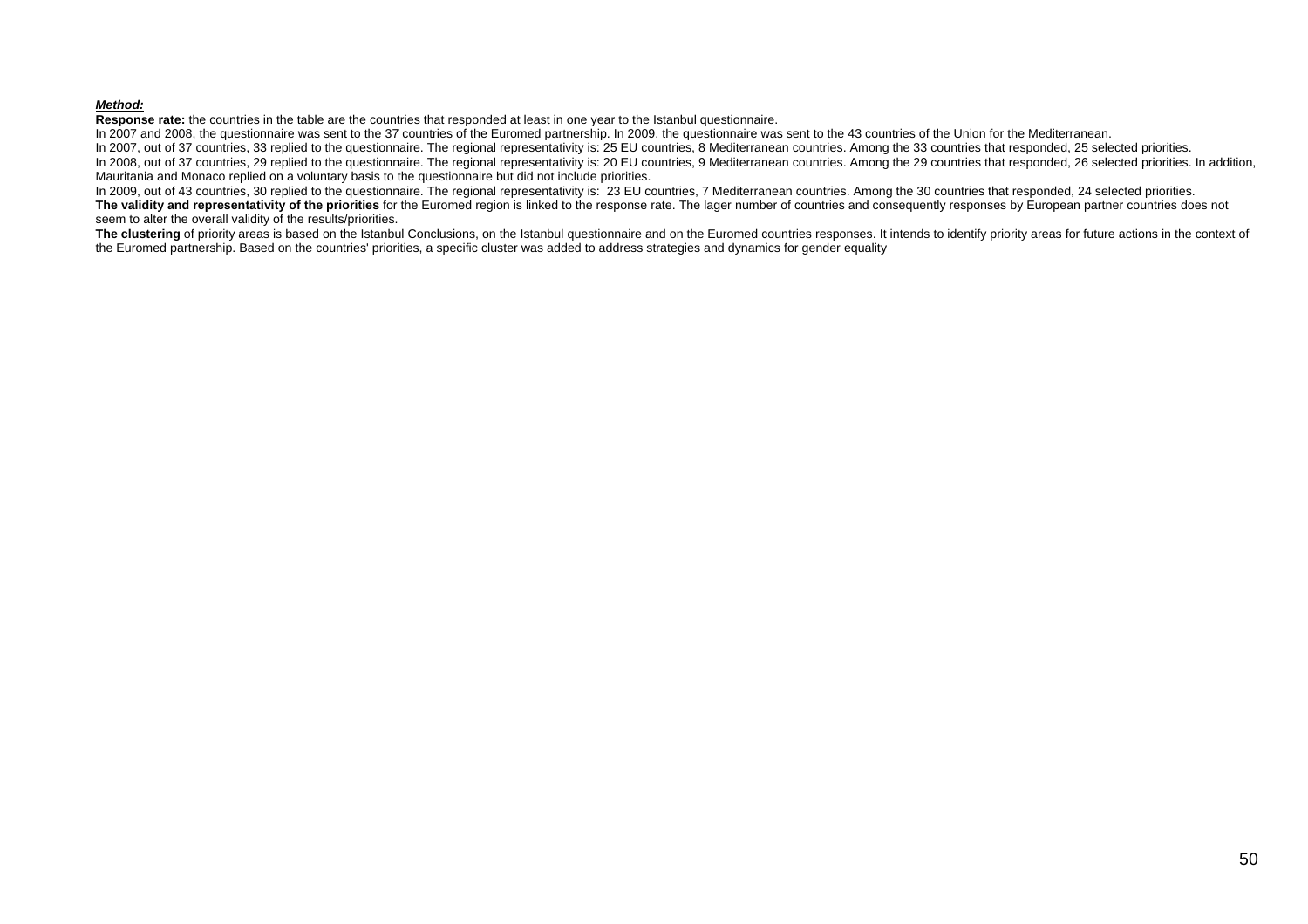***Method:***

**Response rate:** the countries in the table are the countries that responded at least in one year to the Istanbul questionnaire.

In 2007 and 2008, the questionnaire was sent to the 37 countries of the Euromed partnership. In 2009, the questionnaire was sent to the 43 countries of the Union for the Mediterranean.

In 2007, out of 37 countries, 33 replied to the questionnaire. The regional representativity is: 25 EU countries, 8 Mediterranean countries. Among the 33 countries that responded, 25 selected priorities.

In 2008, out of 37 countries, 29 replied to the questionnaire. The regional representativity is: 20 EU countries, 9 Mediterranean countries. Among the 29 countries that responded, 26 selected priorities. In addition, Mauritania and Monaco replied on a voluntary basis to the questionnaire but did not include priorities.

In 2009, out of 43 countries, 30 replied to the questionnaire. The regional representativity is: 23 EU countries, 7 Mediterranean countries. Among the 30 countries that responded, 24 selected priorities.

**The validity and representativity of the priorities** for the Euromed region is linked to the response rate. The lager number of countries and consequently responses by European partner countries does not seem to alter the overall validity of the results/priorities.

**The clustering** of priority areas is based on the Istanbul Conclusions, on the Istanbul questionnaire and on the Euromed countries responses. It intends to identify priority areas for future actions in the context of the Euromed partnership. Based on the countries' priorities, a specific cluster was added to address strategies and dynamics for gender equality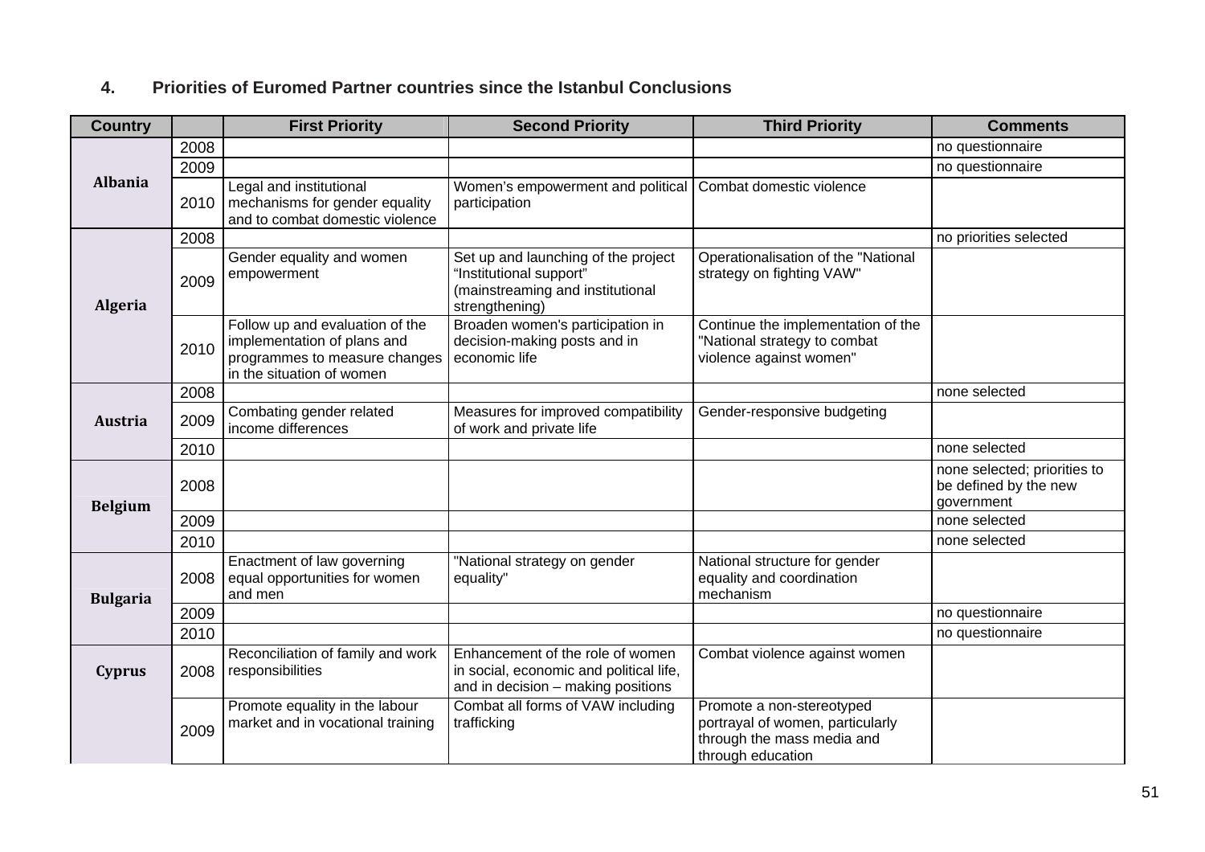## 4. Priorities of Euromed Partner countries since the Istanbul Conclusions

| Country | | First Priority | Second Priority | Third Priority | Comments |
|---|---|---|---|---|---|
| Albania | 2008 | | | | no questionnaire |
| | 2009 | | | | no questionnaire |
| | 2010 | Legal and institutional mechanisms for gender equality and to combat domestic violence | Women's empowerment and political participation | Combat domestic violence | |
| Algeria | 2008 | | | | no priorities selected |
| | 2009 | Gender equality and women empowerment | Set up and launching of the project "Institutional support" (mainstreaming and institutional strengthening) | Operationalisation of the "National strategy on fighting VAW" | |
| | 2010 | Follow up and evaluation of the implementation of plans and programmes to measure changes in the situation of women | Broaden women's participation in decision-making posts and in economic life | Continue the implementation of the "National strategy to combat violence against women" | |
| Austria | 2008 | | | | none selected |
| | 2009 | Combating gender related income differences | Measures for improved compatibility of work and private life | Gender-responsive budgeting | |
| | 2010 | | | | none selected |
| Belgium | 2008 | | | | none selected; priorities to be defined by the new government |
| | 2009 | | | | none selected |
| | 2010 | | | | none selected |
| Bulgaria | 2008 | Enactment of law governing equal opportunities for women and men | "National strategy on gender equality" | National structure for gender equality and coordination mechanism | |
| | 2009 | | | | no questionnaire |
| | 2010 | | | | no questionnaire |
| Cyprus | 2008 | Reconciliation of family and work responsibilities | Enhancement of the role of women in social, economic and political life, and in decision – making positions | Combat violence against women | |
| | 2009 | Promote equality in the labour market and in vocational training | Combat all forms of VAW including trafficking | Promote a non-stereotyped portrayal of women, particularly through the mass media and through education | |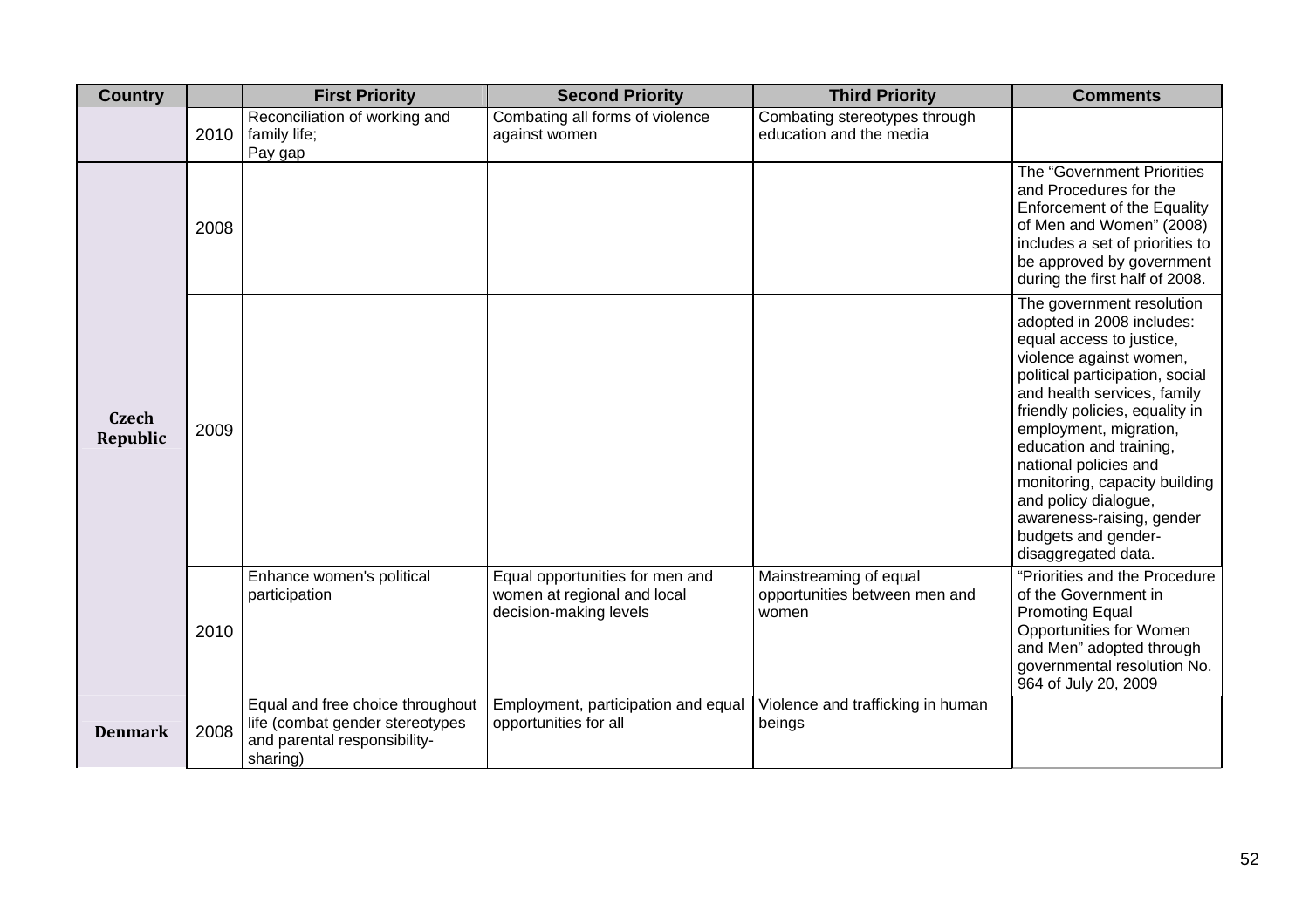| Country | | First Priority | Second Priority | Third Priority | Comments |
|---|---|---|---|---|---|
| | 2010 | Reconciliation of working and family life; Pay gap | Combating all forms of violence against women | Combating stereotypes through education and the media | |
| Czech Republic | 2008 | | | | The "Government Priorities and Procedures for the Enforcement of the Equality of Men and Women" (2008) includes a set of priorities to be approved by government during the first half of 2008. |
| | 2009 | | | | The government resolution adopted in 2008 includes: equal access to justice, violence against women, political participation, social and health services, family friendly policies, equality in employment, migration, education and training, national policies and monitoring, capacity building and policy dialogue, awareness-raising, gender budgets and gender-disaggregated data. |
| | 2010 | Enhance women's political participation | Equal opportunities for men and women at regional and local decision-making levels | Mainstreaming of equal opportunities between men and women | "Priorities and the Procedure of the Government in Promoting Equal Opportunities for Women and Men" adopted through governmental resolution No. 964 of July 20, 2009 |
| Denmark | 2008 | Equal and free choice throughout life (combat gender stereotypes and parental responsibility-sharing) | Employment, participation and equal opportunities for all | Violence and trafficking in human beings | |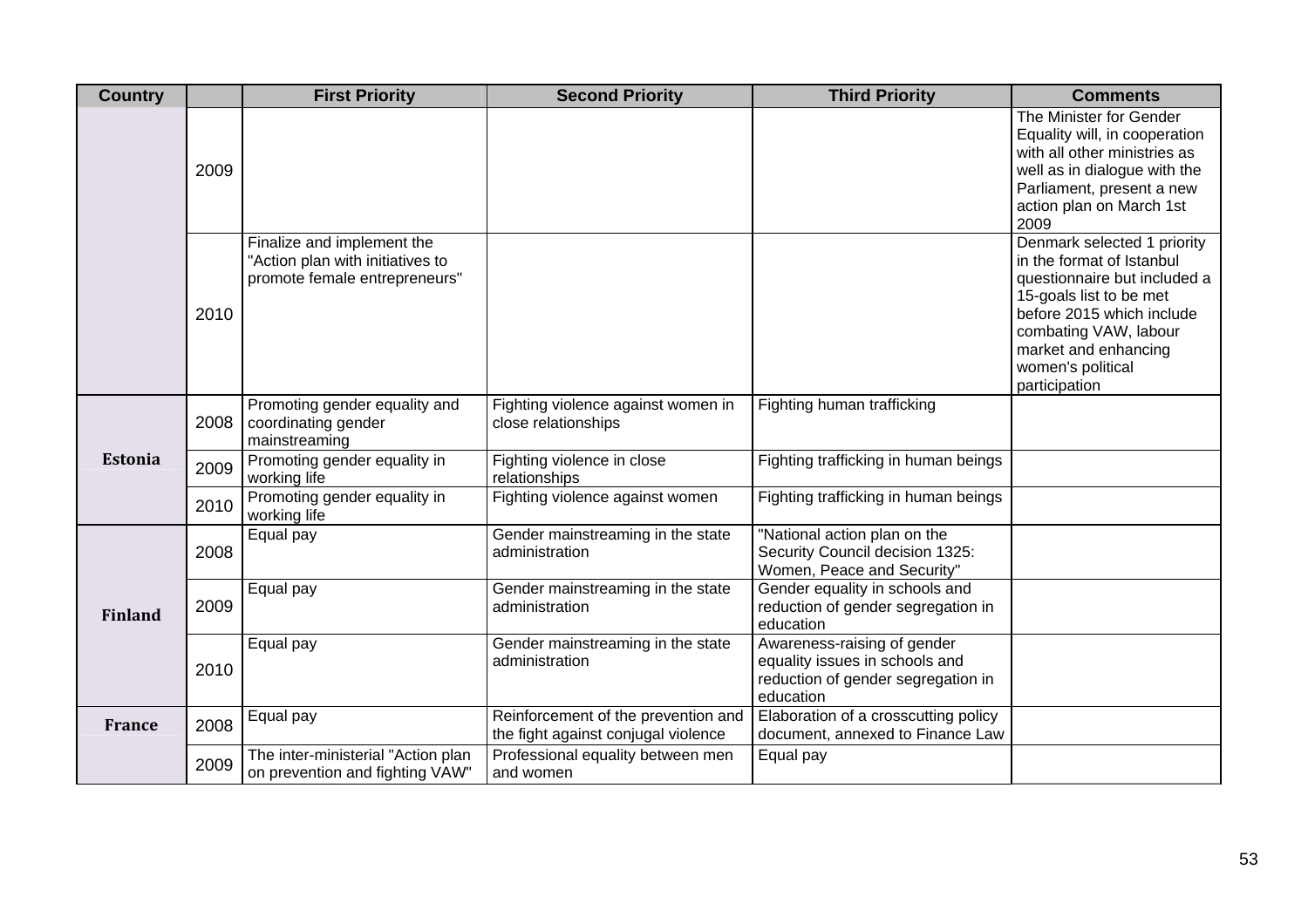| Country | | First Priority | Second Priority | Third Priority | Comments |
|---|---|---|---|---|---|
| | 2009 | | | | The Minister for Gender Equality will, in cooperation with all other ministries as well as in dialogue with the Parliament, present a new action plan on March 1st 2009 |
| | 2010 | Finalize and implement the "Action plan with initiatives to promote female entrepreneurs" | | | Denmark selected 1 priority in the format of Istanbul questionnaire but included a 15-goals list to be met before 2015 which include combating VAW, labour market and enhancing women's political participation |
| **Estonia** | 2008 | Promoting gender equality and coordinating gender mainstreaming | Fighting violence against women in close relationships | Fighting human trafficking | |
| | 2009 | Promoting gender equality in working life | Fighting violence in close relationships | Fighting trafficking in human beings | |
| | 2010 | Promoting gender equality in working life | Fighting violence against women | Fighting trafficking in human beings | |
| **Finland** | 2008 | Equal pay | Gender mainstreaming in the state administration | "National action plan on the Security Council decision 1325: Women, Peace and Security" | |
| | 2009 | Equal pay | Gender mainstreaming in the state administration | Gender equality in schools and reduction of gender segregation in education | |
| | 2010 | Equal pay | Gender mainstreaming in the state administration | Awareness-raising of gender equality issues in schools and reduction of gender segregation in education | |
| **France** | 2008 | Equal pay | Reinforcement of the prevention and the fight against conjugal violence | Elaboration of a crosscutting policy document, annexed to Finance Law | |
| | 2009 | The inter-ministerial "Action plan on prevention and fighting VAW" | Professional equality between men and women | Equal pay | |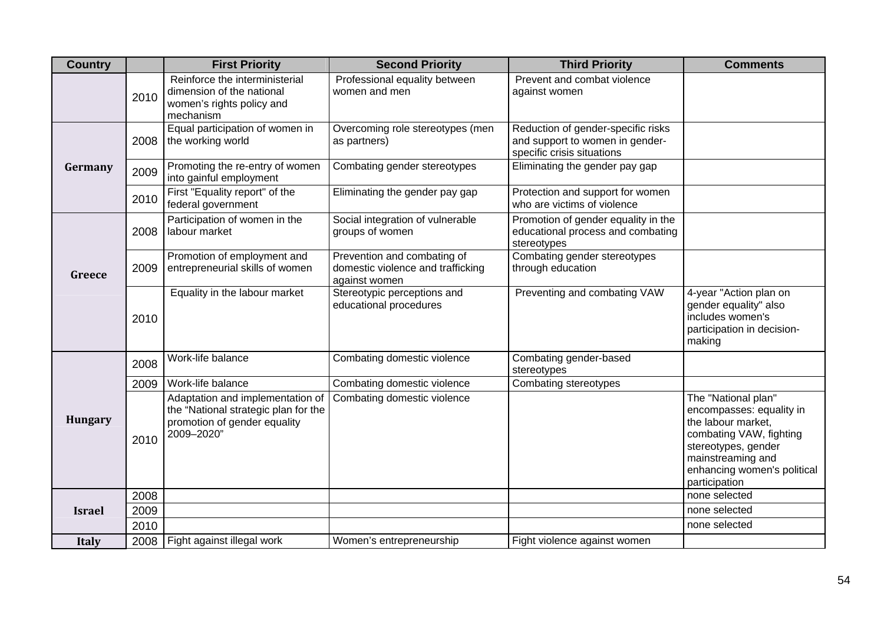| Country | | First Priority | Second Priority | Third Priority | Comments |
|---|---|---|---|---|---|
| | 2010 | Reinforce the interministerial dimension of the national women's rights policy and mechanism | Professional equality between women and men | Prevent and combat violence against women | |
| Germany | 2008 | Equal participation of women in the working world | Overcoming role stereotypes (men as partners) | Reduction of gender-specific risks and support to women in gender-specific crisis situations | |
| | 2009 | Promoting the re-entry of women into gainful employment | Combating gender stereotypes | Eliminating the gender pay gap | |
| | 2010 | First "Equality report" of the federal government | Eliminating the gender pay gap | Protection and support for women who are victims of violence | |
| Greece | 2008 | Participation of women in the labour market | Social integration of vulnerable groups of women | Promotion of gender equality in the educational process and combating stereotypes | |
| | 2009 | Promotion of employment and entrepreneurial skills of women | Prevention and combating of domestic violence and trafficking against women | Combating gender stereotypes through education | |
| | 2010 | Equality in the labour market | Stereotypic perceptions and educational procedures | Preventing and combating VAW | 4-year "Action plan on gender equality" also includes women's participation in decision-making |
| Hungary | 2008 | Work-life balance | Combating domestic violence | Combating gender-based stereotypes | |
| | 2009 | Work-life balance | Combating domestic violence | Combating stereotypes | |
| | 2010 | Adaptation and implementation of the "National strategic plan for the promotion of gender equality 2009–2020" | Combating domestic violence | | The "National plan" encompasses: equality in the labour market, combating VAW, fighting stereotypes, gender mainstreaming and enhancing women's political participation |
| Israel | 2008 | | | | none selected |
| | 2009 | | | | none selected |
| | 2010 | | | | none selected |
| Italy | 2008 | Fight against illegal work | Women's entrepreneurship | Fight violence against women | |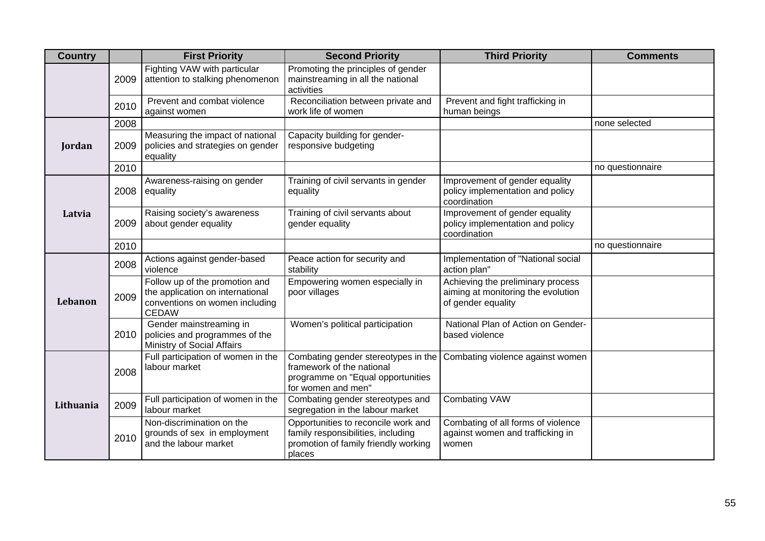| Country | | First Priority | Second Priority | Third Priority | Comments |
|---|---|---|---|---|---|
| | 2009 | Fighting VAW with particular attention to stalking phenomenon | Promoting the principles of gender mainstreaming in all the national activities | | |
| | 2010 | Prevent and combat violence against women | Reconciliation between private and work life of women | Prevent and fight trafficking in human beings | |
| **Jordan** | 2008 | | | | none selected |
| | 2009 | Measuring the impact of national policies and strategies on gender equality | Capacity building for gender-responsive budgeting | | |
| | 2010 | | | | no questionnaire |
| **Latvia** | 2008 | Awareness-raising on gender equality | Training of civil servants in gender equality | Improvement of gender equality policy implementation and policy coordination | |
| | 2009 | Raising society's awareness about gender equality | Training of civil servants about gender equality | Improvement of gender equality policy implementation and policy coordination | |
| | 2010 | | | | no questionnaire |
| **Lebanon** | 2008 | Actions against gender-based violence | Peace action for security and stability | Implementation of "National social action plan" | |
| | 2009 | Follow up of the promotion and the application on international conventions on women including CEDAW | Empowering women especially in poor villages | Achieving the preliminary process aiming at monitoring the evolution of gender equality | |
| | 2010 | Gender mainstreaming in policies and programmes of the Ministry of Social Affairs | Women's political participation | National Plan of Action on Gender-based violence | |
| **Lithuania** | 2008 | Full participation of women in the labour market | Combating gender stereotypes in the framework of the national programme on "Equal opportunities for women and men" | Combating violence against women | |
| | 2009 | Full participation of women in the labour market | Combating gender stereotypes and segregation in the labour market | Combating VAW | |
| | 2010 | Non-discrimination on the grounds of sex in employment and the labour market | Opportunities to reconcile work and family responsibilities, including promotion of family friendly working places | Combating of all forms of violence against women and trafficking in women | |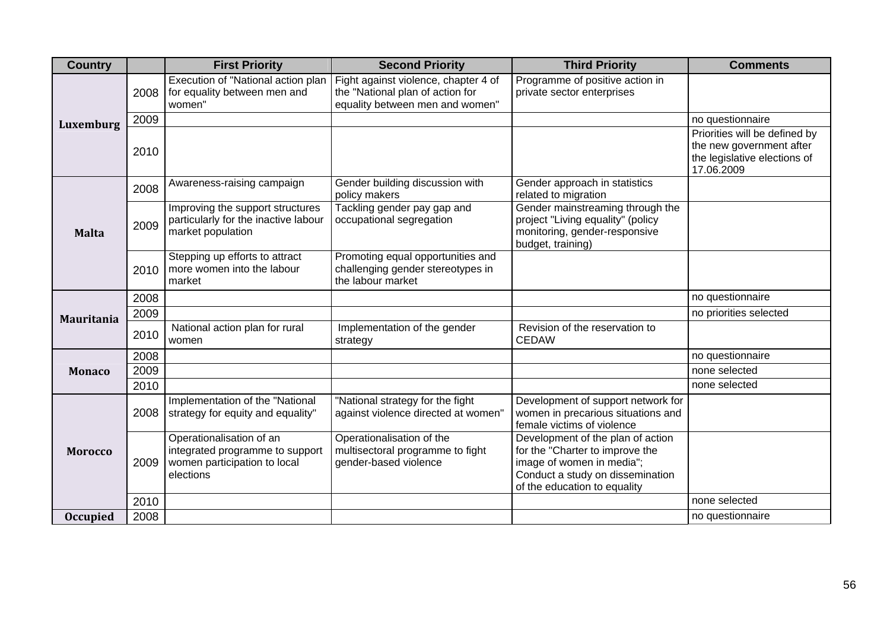| Country | | First Priority | Second Priority | Third Priority | Comments |
|---|---|---|---|---|---|
| Luxemburg | 2008 | Execution of "National action plan for equality between men and women" | Fight against violence, chapter 4 of the "National plan of action for equality between men and women" | Programme of positive action in private sector enterprises | |
| | 2009 | | | | no questionnaire |
| | 2010 | | | | Priorities will be defined by the new government after the legislative elections of 17.06.2009 |
| Malta | 2008 | Awareness-raising campaign | Gender building discussion with policy makers | Gender approach in statistics related to migration | |
| | 2009 | Improving the support structures particularly for the inactive labour market population | Tackling gender pay gap and occupational segregation | Gender mainstreaming through the project "Living equality" (policy monitoring, gender-responsive budget, training) | |
| | 2010 | Stepping up efforts to attract more women into the labour market | Promoting equal opportunities and challenging gender stereotypes in the labour market | | |
| Mauritania | 2008 | | | | no questionnaire |
| | 2009 | | | | no priorities selected |
| | 2010 | National action plan for rural women | Implementation of the gender strategy | Revision of the reservation to CEDAW | |
| Monaco | 2008 | | | | no questionnaire |
| | 2009 | | | | none selected |
| | 2010 | | | | none selected |
| Morocco | 2008 | Implementation of the "National strategy for equity and equality" | "National strategy for the fight against violence directed at women" | Development of support network for women in precarious situations and female victims of violence | |
| | 2009 | Operationalisation of an integrated programme to support women participation to local elections | Operationalisation of the multisectoral programme to fight gender-based violence | Development of the plan of action for the "Charter to improve the image of women in media"; Conduct a study on dissemination of the education to equality | |
| | 2010 | | | | none selected |
| Occupied | 2008 | | | | no questionnaire |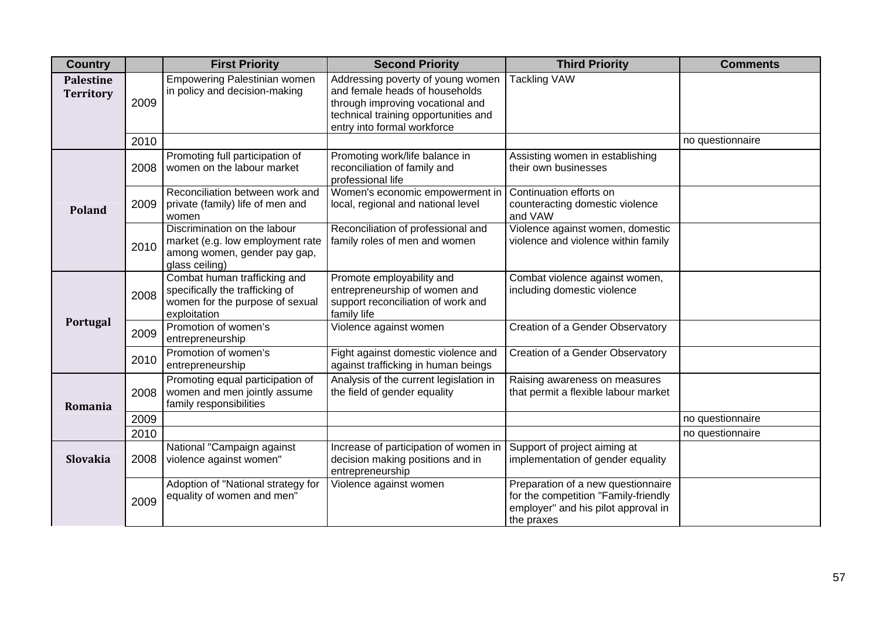| Country | | First Priority | Second Priority | Third Priority | Comments |
|---|---|---|---|---|---|
| **Palestine Territory** | 2009 | Empowering Palestinian women in policy and decision-making | Addressing poverty of young women and female heads of households through improving vocational and technical training opportunities and entry into formal workforce | Tackling VAW | |
| | 2010 | | | | no questionnaire |
| **Poland** | 2008 | Promoting full participation of women on the labour market | Promoting work/life balance in reconciliation of family and professional life | Assisting women in establishing their own businesses | |
| | 2009 | Reconciliation between work and private (family) life of men and women | Women's economic empowerment in local, regional and national level | Continuation efforts on counteracting domestic violence and VAW | |
| | 2010 | Discrimination on the labour market (e.g. low employment rate among women, gender pay gap, glass ceiling) | Reconciliation of professional and family roles of men and women | Violence against women, domestic violence and violence within family | |
| **Portugal** | 2008 | Combat human trafficking and specifically the trafficking of women for the purpose of sexual exploitation | Promote employability and entrepreneurship of women and support reconciliation of work and family life | Combat violence against women, including domestic violence | |
| | 2009 | Promotion of women's entrepreneurship | Violence against women | Creation of a Gender Observatory | |
| | 2010 | Promotion of women's entrepreneurship | Fight against domestic violence and against trafficking in human beings | Creation of a Gender Observatory | |
| **Romania** | 2008 | Promoting equal participation of women and men jointly assume family responsibilities | Analysis of the current legislation in the field of gender equality | Raising awareness on measures that permit a flexible labour market | |
| | 2009 | | | | no questionnaire |
| | 2010 | | | | no questionnaire |
| **Slovakia** | 2008 | National "Campaign against violence against women" | Increase of participation of women in decision making positions and in entrepreneurship | Support of project aiming at implementation of gender equality | |
| | 2009 | Adoption of "National strategy for equality of women and men" | Violence against women | Preparation of a new questionnaire for the competition "Family-friendly employer" and his pilot approval in the praxes | |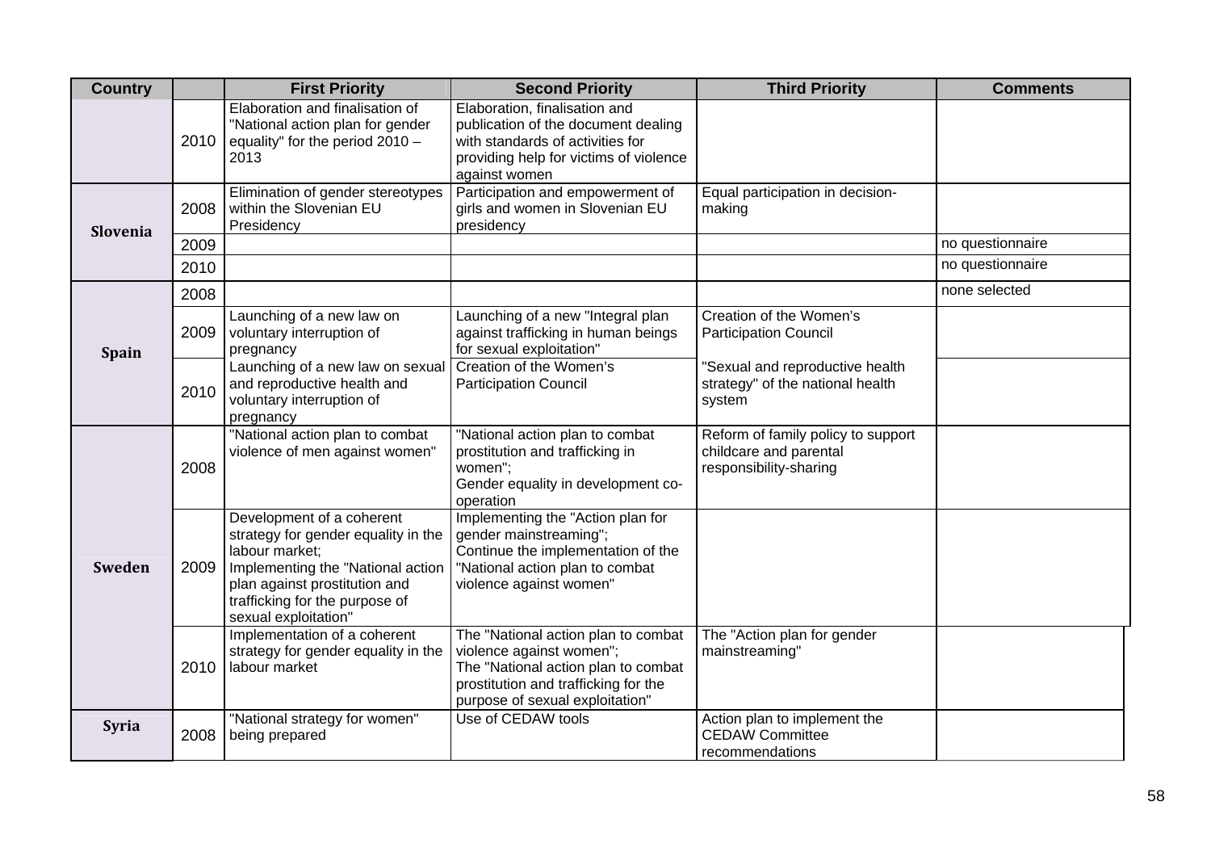| Country | | First Priority | Second Priority | Third Priority | Comments |
|---|---|---|---|---|---|
| | 2010 | Elaboration and finalisation of "National action plan for gender equality" for the period 2010 – 2013 | Elaboration, finalisation and publication of the document dealing with standards of activities for providing help for victims of violence against women | | |
| **Slovenia** | 2008 | Elimination of gender stereotypes within the Slovenian EU Presidency | Participation and empowerment of girls and women in Slovenian EU presidency | Equal participation in decision-making | |
| | 2009 | | | | no questionnaire |
| | 2010 | | | | no questionnaire |
| **Spain** | 2008 | | | | none selected |
| | 2009 | Launching of a new law on voluntary interruption of pregnancy | Launching of a new "Integral plan against trafficking in human beings for sexual exploitation" | Creation of the Women's Participation Council | |
| | 2010 | Launching of a new law on sexual and reproductive health and voluntary interruption of pregnancy | Creation of the Women's Participation Council | "Sexual and reproductive health strategy" of the national health system | |
| **Sweden** | 2008 | "National action plan to combat violence of men against women" | "National action plan to combat prostitution and trafficking in women";<br>Gender equality in development co-operation | Reform of family policy to support childcare and parental responsibility-sharing | |
| | 2009 | Development of a coherent strategy for gender equality in the labour market;<br>Implementing the "National action plan against prostitution and trafficking for the purpose of sexual exploitation" | Implementing the "Action plan for gender mainstreaming";<br>Continue the implementation of the "National action plan to combat violence against women" | | |
| | 2010 | Implementation of a coherent strategy for gender equality in the labour market | The "National action plan to combat violence against women";<br>The "National action plan to combat prostitution and trafficking for the purpose of sexual exploitation" | The "Action plan for gender mainstreaming" | |
| **Syria** | 2008 | "National strategy for women" being prepared | Use of CEDAW tools | Action plan to implement the CEDAW Committee recommendations | |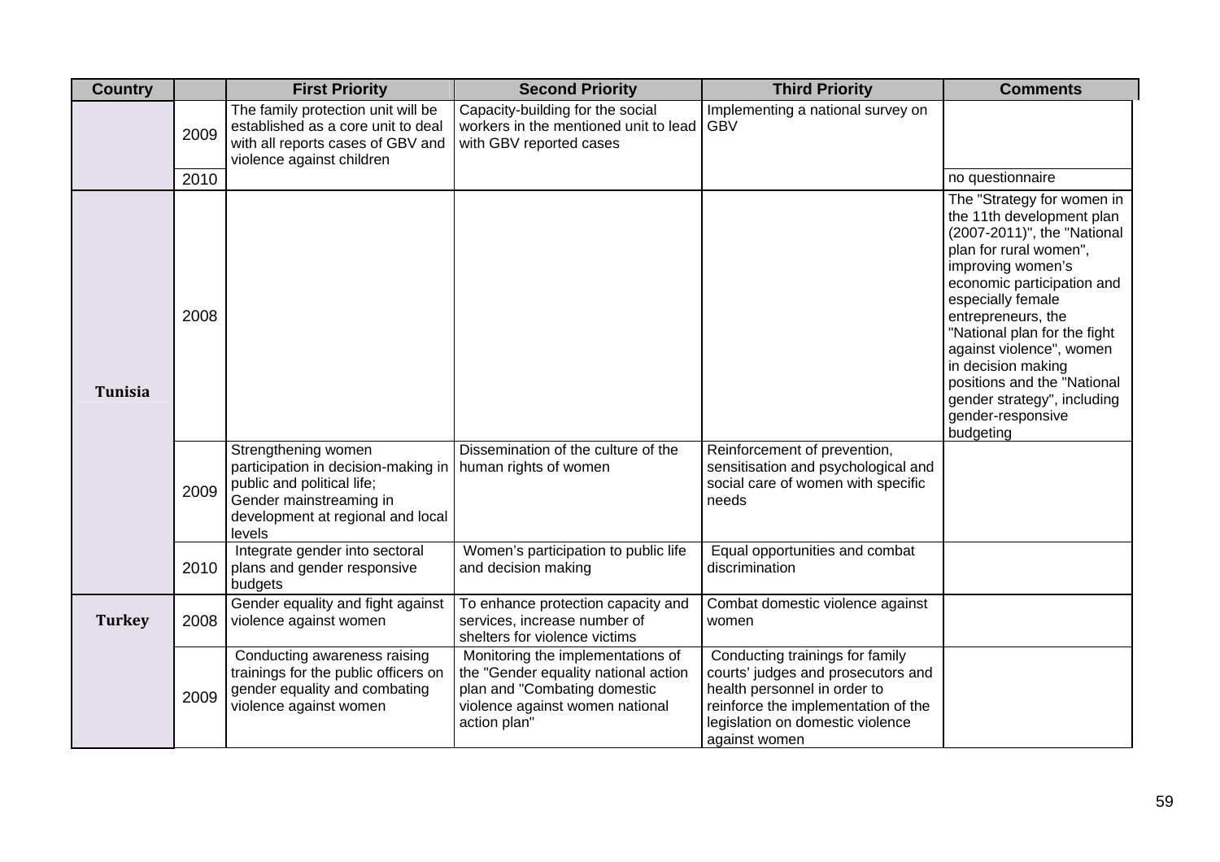| Country | | First Priority | Second Priority | Third Priority | Comments |
|---|---|---|---|---|---|
| | 2009 | The family protection unit will be established as a core unit to deal with all reports cases of GBV and violence against children | Capacity-building for the social workers in the mentioned unit to lead with GBV reported cases | Implementing a national survey on GBV | |
| | 2010 | | | | no questionnaire |
| **Tunisia** | 2008 | | | | The "Strategy for women in the 11th development plan (2007-2011)", the "National plan for rural women", improving women's economic participation and especially female entrepreneurs, the "National plan for the fight against violence", women in decision making positions and the "National gender strategy", including gender-responsive budgeting |
| | 2009 | Strengthening women participation in decision-making in public and political life; Gender mainstreaming in development at regional and local levels | Dissemination of the culture of the human rights of women | Reinforcement of prevention, sensitisation and psychological and social care of women with specific needs | |
| | 2010 | Integrate gender into sectoral plans and gender responsive budgets | Women's participation to public life and decision making | Equal opportunities and combat discrimination | |
| **Turkey** | 2008 | Gender equality and fight against violence against women | To enhance protection capacity and services, increase number of shelters for violence victims | Combat domestic violence against women | |
| | 2009 | Conducting awareness raising trainings for the public officers on gender equality and combating violence against women | Monitoring the implementations of the "Gender equality national action plan and "Combating domestic violence against women national action plan" | Conducting trainings for family courts' judges and prosecutors and health personnel in order to reinforce the implementation of the legislation on domestic violence against women | |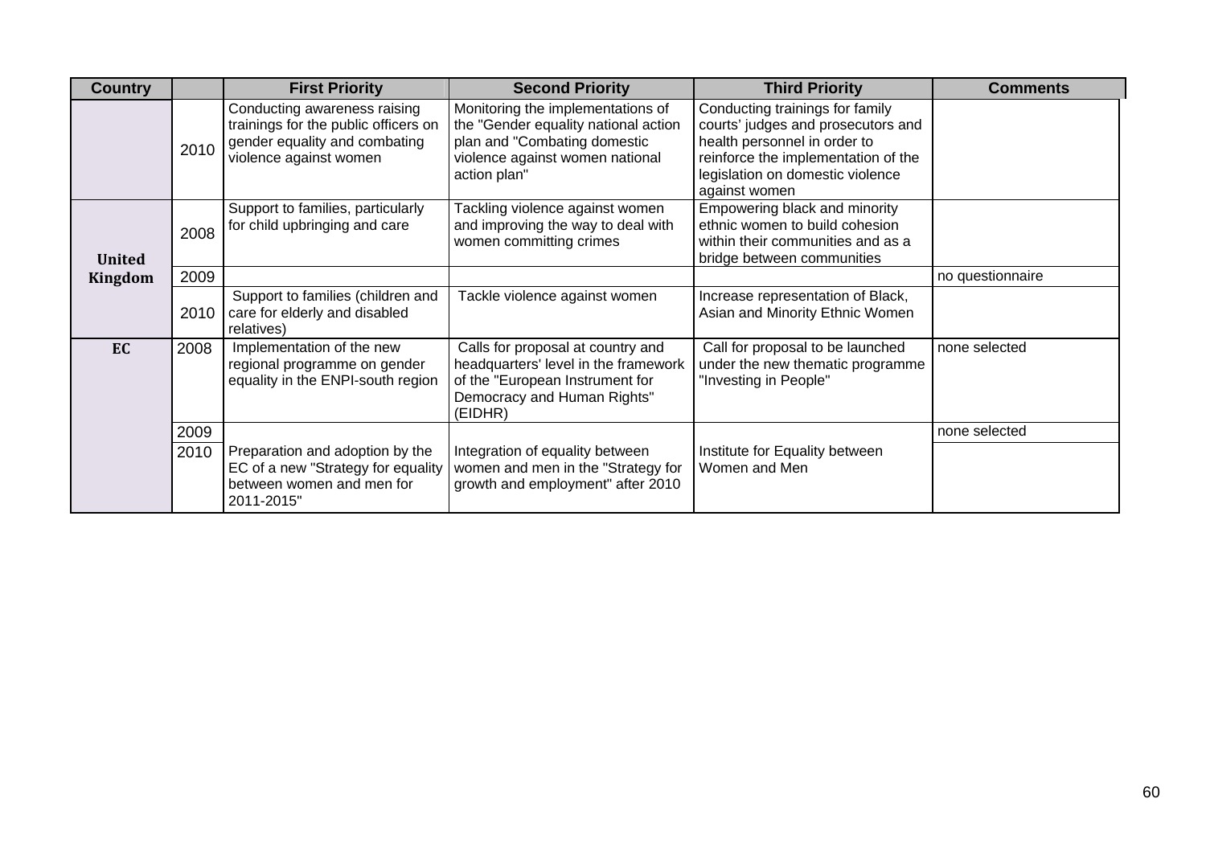| Country | | First Priority | Second Priority | Third Priority | Comments |
|---|---|---|---|---|---|
| | 2010 | Conducting awareness raising trainings for the public officers on gender equality and combating violence against women | Monitoring the implementations of the "Gender equality national action plan and "Combating domestic violence against women national action plan" | Conducting trainings for family courts' judges and prosecutors and health personnel in order to reinforce the implementation of the legislation on domestic violence against women | |
| United Kingdom | 2008 | Support to families, particularly for child upbringing and care | Tackling violence against women and improving the way to deal with women committing crimes | Empowering black and minority ethnic women to build cohesion within their communities and as a bridge between communities | |
| | 2009 | | | | no questionnaire |
| | 2010 | Support to families (children and care for elderly and disabled relatives) | Tackle violence against women | Increase representation of Black, Asian and Minority Ethnic Women | |
| EC | 2008 | Implementation of the new regional programme on gender equality in the ENPI-south region | Calls for proposal at country and headquarters' level in the framework of the "European Instrument for Democracy and Human Rights" (EIDHR) | Call for proposal to be launched under the new thematic programme "Investing in People" | none selected |
| | 2009 | | | | none selected |
| | 2010 | Preparation and adoption by the EC of a new "Strategy for equality between women and men for 2011-2015" | Integration of equality between women and men in the "Strategy for growth and employment" after 2010 | Institute for Equality between Women and Men | |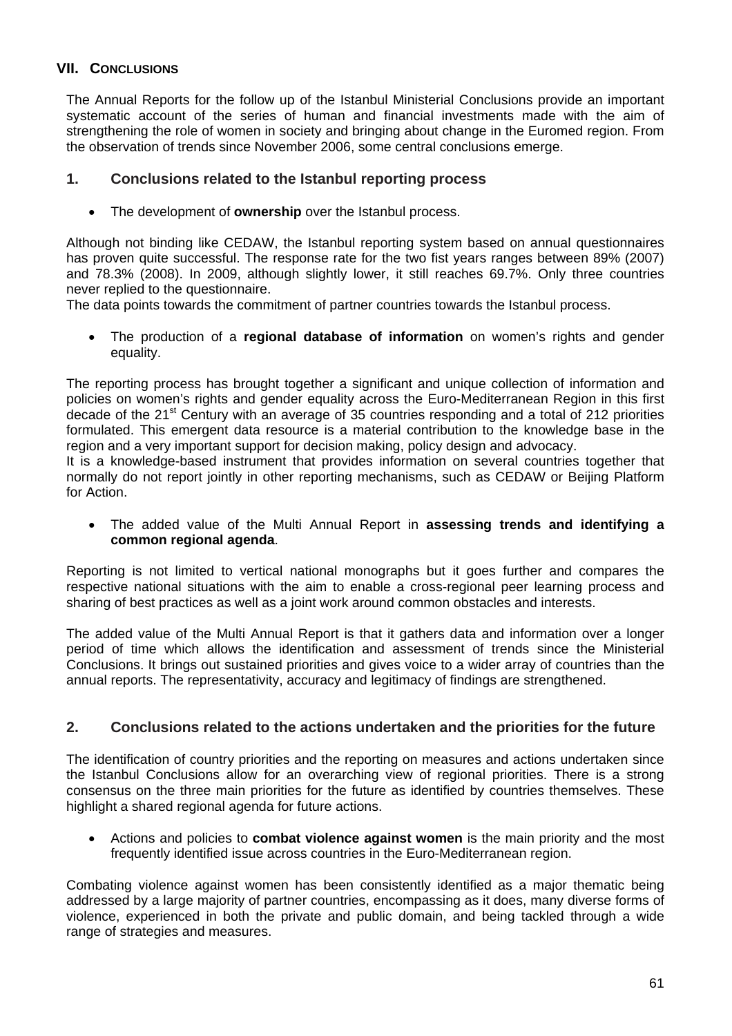## VII. CONCLUSIONS

The Annual Reports for the follow up of the Istanbul Ministerial Conclusions provide an important systematic account of the series of human and financial investments made with the aim of strengthening the role of women in society and bringing about change in the Euromed region. From the observation of trends since November 2006, some central conclusions emerge.

### 1. Conclusions related to the Istanbul reporting process

- The development of **ownership** over the Istanbul process.

Although not binding like CEDAW, the Istanbul reporting system based on annual questionnaires has proven quite successful. The response rate for the two fist years ranges between 89% (2007) and 78.3% (2008). In 2009, although slightly lower, it still reaches 69.7%. Only three countries never replied to the questionnaire.

The data points towards the commitment of partner countries towards the Istanbul process.

- The production of a **regional database of information** on women's rights and gender equality.

The reporting process has brought together a significant and unique collection of information and policies on women's rights and gender equality across the Euro-Mediterranean Region in this first decade of the 21st Century with an average of 35 countries responding and a total of 212 priorities formulated. This emergent data resource is a material contribution to the knowledge base in the region and a very important support for decision making, policy design and advocacy.

It is a knowledge-based instrument that provides information on several countries together that normally do not report jointly in other reporting mechanisms, such as CEDAW or Beijing Platform for Action.

- The added value of the Multi Annual Report in **assessing trends and identifying a common regional agenda**.

Reporting is not limited to vertical national monographs but it goes further and compares the respective national situations with the aim to enable a cross-regional peer learning process and sharing of best practices as well as a joint work around common obstacles and interests.

The added value of the Multi Annual Report is that it gathers data and information over a longer period of time which allows the identification and assessment of trends since the Ministerial Conclusions. It brings out sustained priorities and gives voice to a wider array of countries than the annual reports. The representativity, accuracy and legitimacy of findings are strengthened.

### 2. Conclusions related to the actions undertaken and the priorities for the future

The identification of country priorities and the reporting on measures and actions undertaken since the Istanbul Conclusions allow for an overarching view of regional priorities. There is a strong consensus on the three main priorities for the future as identified by countries themselves. These highlight a shared regional agenda for future actions.

- Actions and policies to **combat violence against women** is the main priority and the most frequently identified issue across countries in the Euro-Mediterranean region.

Combating violence against women has been consistently identified as a major thematic being addressed by a large majority of partner countries, encompassing as it does, many diverse forms of violence, experienced in both the private and public domain, and being tackled through a wide range of strategies and measures.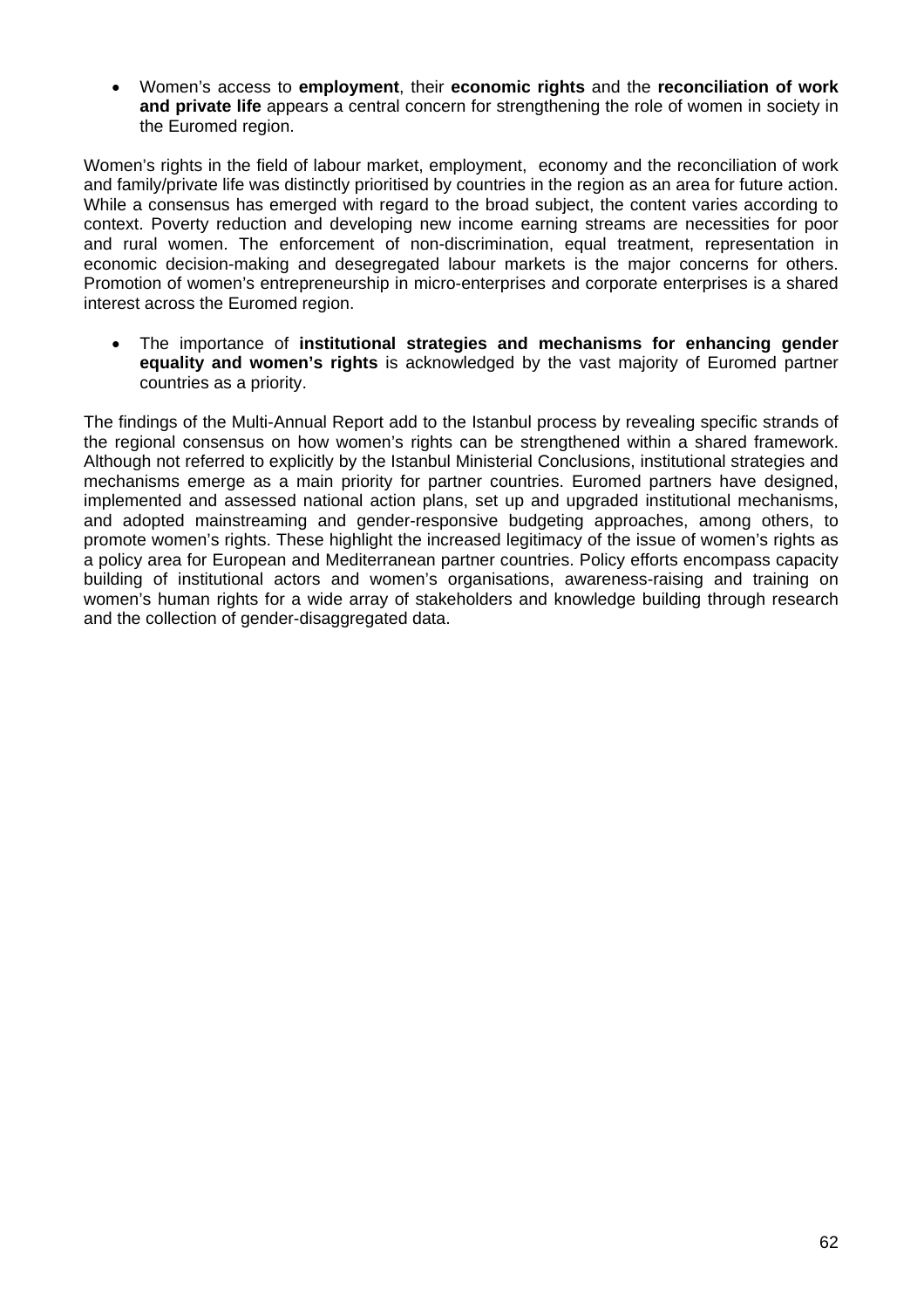- Women's access to **employment**, their **economic rights** and the **reconciliation of work and private life** appears a central concern for strengthening the role of women in society in the Euromed region.

Women's rights in the field of labour market, employment, economy and the reconciliation of work and family/private life was distinctly prioritised by countries in the region as an area for future action. While a consensus has emerged with regard to the broad subject, the content varies according to context. Poverty reduction and developing new income earning streams are necessities for poor and rural women. The enforcement of non-discrimination, equal treatment, representation in economic decision-making and desegregated labour markets is the major concerns for others. Promotion of women's entrepreneurship in micro-enterprises and corporate enterprises is a shared interest across the Euromed region.

- The importance of **institutional strategies and mechanisms for enhancing gender equality and women's rights** is acknowledged by the vast majority of Euromed partner countries as a priority.

The findings of the Multi-Annual Report add to the Istanbul process by revealing specific strands of the regional consensus on how women's rights can be strengthened within a shared framework. Although not referred to explicitly by the Istanbul Ministerial Conclusions, institutional strategies and mechanisms emerge as a main priority for partner countries. Euromed partners have designed, implemented and assessed national action plans, set up and upgraded institutional mechanisms, and adopted mainstreaming and gender-responsive budgeting approaches, among others, to promote women's rights. These highlight the increased legitimacy of the issue of women's rights as a policy area for European and Mediterranean partner countries. Policy efforts encompass capacity building of institutional actors and women's organisations, awareness-raising and training on women's human rights for a wide array of stakeholders and knowledge building through research and the collection of gender-disaggregated data.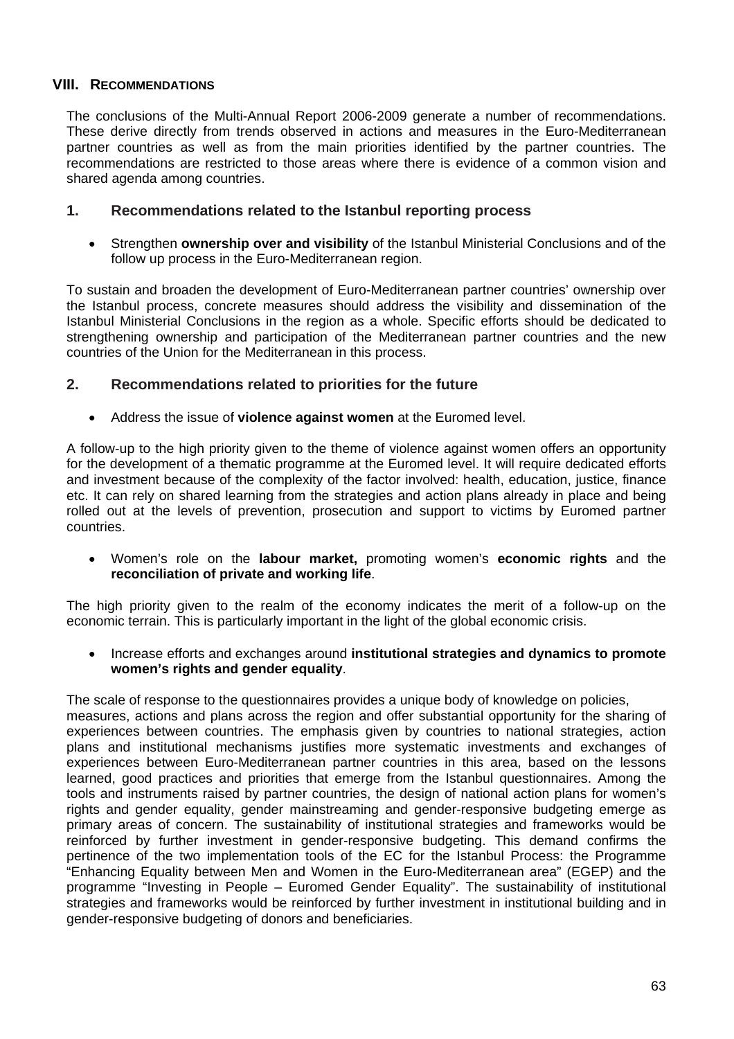## VIII. RECOMMENDATIONS

The conclusions of the Multi-Annual Report 2006-2009 generate a number of recommendations. These derive directly from trends observed in actions and measures in the Euro-Mediterranean partner countries as well as from the main priorities identified by the partner countries. The recommendations are restricted to those areas where there is evidence of a common vision and shared agenda among countries.

### 1. Recommendations related to the Istanbul reporting process

- Strengthen **ownership over and visibility** of the Istanbul Ministerial Conclusions and of the follow up process in the Euro-Mediterranean region.

To sustain and broaden the development of Euro-Mediterranean partner countries' ownership over the Istanbul process, concrete measures should address the visibility and dissemination of the Istanbul Ministerial Conclusions in the region as a whole. Specific efforts should be dedicated to strengthening ownership and participation of the Mediterranean partner countries and the new countries of the Union for the Mediterranean in this process.

### 2. Recommendations related to priorities for the future

- Address the issue of **violence against women** at the Euromed level.

A follow-up to the high priority given to the theme of violence against women offers an opportunity for the development of a thematic programme at the Euromed level. It will require dedicated efforts and investment because of the complexity of the factor involved: health, education, justice, finance etc. It can rely on shared learning from the strategies and action plans already in place and being rolled out at the levels of prevention, prosecution and support to victims by Euromed partner countries.

- Women's role on the **labour market,** promoting women's **economic rights** and the **reconciliation of private and working life**.

The high priority given to the realm of the economy indicates the merit of a follow-up on the economic terrain. This is particularly important in the light of the global economic crisis.

- Increase efforts and exchanges around **institutional strategies and dynamics to promote women's rights and gender equality**.

The scale of response to the questionnaires provides a unique body of knowledge on policies, measures, actions and plans across the region and offer substantial opportunity for the sharing of experiences between countries. The emphasis given by countries to national strategies, action plans and institutional mechanisms justifies more systematic investments and exchanges of experiences between Euro-Mediterranean partner countries in this area, based on the lessons learned, good practices and priorities that emerge from the Istanbul questionnaires. Among the tools and instruments raised by partner countries, the design of national action plans for women's rights and gender equality, gender mainstreaming and gender-responsive budgeting emerge as primary areas of concern. The sustainability of institutional strategies and frameworks would be reinforced by further investment in gender-responsive budgeting. This demand confirms the pertinence of the two implementation tools of the EC for the Istanbul Process: the Programme "Enhancing Equality between Men and Women in the Euro-Mediterranean area" (EGEP) and the programme "Investing in People – Euromed Gender Equality". The sustainability of institutional strategies and frameworks would be reinforced by further investment in institutional building and in gender-responsive budgeting of donors and beneficiaries.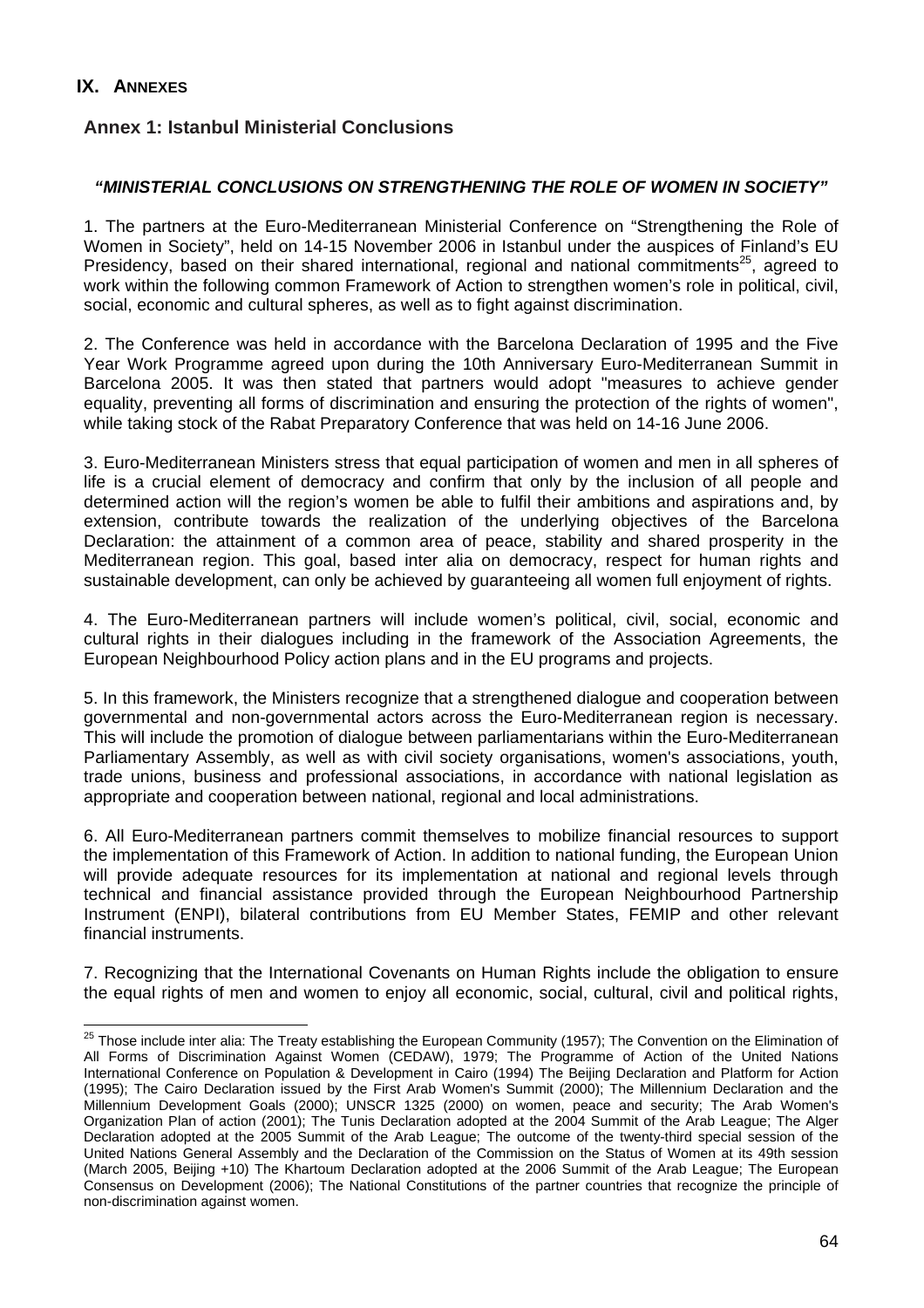## IX. ANNEXES

### Annex 1: Istanbul Ministerial Conclusions

***"MINISTERIAL CONCLUSIONS ON STRENGTHENING THE ROLE OF WOMEN IN SOCIETY"***

1. The partners at the Euro-Mediterranean Ministerial Conference on "Strengthening the Role of Women in Society", held on 14-15 November 2006 in Istanbul under the auspices of Finland's EU Presidency, based on their shared international, regional and national commitments[25], agreed to work within the following common Framework of Action to strengthen women's role in political, civil, social, economic and cultural spheres, as well as to fight against discrimination.

2. The Conference was held in accordance with the Barcelona Declaration of 1995 and the Five Year Work Programme agreed upon during the 10th Anniversary Euro-Mediterranean Summit in Barcelona 2005. It was then stated that partners would adopt "measures to achieve gender equality, preventing all forms of discrimination and ensuring the protection of the rights of women", while taking stock of the Rabat Preparatory Conference that was held on 14-16 June 2006.

3. Euro-Mediterranean Ministers stress that equal participation of women and men in all spheres of life is a crucial element of democracy and confirm that only by the inclusion of all people and determined action will the region's women be able to fulfil their ambitions and aspirations and, by extension, contribute towards the realization of the underlying objectives of the Barcelona Declaration: the attainment of a common area of peace, stability and shared prosperity in the Mediterranean region. This goal, based inter alia on democracy, respect for human rights and sustainable development, can only be achieved by guaranteeing all women full enjoyment of rights.

4. The Euro-Mediterranean partners will include women's political, civil, social, economic and cultural rights in their dialogues including in the framework of the Association Agreements, the European Neighbourhood Policy action plans and in the EU programs and projects.

5. In this framework, the Ministers recognize that a strengthened dialogue and cooperation between governmental and non-governmental actors across the Euro-Mediterranean region is necessary. This will include the promotion of dialogue between parliamentarians within the Euro-Mediterranean Parliamentary Assembly, as well as with civil society organisations, women's associations, youth, trade unions, business and professional associations, in accordance with national legislation as appropriate and cooperation between national, regional and local administrations.

6. All Euro-Mediterranean partners commit themselves to mobilize financial resources to support the implementation of this Framework of Action. In addition to national funding, the European Union will provide adequate resources for its implementation at national and regional levels through technical and financial assistance provided through the European Neighbourhood Partnership Instrument (ENPI), bilateral contributions from EU Member States, FEMIP and other relevant financial instruments.

7. Recognizing that the International Covenants on Human Rights include the obligation to ensure the equal rights of men and women to enjoy all economic, social, cultural, civil and political rights,

---

[25] Those include inter alia: The Treaty establishing the European Community (1957); The Convention on the Elimination of All Forms of Discrimination Against Women (CEDAW), 1979; The Programme of Action of the United Nations International Conference on Population & Development in Cairo (1994) The Beijing Declaration and Platform for Action (1995); The Cairo Declaration issued by the First Arab Women's Summit (2000); The Millennium Declaration and the Millennium Development Goals (2000); UNSCR 1325 (2000) on women, peace and security; The Arab Women's Organization Plan of action (2001); The Tunis Declaration adopted at the 2004 Summit of the Arab League; The Alger Declaration adopted at the 2005 Summit of the Arab League; The outcome of the twenty-third special session of the United Nations General Assembly and the Declaration of the Commission on the Status of Women at its 49th session (March 2005, Beijing +10) The Khartoum Declaration adopted at the 2006 Summit of the Arab League; The European Consensus on Development (2006); The National Constitutions of the partner countries that recognize the principle of non-discrimination against women.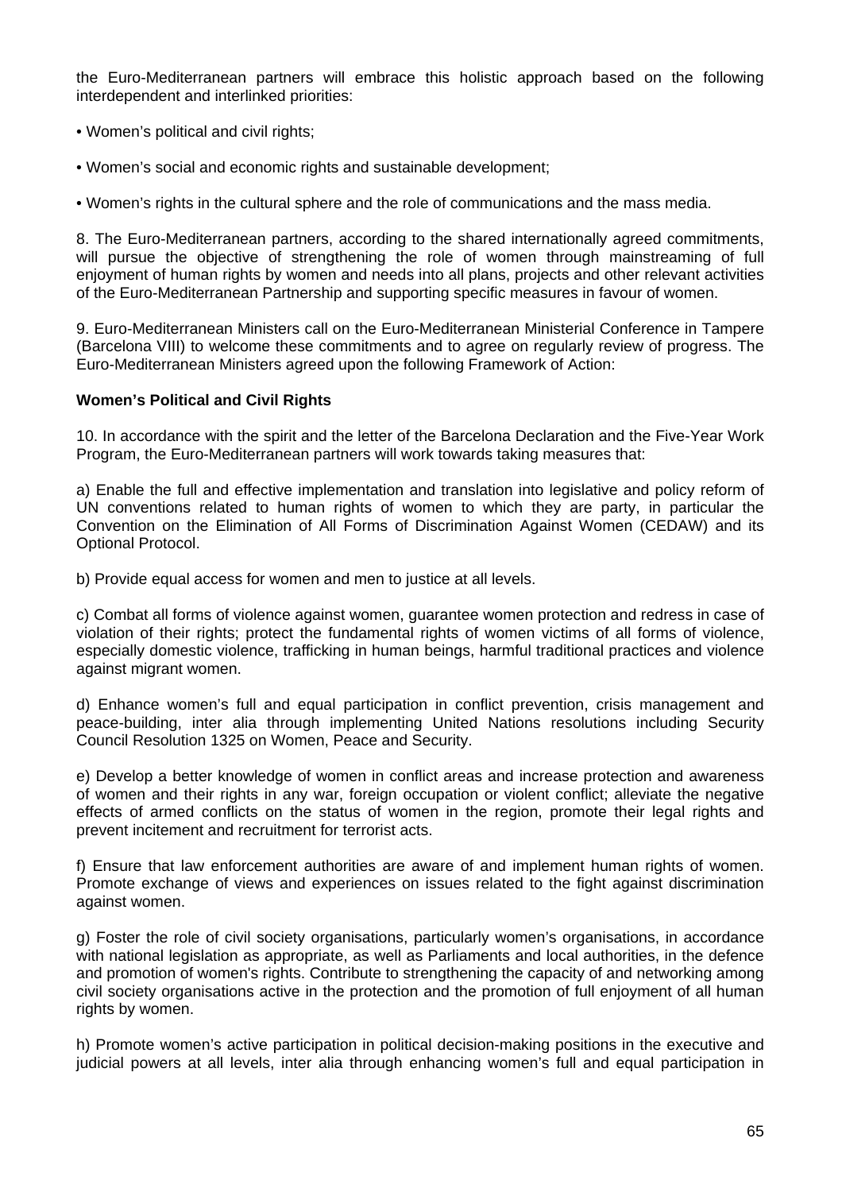the Euro-Mediterranean partners will embrace this holistic approach based on the following interdependent and interlinked priorities:

- Women's political and civil rights;
- Women's social and economic rights and sustainable development;
- Women's rights in the cultural sphere and the role of communications and the mass media.

8. The Euro-Mediterranean partners, according to the shared internationally agreed commitments, will pursue the objective of strengthening the role of women through mainstreaming of full enjoyment of human rights by women and needs into all plans, projects and other relevant activities of the Euro-Mediterranean Partnership and supporting specific measures in favour of women.

9. Euro-Mediterranean Ministers call on the Euro-Mediterranean Ministerial Conference in Tampere (Barcelona VIII) to welcome these commitments and to agree on regularly review of progress. The Euro-Mediterranean Ministers agreed upon the following Framework of Action:

**Women's Political and Civil Rights**

10. In accordance with the spirit and the letter of the Barcelona Declaration and the Five-Year Work Program, the Euro-Mediterranean partners will work towards taking measures that:

a) Enable the full and effective implementation and translation into legislative and policy reform of UN conventions related to human rights of women to which they are party, in particular the Convention on the Elimination of All Forms of Discrimination Against Women (CEDAW) and its Optional Protocol.

b) Provide equal access for women and men to justice at all levels.

c) Combat all forms of violence against women, guarantee women protection and redress in case of violation of their rights; protect the fundamental rights of women victims of all forms of violence, especially domestic violence, trafficking in human beings, harmful traditional practices and violence against migrant women.

d) Enhance women's full and equal participation in conflict prevention, crisis management and peace-building, inter alia through implementing United Nations resolutions including Security Council Resolution 1325 on Women, Peace and Security.

e) Develop a better knowledge of women in conflict areas and increase protection and awareness of women and their rights in any war, foreign occupation or violent conflict; alleviate the negative effects of armed conflicts on the status of women in the region, promote their legal rights and prevent incitement and recruitment for terrorist acts.

f) Ensure that law enforcement authorities are aware of and implement human rights of women. Promote exchange of views and experiences on issues related to the fight against discrimination against women.

g) Foster the role of civil society organisations, particularly women's organisations, in accordance with national legislation as appropriate, as well as Parliaments and local authorities, in the defence and promotion of women's rights. Contribute to strengthening the capacity of and networking among civil society organisations active in the protection and the promotion of full enjoyment of all human rights by women.

h) Promote women's active participation in political decision-making positions in the executive and judicial powers at all levels, inter alia through enhancing women's full and equal participation in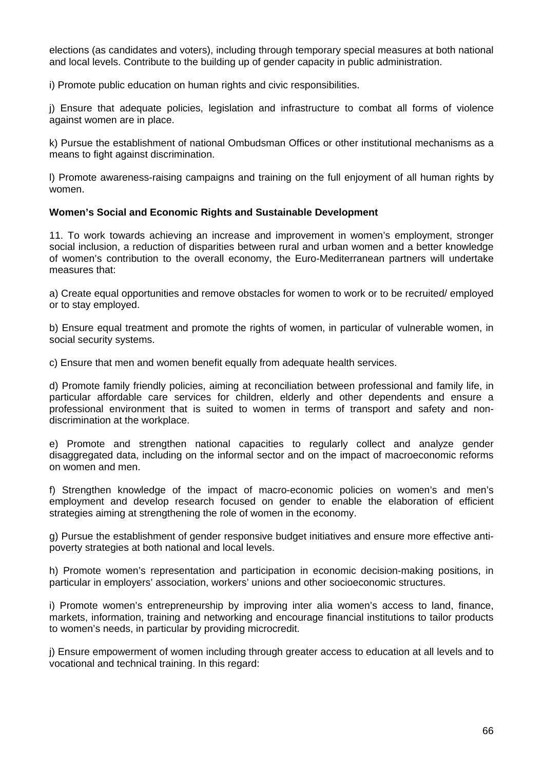elections (as candidates and voters), including through temporary special measures at both national and local levels. Contribute to the building up of gender capacity in public administration.

i) Promote public education on human rights and civic responsibilities.

j) Ensure that adequate policies, legislation and infrastructure to combat all forms of violence against women are in place.

k) Pursue the establishment of national Ombudsman Offices or other institutional mechanisms as a means to fight against discrimination.

l) Promote awareness-raising campaigns and training on the full enjoyment of all human rights by women.

**Women's Social and Economic Rights and Sustainable Development**

11. To work towards achieving an increase and improvement in women's employment, stronger social inclusion, a reduction of disparities between rural and urban women and a better knowledge of women's contribution to the overall economy, the Euro-Mediterranean partners will undertake measures that:

a) Create equal opportunities and remove obstacles for women to work or to be recruited/ employed or to stay employed.

b) Ensure equal treatment and promote the rights of women, in particular of vulnerable women, in social security systems.

c) Ensure that men and women benefit equally from adequate health services.

d) Promote family friendly policies, aiming at reconciliation between professional and family life, in particular affordable care services for children, elderly and other dependents and ensure a professional environment that is suited to women in terms of transport and safety and non-discrimination at the workplace.

e) Promote and strengthen national capacities to regularly collect and analyze gender disaggregated data, including on the informal sector and on the impact of macroeconomic reforms on women and men.

f) Strengthen knowledge of the impact of macro-economic policies on women's and men's employment and develop research focused on gender to enable the elaboration of efficient strategies aiming at strengthening the role of women in the economy.

g) Pursue the establishment of gender responsive budget initiatives and ensure more effective anti-poverty strategies at both national and local levels.

h) Promote women's representation and participation in economic decision-making positions, in particular in employers' association, workers' unions and other socioeconomic structures.

i) Promote women's entrepreneurship by improving inter alia women's access to land, finance, markets, information, training and networking and encourage financial institutions to tailor products to women's needs, in particular by providing microcredit.

j) Ensure empowerment of women including through greater access to education at all levels and to vocational and technical training. In this regard: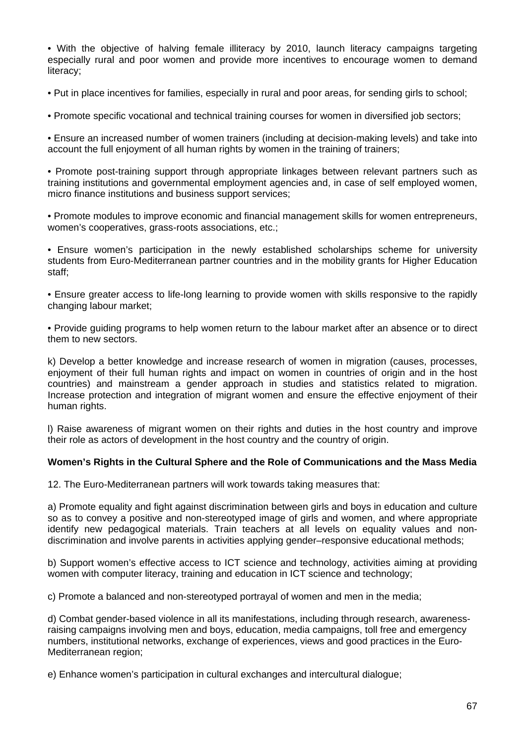- With the objective of halving female illiteracy by 2010, launch literacy campaigns targeting especially rural and poor women and provide more incentives to encourage women to demand literacy;

- Put in place incentives for families, especially in rural and poor areas, for sending girls to school;

- Promote specific vocational and technical training courses for women in diversified job sectors;

- Ensure an increased number of women trainers (including at decision-making levels) and take into account the full enjoyment of all human rights by women in the training of trainers;

- Promote post-training support through appropriate linkages between relevant partners such as training institutions and governmental employment agencies and, in case of self employed women, micro finance institutions and business support services;

- Promote modules to improve economic and financial management skills for women entrepreneurs, women's cooperatives, grass-roots associations, etc.;

- Ensure women's participation in the newly established scholarships scheme for university students from Euro-Mediterranean partner countries and in the mobility grants for Higher Education staff;

- Ensure greater access to life-long learning to provide women with skills responsive to the rapidly changing labour market;

- Provide guiding programs to help women return to the labour market after an absence or to direct them to new sectors.

k) Develop a better knowledge and increase research of women in migration (causes, processes, enjoyment of their full human rights and impact on women in countries of origin and in the host countries) and mainstream a gender approach in studies and statistics related to migration. Increase protection and integration of migrant women and ensure the effective enjoyment of their human rights.

l) Raise awareness of migrant women on their rights and duties in the host country and improve their role as actors of development in the host country and the country of origin.

**Women's Rights in the Cultural Sphere and the Role of Communications and the Mass Media**

12. The Euro-Mediterranean partners will work towards taking measures that:

a) Promote equality and fight against discrimination between girls and boys in education and culture so as to convey a positive and non-stereotyped image of girls and women, and where appropriate identify new pedagogical materials. Train teachers at all levels on equality values and non-discrimination and involve parents in activities applying gender–responsive educational methods;

b) Support women's effective access to ICT science and technology, activities aiming at providing women with computer literacy, training and education in ICT science and technology;

c) Promote a balanced and non-stereotyped portrayal of women and men in the media;

d) Combat gender-based violence in all its manifestations, including through research, awareness-raising campaigns involving men and boys, education, media campaigns, toll free and emergency numbers, institutional networks, exchange of experiences, views and good practices in the Euro-Mediterranean region;

e) Enhance women's participation in cultural exchanges and intercultural dialogue;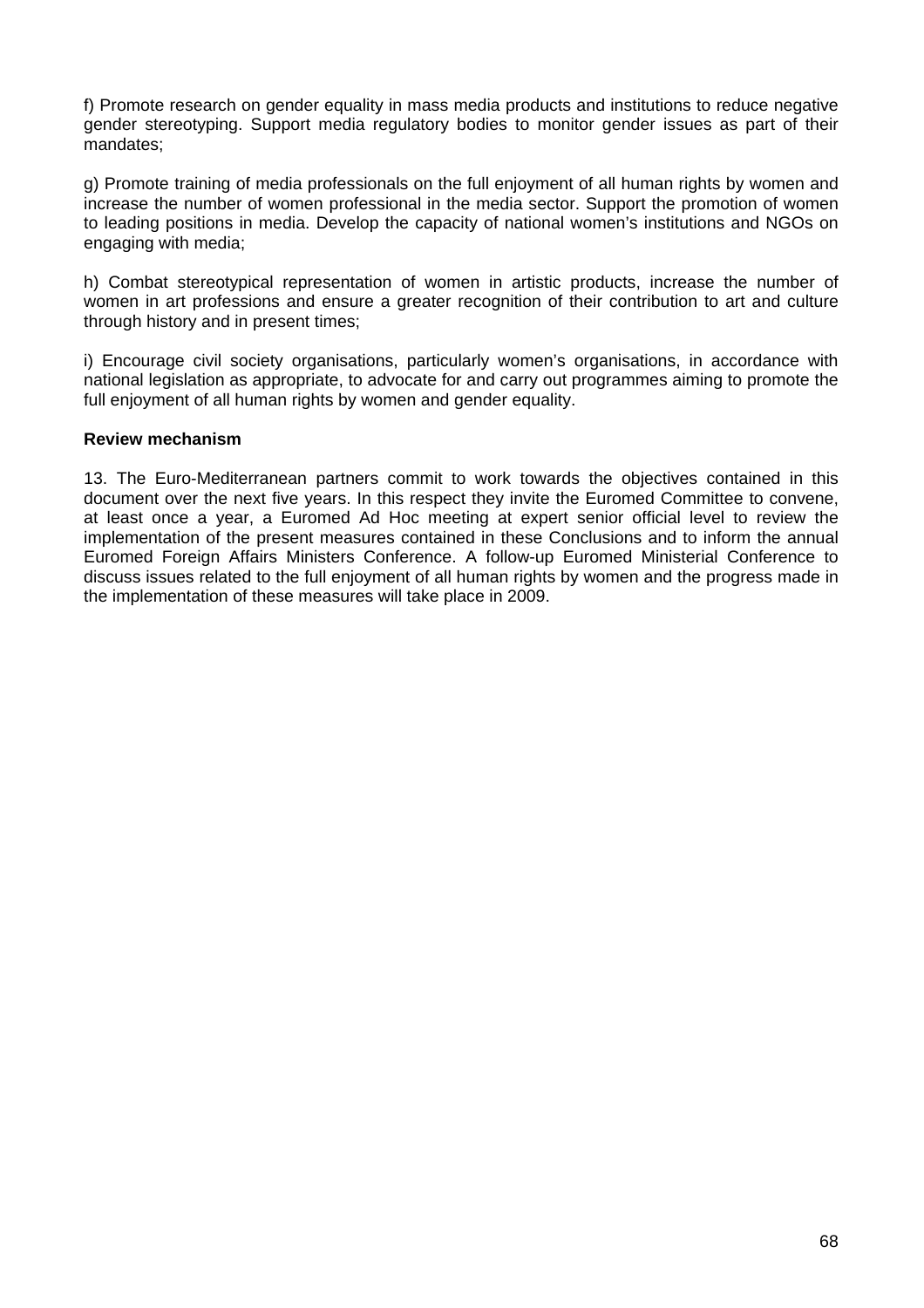f) Promote research on gender equality in mass media products and institutions to reduce negative gender stereotyping. Support media regulatory bodies to monitor gender issues as part of their mandates;

g) Promote training of media professionals on the full enjoyment of all human rights by women and increase the number of women professional in the media sector. Support the promotion of women to leading positions in media. Develop the capacity of national women's institutions and NGOs on engaging with media;

h) Combat stereotypical representation of women in artistic products, increase the number of women in art professions and ensure a greater recognition of their contribution to art and culture through history and in present times;

i) Encourage civil society organisations, particularly women's organisations, in accordance with national legislation as appropriate, to advocate for and carry out programmes aiming to promote the full enjoyment of all human rights by women and gender equality.

**Review mechanism**

13. The Euro-Mediterranean partners commit to work towards the objectives contained in this document over the next five years. In this respect they invite the Euromed Committee to convene, at least once a year, a Euromed Ad Hoc meeting at expert senior official level to review the implementation of the present measures contained in these Conclusions and to inform the annual Euromed Foreign Affairs Ministers Conference. A follow-up Euromed Ministerial Conference to discuss issues related to the full enjoyment of all human rights by women and the progress made in the implementation of these measures will take place in 2009.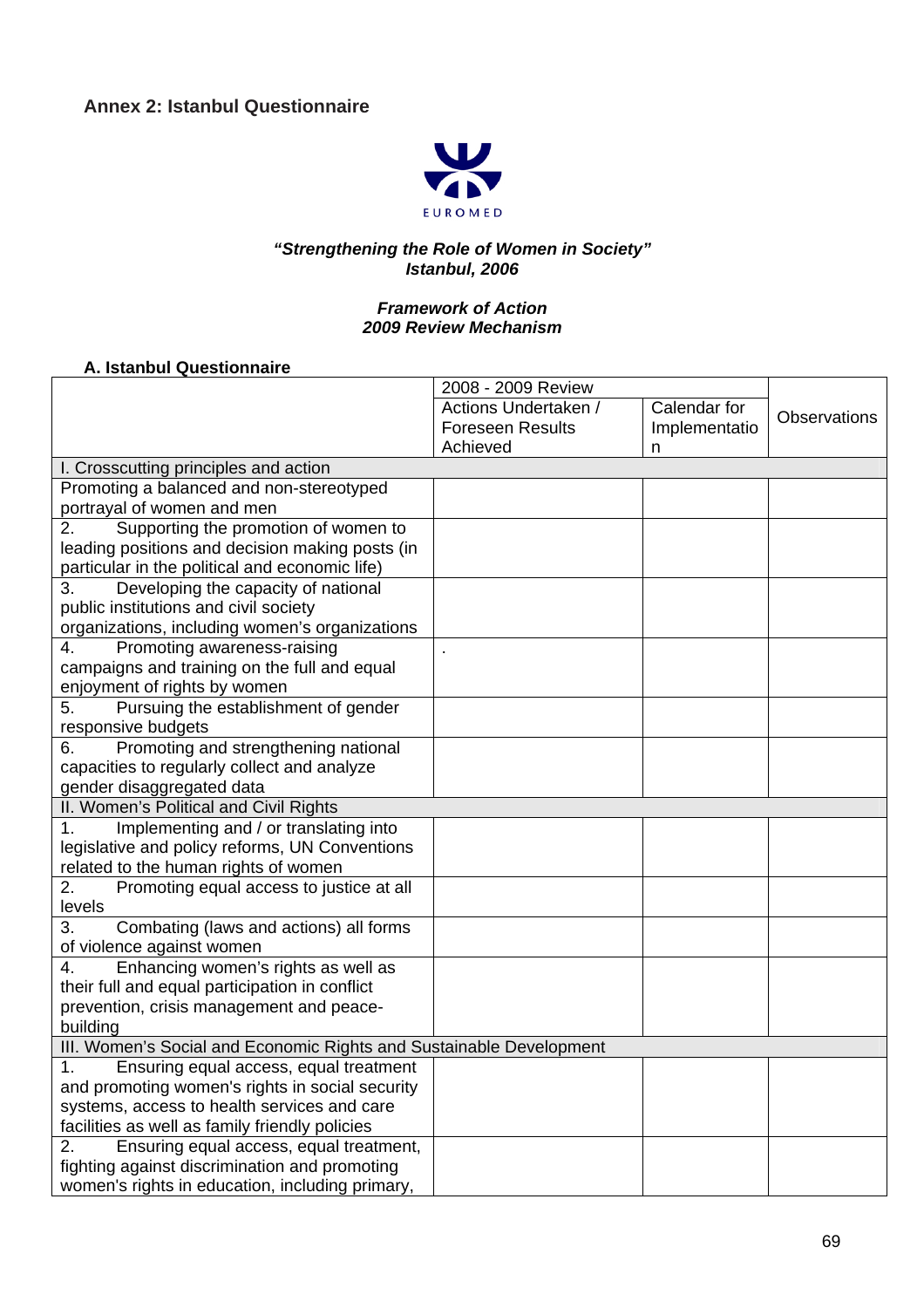## Annex 2: Istanbul Questionnaire

EUROMED

***"Strengthening the Role of Women in Society"***
***Istanbul, 2006***

***Framework of Action***
***2009 Review Mechanism***

### A. Istanbul Questionnaire

| | 2008 - 2009 Review | | Observations |
|---|---|---|---|
| | Actions Undertaken / Foreseen Results Achieved | Calendar for Implementation | |
| I. Crosscutting principles and action | | | |
| Promoting a balanced and non-stereotyped portrayal of women and men | | | |
| 2. Supporting the promotion of women to leading positions and decision making posts (in particular in the political and economic life) | | | |
| 3. Developing the capacity of national public institutions and civil society organizations, including women's organizations | | | |
| 4. Promoting awareness-raising campaigns and training on the full and equal enjoyment of rights by women | . | | |
| 5. Pursuing the establishment of gender responsive budgets | | | |
| 6. Promoting and strengthening national capacities to regularly collect and analyze gender disaggregated data | | | |
| II. Women's Political and Civil Rights | | | |
| 1. Implementing and / or translating into legislative and policy reforms, UN Conventions related to the human rights of women | | | |
| 2. Promoting equal access to justice at all levels | | | |
| 3. Combating (laws and actions) all forms of violence against women | | | |
| 4. Enhancing women's rights as well as their full and equal participation in conflict prevention, crisis management and peace-building | | | |
| III. Women's Social and Economic Rights and Sustainable Development | | | |
| 1. Ensuring equal access, equal treatment and promoting women's rights in social security systems, access to health services and care facilities as well as family friendly policies | | | |
| 2. Ensuring equal access, equal treatment, fighting against discrimination and promoting women's rights in education, including primary, | | | |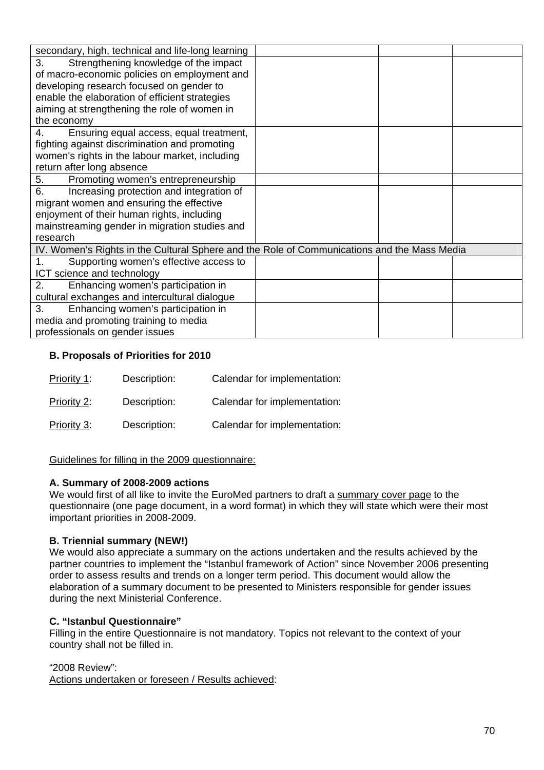| secondary, high, technical and life-long learning | | | |
|---|---|---|---|
| 3. Strengthening knowledge of the impact of macro-economic policies on employment and developing research focused on gender to enable the elaboration of efficient strategies aiming at strengthening the role of women in the economy | | | |
| 4. Ensuring equal access, equal treatment, fighting against discrimination and promoting women's rights in the labour market, including return after long absence | | | |
| 5. Promoting women's entrepreneurship | | | |
| 6. Increasing protection and integration of migrant women and ensuring the effective enjoyment of their human rights, including mainstreaming gender in migration studies and research | | | |
| IV. Women's Rights in the Cultural Sphere and the Role of Communications and the Mass Media | | | |
| 1. Supporting women's effective access to ICT science and technology | | | |
| 2. Enhancing women's participation in cultural exchanges and intercultural dialogue | | | |
| 3. Enhancing women's participation in media and promoting training to media professionals on gender issues | | | |

### B. Proposals of Priorities for 2010

Priority 1: Description: Calendar for implementation:

Priority 2: Description: Calendar for implementation:

Priority 3: Description: Calendar for implementation:

Guidelines for filling in the 2009 questionnaire:

**A. Summary of 2008-2009 actions**

We would first of all like to invite the EuroMed partners to draft a summary cover page to the questionnaire (one page document, in a word format) in which they will state which were their most important priorities in 2008-2009.

**B. Triennial summary (NEW!)**

We would also appreciate a summary on the actions undertaken and the results achieved by the partner countries to implement the "Istanbul framework of Action" since November 2006 presenting order to assess results and trends on a longer term period. This document would allow the elaboration of a summary document to be presented to Ministers responsible for gender issues during the next Ministerial Conference.

**C. "Istanbul Questionnaire"**

Filling in the entire Questionnaire is not mandatory. Topics not relevant to the context of your country shall not be filled in.

"2008 Review":

Actions undertaken or foreseen / Results achieved: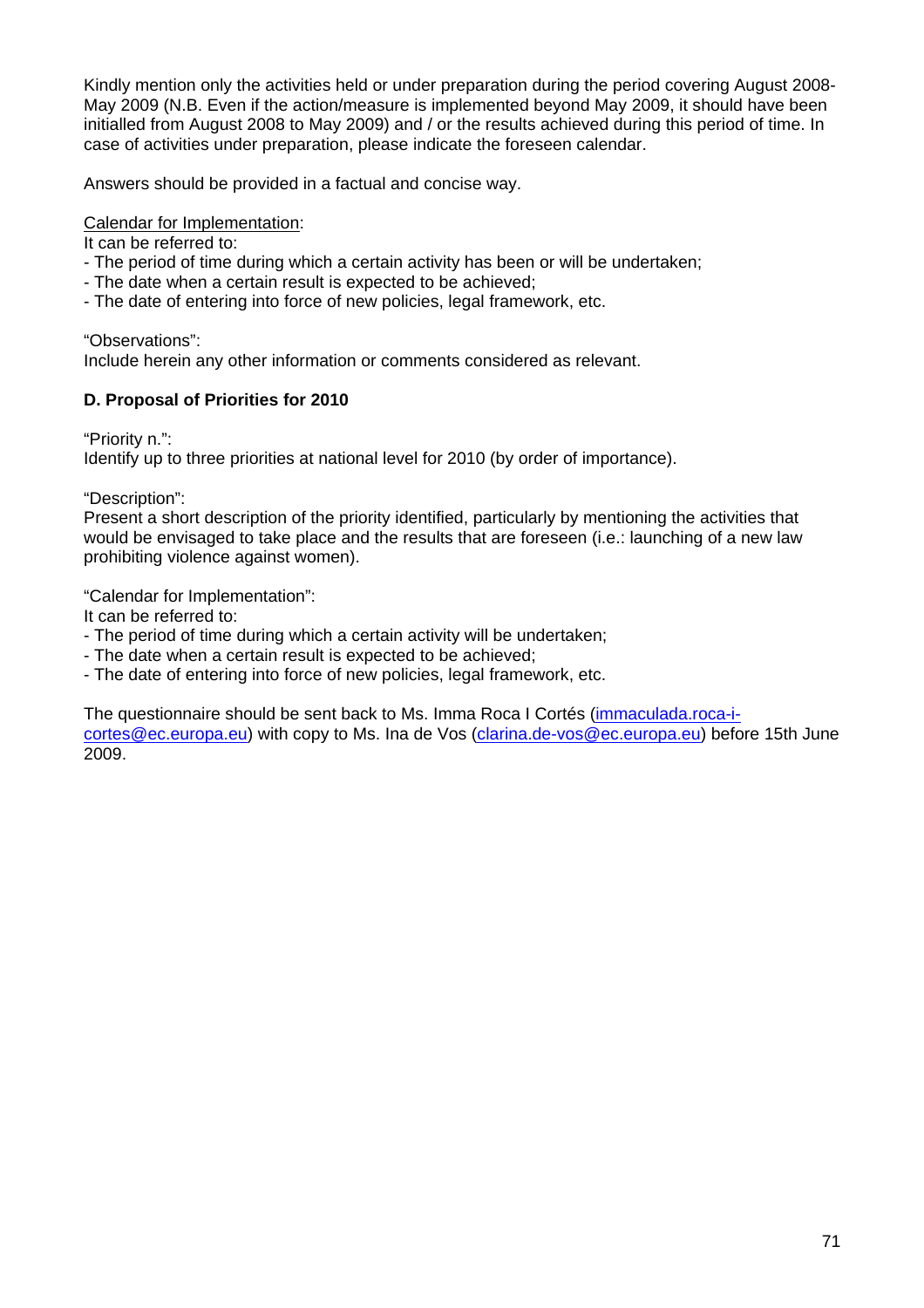Kindly mention only the activities held or under preparation during the period covering August 2008-May 2009 (N.B. Even if the action/measure is implemented beyond May 2009, it should have been initialled from August 2008 to May 2009) and / or the results achieved during this period of time. In case of activities under preparation, please indicate the foreseen calendar.

Answers should be provided in a factual and concise way.

<u>Calendar for Implementation</u>:

It can be referred to:

- The period of time during which a certain activity has been or will be undertaken;
- The date when a certain result is expected to be achieved;
- The date of entering into force of new policies, legal framework, etc.

"Observations":

Include herein any other information or comments considered as relevant.

**D. Proposal of Priorities for 2010**

"Priority n.":

Identify up to three priorities at national level for 2010 (by order of importance).

"Description":

Present a short description of the priority identified, particularly by mentioning the activities that would be envisaged to take place and the results that are foreseen (i.e.: launching of a new law prohibiting violence against women).

"Calendar for Implementation":

It can be referred to:

- The period of time during which a certain activity will be undertaken;
- The date when a certain result is expected to be achieved;
- The date of entering into force of new policies, legal framework, etc.

The questionnaire should be sent back to Ms. Imma Roca I Cortés (immaculada.roca-i-cortes@ec.europa.eu) with copy to Ms. Ina de Vos (clarina.de-vos@ec.europa.eu) before 15th June 2009.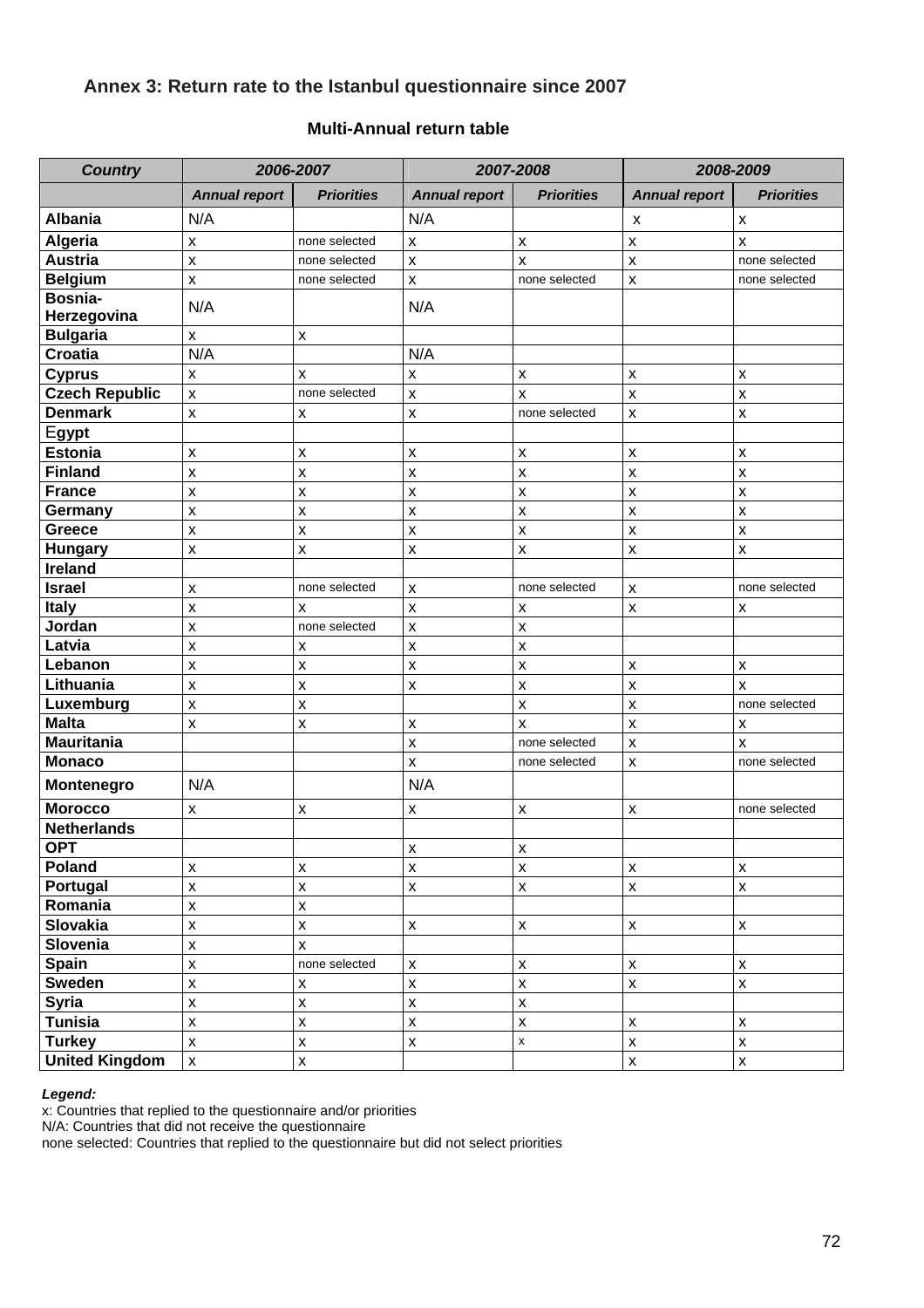### Annex 3: Return rate to the Istanbul questionnaire since 2007

**Multi-Annual return table**

| Country | 2006-2007 | | 2007-2008 | | 2008-2009 | |
|---|---|---|---|---|---|---|
| | Annual report | Priorities | Annual report | Priorities | Annual report | Priorities |
| Albania | N/A | | N/A | | x | x |
| Algeria | x | none selected | x | x | x | x |
| Austria | x | none selected | x | x | x | none selected |
| Belgium | x | none selected | x | none selected | x | none selected |
| Bosnia-Herzegovina | N/A | | N/A | | | |
| Bulgaria | x | x | | | | |
| Croatia | N/A | | N/A | | | |
| Cyprus | x | x | x | x | x | x |
| Czech Republic | x | none selected | x | x | x | x |
| Denmark | x | x | x | none selected | x | x |
| Egypt | | | | | | |
| Estonia | x | x | x | x | x | x |
| Finland | x | x | x | x | x | x |
| France | x | x | x | x | x | x |
| Germany | x | x | x | x | x | x |
| Greece | x | x | x | x | x | x |
| Hungary | x | x | x | x | x | x |
| Ireland | | | | | | |
| Israel | x | none selected | x | none selected | x | none selected |
| Italy | x | x | x | x | x | x |
| Jordan | x | none selected | x | x | | |
| Latvia | x | x | x | x | | |
| Lebanon | x | x | x | x | x | x |
| Lithuania | x | x | x | x | x | x |
| Luxemburg | x | x | | x | x | none selected |
| Malta | x | x | x | x | x | x |
| Mauritania | | | x | none selected | x | x |
| Monaco | | | x | none selected | x | none selected |
| Montenegro | N/A | | N/A | | | |
| Morocco | x | x | x | x | x | none selected |
| Netherlands | | | | | | |
| OPT | | | x | x | | |
| Poland | x | x | x | x | x | x |
| Portugal | x | x | x | x | x | x |
| Romania | x | x | | | | |
| Slovakia | x | x | x | x | x | x |
| Slovenia | x | x | | | | |
| Spain | x | none selected | x | x | x | x |
| Sweden | x | x | x | x | x | x |
| Syria | x | x | x | x | | |
| Tunisia | x | x | x | x | x | x |
| Turkey | x | x | x | x | x | x |
| United Kingdom | x | x | | | x | x |

***Legend:***
x: Countries that replied to the questionnaire and/or priorities
N/A: Countries that did not receive the questionnaire
none selected: Countries that replied to the questionnaire but did not select priorities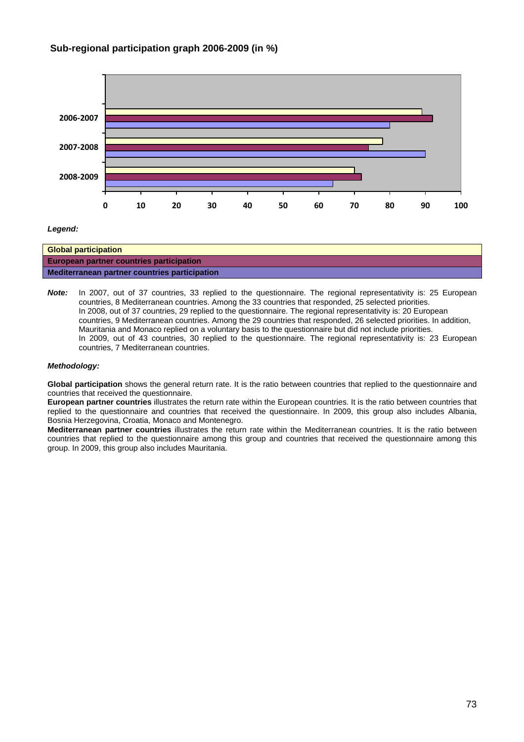### Sub-regional participation graph 2006-2009 (in %)

2006-2007
2007-2008
2008-2009

0 10 20 30 40 50 60 70 80 90 100

***Legend:***

| |
|---|
| **Global participation** |
| **European partner countries participation** |
| **Mediterranean partner countries participation** |

***Note:*** In 2007, out of 37 countries, 33 replied to the questionnaire. The regional representativity is: 25 European countries, 8 Mediterranean countries. Among the 33 countries that responded, 25 selected priorities.
In 2008, out of 37 countries, 29 replied to the questionnaire. The regional representativity is: 20 European countries, 9 Mediterranean countries. Among the 29 countries that responded, 26 selected priorities. In addition, Mauritania and Monaco replied on a voluntary basis to the questionnaire but did not include priorities.
In 2009, out of 43 countries, 30 replied to the questionnaire. The regional representativity is: 23 European countries, 7 Mediterranean countries.

***Methodology:***

**Global participation** shows the general return rate. It is the ratio between countries that replied to the questionnaire and countries that received the questionnaire.
**European partner countries** illustrates the return rate within the European countries. It is the ratio between countries that replied to the questionnaire and countries that received the questionnaire. In 2009, this group also includes Albania, Bosnia Herzegovina, Croatia, Monaco and Montenegro.
**Mediterranean partner countries** illustrates the return rate within the Mediterranean countries. It is the ratio between countries that replied to the questionnaire among this group and countries that received the questionnaire among this group. In 2009, this group also includes Mauritania.